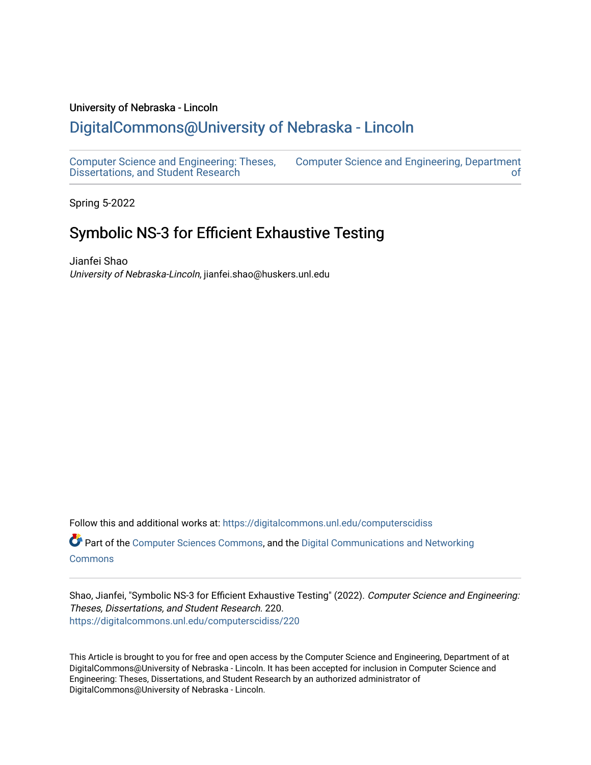University of Nebraska - Lincoln

## DigitalCommons@University of Nebraska - Lincoln

Computer Science and Engineering: Theses, Dissertations, and Student Research

Computer Science and Engineering, Department of

Spring 5-2022

# Symbolic NS-3 for Efficient Exhaustive Testing

Jianfei Shao
*University of Nebraska-Lincoln*, jianfei.shao@huskers.unl.edu

Follow this and additional works at: https://digitalcommons.unl.edu/computerscidiss

Part of the Computer Sciences Commons, and the Digital Communications and Networking Commons

Shao, Jianfei, "Symbolic NS-3 for Efficient Exhaustive Testing" (2022). *Computer Science and Engineering: Theses, Dissertations, and Student Research*. 220.
https://digitalcommons.unl.edu/computerscidiss/220

This Article is brought to you for free and open access by the Computer Science and Engineering, Department of at DigitalCommons@University of Nebraska - Lincoln. It has been accepted for inclusion in Computer Science and Engineering: Theses, Dissertations, and Student Research by an authorized administrator of DigitalCommons@University of Nebraska - Lincoln.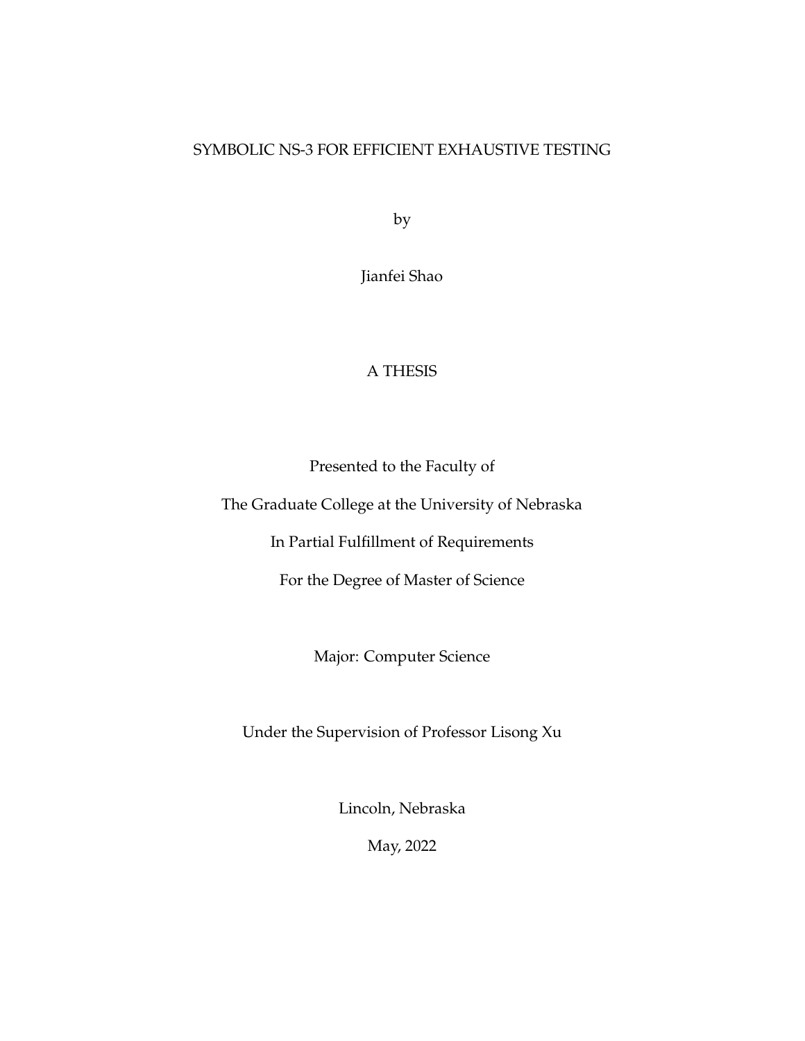SYMBOLIC NS-3 FOR EFFICIENT EXHAUSTIVE TESTING

by

Jianfei Shao

A THESIS

Presented to the Faculty of

The Graduate College at the University of Nebraska

In Partial Fulfillment of Requirements

For the Degree of Master of Science

Major: Computer Science

Under the Supervision of Professor Lisong Xu

Lincoln, Nebraska

May, 2022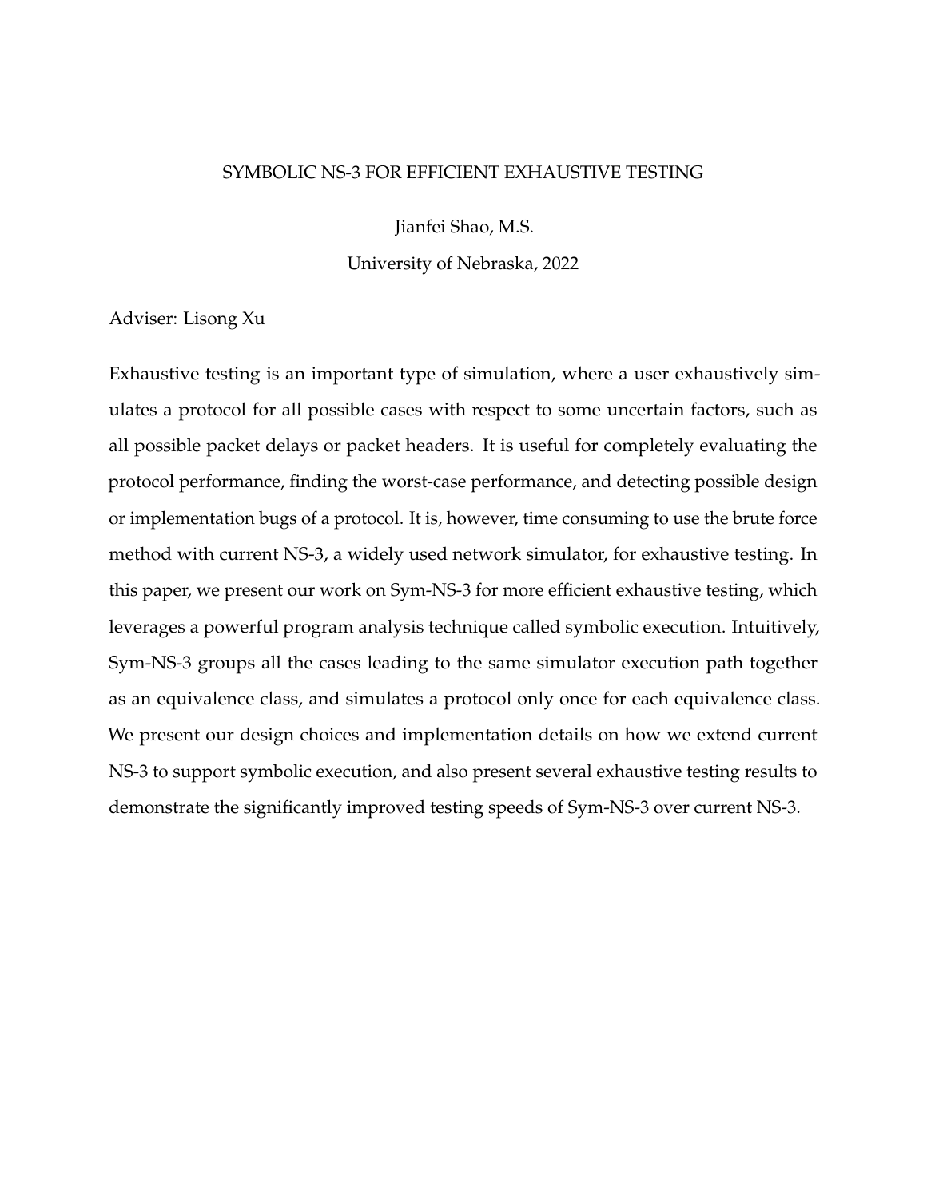SYMBOLIC NS-3 FOR EFFICIENT EXHAUSTIVE TESTING

Jianfei Shao, M.S.

University of Nebraska, 2022

Adviser: Lisong Xu

Exhaustive testing is an important type of simulation, where a user exhaustively simulates a protocol for all possible cases with respect to some uncertain factors, such as all possible packet delays or packet headers. It is useful for completely evaluating the protocol performance, finding the worst-case performance, and detecting possible design or implementation bugs of a protocol. It is, however, time consuming to use the brute force method with current NS-3, a widely used network simulator, for exhaustive testing. In this paper, we present our work on Sym-NS-3 for more efficient exhaustive testing, which leverages a powerful program analysis technique called symbolic execution. Intuitively, Sym-NS-3 groups all the cases leading to the same simulator execution path together as an equivalence class, and simulates a protocol only once for each equivalence class. We present our design choices and implementation details on how we extend current NS-3 to support symbolic execution, and also present several exhaustive testing results to demonstrate the significantly improved testing speeds of Sym-NS-3 over current NS-3.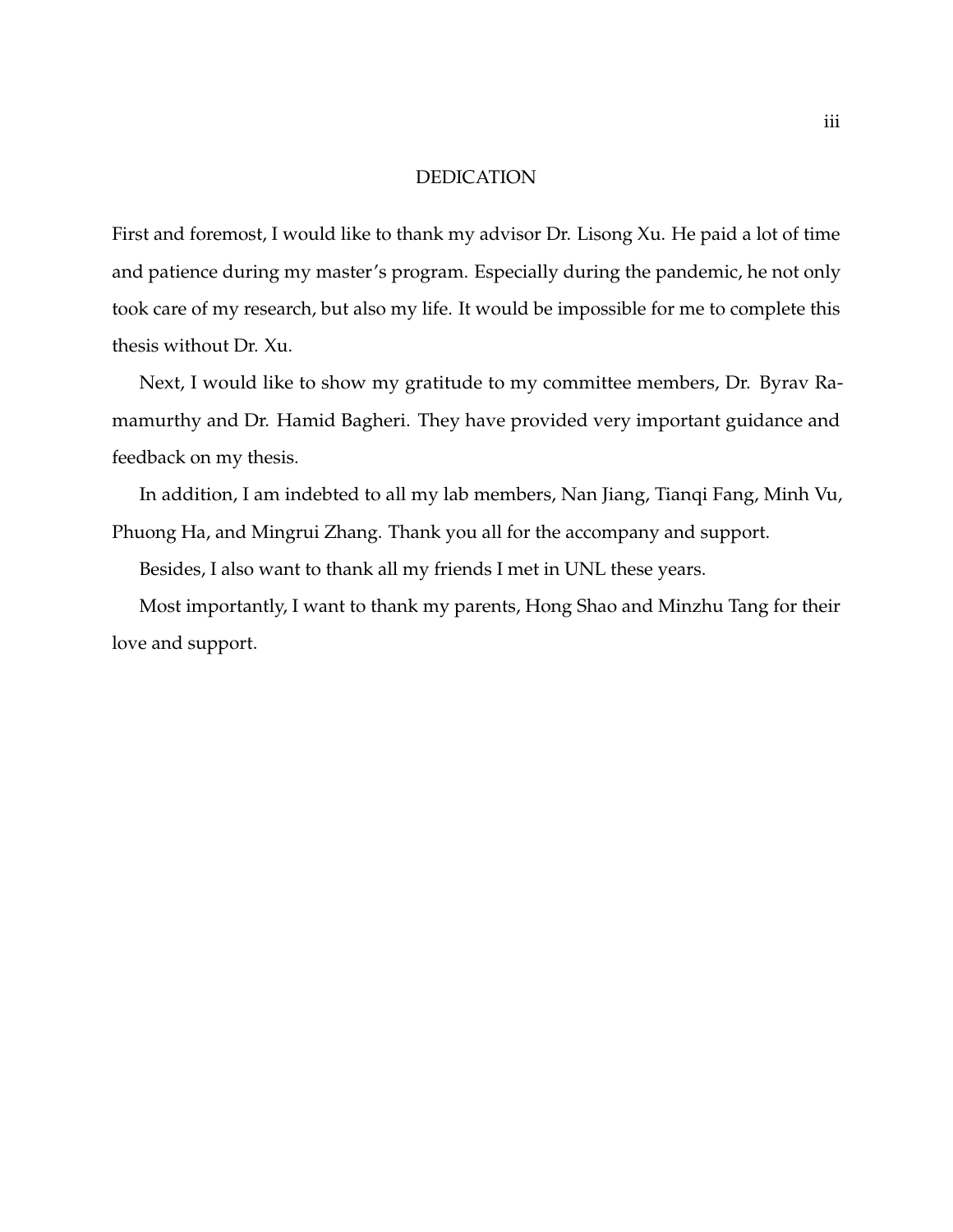# DEDICATION

First and foremost, I would like to thank my advisor Dr. Lisong Xu. He paid a lot of time and patience during my master's program. Especially during the pandemic, he not only took care of my research, but also my life. It would be impossible for me to complete this thesis without Dr. Xu.

Next, I would like to show my gratitude to my committee members, Dr. Byrav Ramamurthy and Dr. Hamid Bagheri. They have provided very important guidance and feedback on my thesis.

In addition, I am indebted to all my lab members, Nan Jiang, Tianqi Fang, Minh Vu, Phuong Ha, and Mingrui Zhang. Thank you all for the accompany and support.

Besides, I also want to thank all my friends I met in UNL these years.

Most importantly, I want to thank my parents, Hong Shao and Minzhu Tang for their love and support.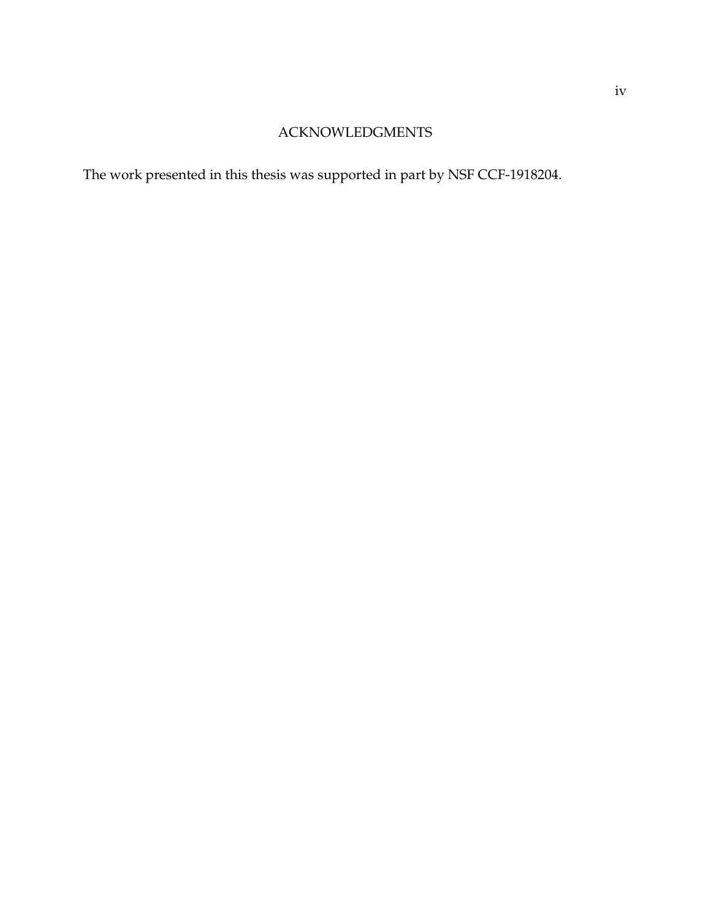# ACKNOWLEDGMENTS

The work presented in this thesis was supported in part by NSF CCF-1918204.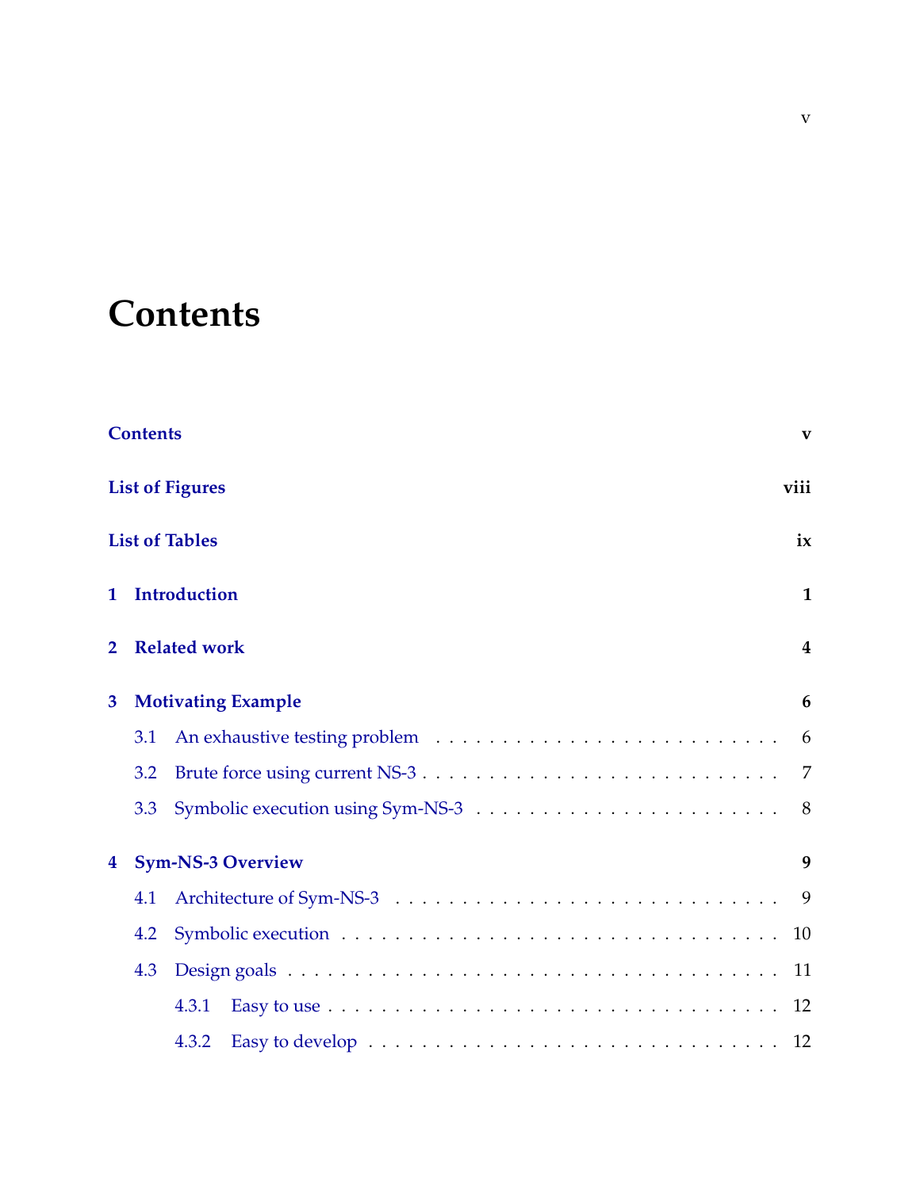# Contents

**Contents** **v**

**List of Figures** **viii**

**List of Tables** **ix**

**1 Introduction** **1**

**2 Related work** **4**

**3 Motivating Example** **6**

3.1 An exhaustive testing problem . . . . . . . . . . . . . . . . . . . . . . . . . . . 6

3.2 Brute force using current NS-3 . . . . . . . . . . . . . . . . . . . . . . . . . . . 7

3.3 Symbolic execution using Sym-NS-3 . . . . . . . . . . . . . . . . . . . . . . . 8

**4 Sym-NS-3 Overview** **9**

4.1 Architecture of Sym-NS-3 . . . . . . . . . . . . . . . . . . . . . . . . . . . . . 9

4.2 Symbolic execution . . . . . . . . . . . . . . . . . . . . . . . . . . . . . . . . . 10

4.3 Design goals . . . . . . . . . . . . . . . . . . . . . . . . . . . . . . . . . . . . . 11

4.3.1 Easy to use . . . . . . . . . . . . . . . . . . . . . . . . . . . . . . . . . . 12

4.3.2 Easy to develop . . . . . . . . . . . . . . . . . . . . . . . . . . . . . . . 12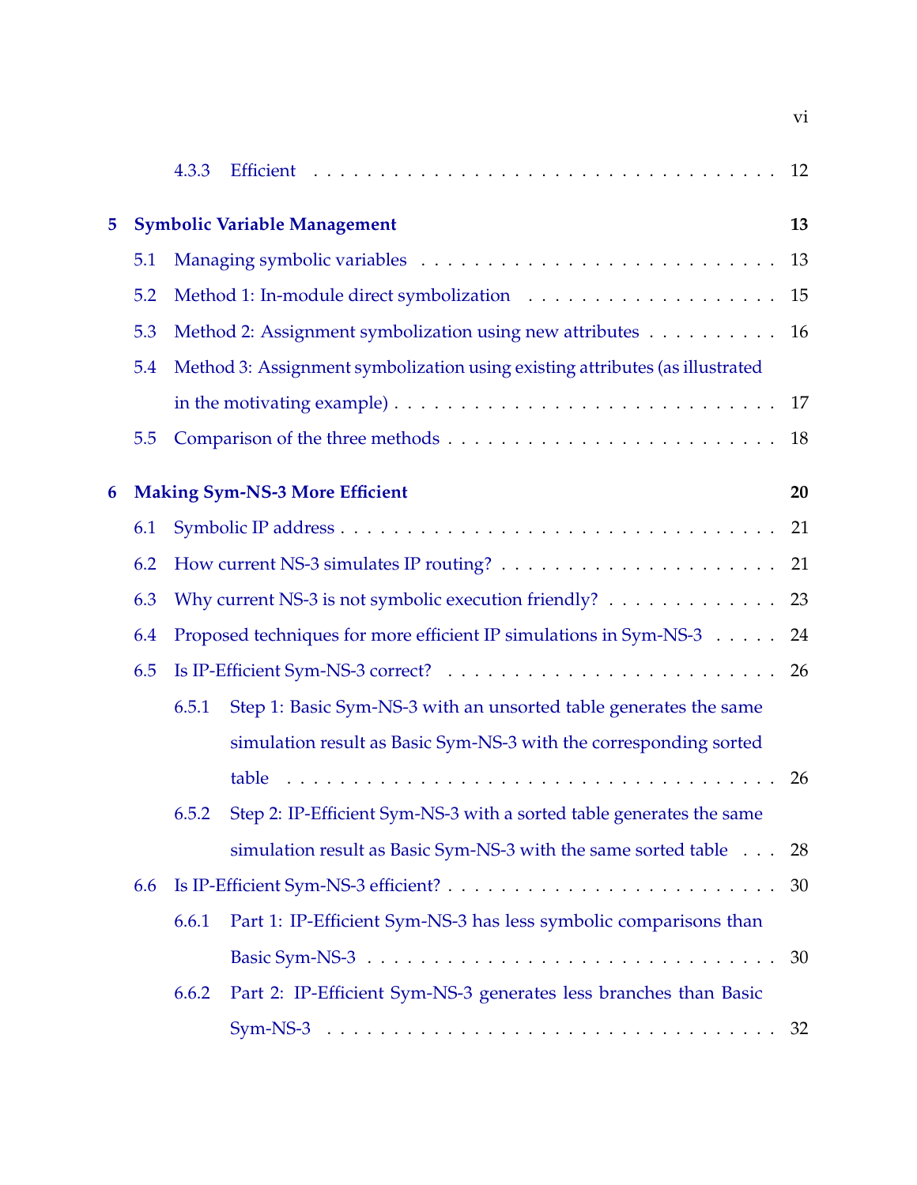4.3.3 Efficient . . . . . . . . . . . . . . . . . . . . . . . . . . . . . . . . . 12

**5 Symbolic Variable Management** **13**

5.1 Managing symbolic variables . . . . . . . . . . . . . . . . . . . . . . . . . . . . 13

5.2 Method 1: In-module direct symbolization . . . . . . . . . . . . . . . . . . . 15

5.3 Method 2: Assignment symbolization using new attributes . . . . . . . . . . . 16

5.4 Method 3: Assignment symbolization using existing attributes (as illustrated in the motivating example) . . . . . . . . . . . . . . . . . . . . . . . . . . . . 17

5.5 Comparison of the three methods . . . . . . . . . . . . . . . . . . . . . . . . . 18

**6 Making Sym-NS-3 More Efficient** **20**

6.1 Symbolic IP address . . . . . . . . . . . . . . . . . . . . . . . . . . . . . . . . 21

6.2 How current NS-3 simulates IP routing? . . . . . . . . . . . . . . . . . . . . . 21

6.3 Why current NS-3 is not symbolic execution friendly? . . . . . . . . . . . . . 23

6.4 Proposed techniques for more efficient IP simulations in Sym-NS-3 . . . . . 24

6.5 Is IP-Efficient Sym-NS-3 correct? . . . . . . . . . . . . . . . . . . . . . . . . . 26

6.5.1 Step 1: Basic Sym-NS-3 with an unsorted table generates the same simulation result as Basic Sym-NS-3 with the corresponding sorted table . . . . . . . . . . . . . . . . . . . . . . . . . . . . . . . . . . . 26

6.5.2 Step 2: IP-Efficient Sym-NS-3 with a sorted table generates the same simulation result as Basic Sym-NS-3 with the same sorted table . . . 28

6.6 Is IP-Efficient Sym-NS-3 efficient? . . . . . . . . . . . . . . . . . . . . . . . . 30

6.6.1 Part 1: IP-Efficient Sym-NS-3 has less symbolic comparisons than Basic Sym-NS-3 . . . . . . . . . . . . . . . . . . . . . . . . . . . . . . . 30

6.6.2 Part 2: IP-Efficient Sym-NS-3 generates less branches than Basic Sym-NS-3 . . . . . . . . . . . . . . . . . . . . . . . . . . . . . . . . . . 32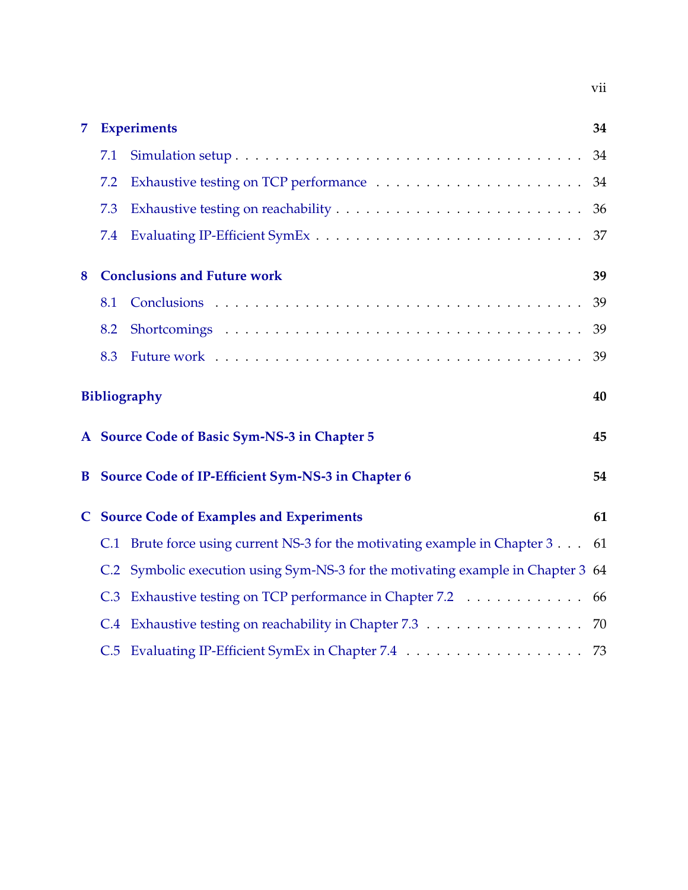| | | |
|---|---|---|
| **7** | **Experiments** | **34** |
| 7.1 | Simulation setup | 34 |
| 7.2 | Exhaustive testing on TCP performance | 34 |
| 7.3 | Exhaustive testing on reachability | 36 |
| 7.4 | Evaluating IP-Efficient SymEx | 37 |
| **8** | **Conclusions and Future work** | **39** |
| 8.1 | Conclusions | 39 |
| 8.2 | Shortcomings | 39 |
| 8.3 | Future work | 39 |
| | **Bibliography** | **40** |
| **A** | **Source Code of Basic Sym-NS-3 in Chapter 5** | **45** |
| **B** | **Source Code of IP-Efficient Sym-NS-3 in Chapter 6** | **54** |
| **C** | **Source Code of Examples and Experiments** | **61** |
| C.1 | Brute force using current NS-3 for the motivating example in Chapter 3 | 61 |
| C.2 | Symbolic execution using Sym-NS-3 for the motivating example in Chapter 3 | 64 |
| C.3 | Exhaustive testing on TCP performance in Chapter 7.2 | 66 |
| C.4 | Exhaustive testing on reachability in Chapter 7.3 | 70 |
| C.5 | Evaluating IP-Efficient SymEx in Chapter 7.4 | 73 |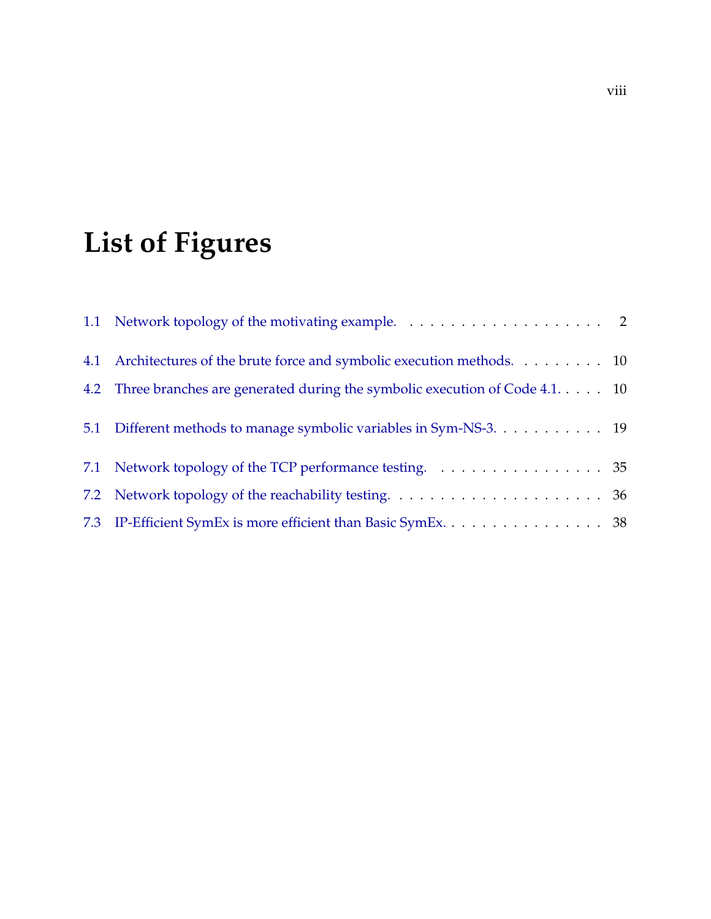# List of Figures

1.1 Network topology of the motivating example. . . . . . . . . . . . . . . . . . . . . . 2

4.1 Architectures of the brute force and symbolic execution methods. . . . . . . . . . 10

4.2 Three branches are generated during the symbolic execution of Code 4.1. . . . . . 10

5.1 Different methods to manage symbolic variables in Sym-NS-3. . . . . . . . . . . . 19

7.1 Network topology of the TCP performance testing. . . . . . . . . . . . . . . . . . . 35

7.2 Network topology of the reachability testing. . . . . . . . . . . . . . . . . . . . . . 36

7.3 IP-Efficient SymEx is more efficient than Basic SymEx. . . . . . . . . . . . . . . . . 38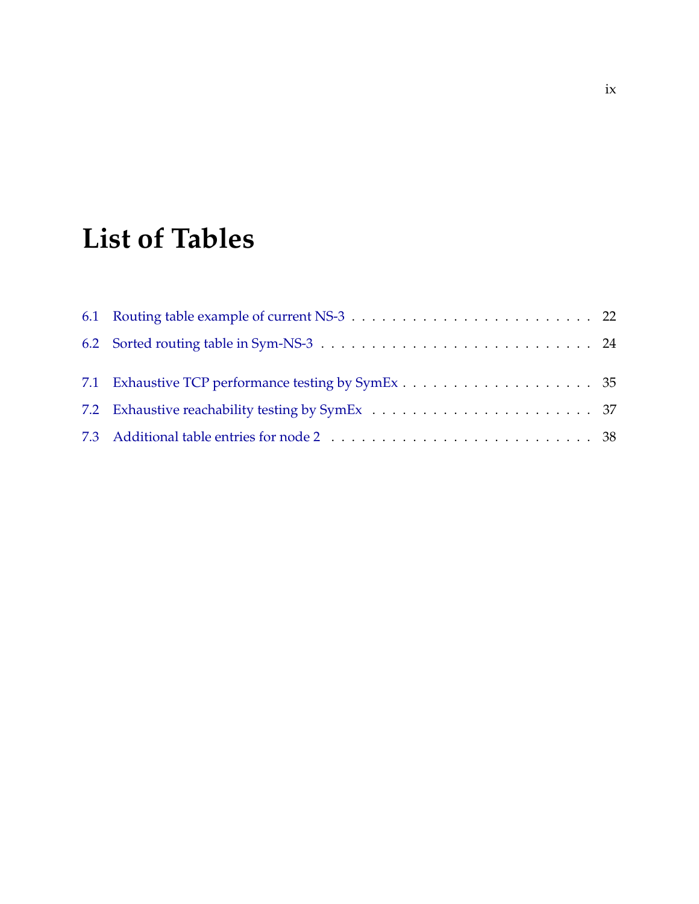# List of Tables

6.1 Routing table example of current NS-3 . . . . . . . . . . . . . . . . . . . . . . . . . 22

6.2 Sorted routing table in Sym-NS-3 . . . . . . . . . . . . . . . . . . . . . . . . . . . 24

7.1 Exhaustive TCP performance testing by SymEx . . . . . . . . . . . . . . . . . . . . 35

7.2 Exhaustive reachability testing by SymEx . . . . . . . . . . . . . . . . . . . . . . . 37

7.3 Additional table entries for node 2 . . . . . . . . . . . . . . . . . . . . . . . . . . . 38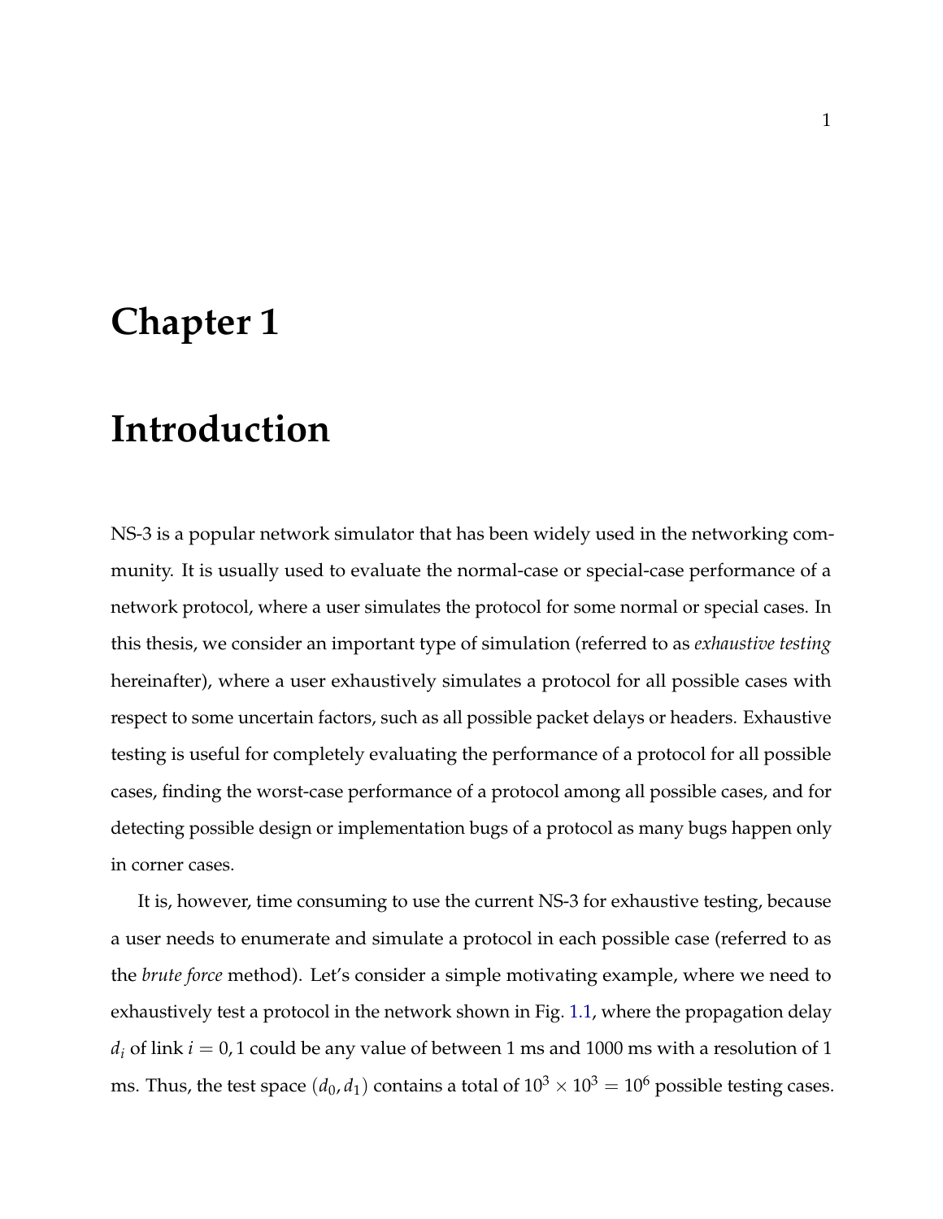# Chapter 1

# Introduction

NS-3 is a popular network simulator that has been widely used in the networking community. It is usually used to evaluate the normal-case or special-case performance of a network protocol, where a user simulates the protocol for some normal or special cases. In this thesis, we consider an important type of simulation (referred to as *exhaustive testing* hereinafter), where a user exhaustively simulates a protocol for all possible cases with respect to some uncertain factors, such as all possible packet delays or headers. Exhaustive testing is useful for completely evaluating the performance of a protocol for all possible cases, finding the worst-case performance of a protocol among all possible cases, and for detecting possible design or implementation bugs of a protocol as many bugs happen only in corner cases.

It is, however, time consuming to use the current NS-3 for exhaustive testing, because a user needs to enumerate and simulate a protocol in each possible case (referred to as the *brute force* method). Let's consider a simple motivating example, where we need to exhaustively test a protocol in the network shown in Fig. 1.1, where the propagation delay $d_i$ of link $i = 0, 1$ could be any value of between 1 ms and 1000 ms with a resolution of 1 ms. Thus, the test space $(d_0, d_1)$ contains a total of $10^3 \times 10^3 = 10^6$ possible testing cases.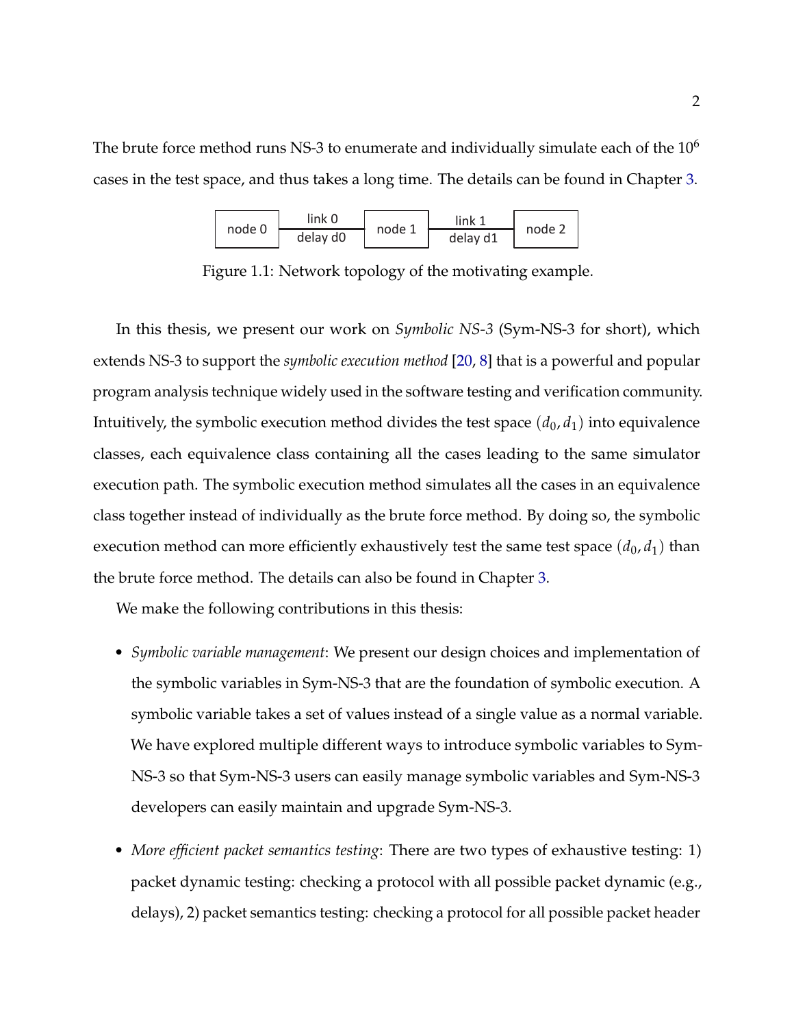The brute force method runs NS-3 to enumerate and individually simulate each of the $10^6$ cases in the test space, and thus takes a long time. The details can be found in Chapter 3.

Figure 1.1: Network topology of the motivating example.

In this thesis, we present our work on *Symbolic NS-3* (Sym-NS-3 for short), which extends NS-3 to support the *symbolic execution method* [20, 8] that is a powerful and popular program analysis technique widely used in the software testing and verification community. Intuitively, the symbolic execution method divides the test space $(d_0, d_1)$ into equivalence classes, each equivalence class containing all the cases leading to the same simulator execution path. The symbolic execution method simulates all the cases in an equivalence class together instead of individually as the brute force method. By doing so, the symbolic execution method can more efficiently exhaustively test the same test space $(d_0, d_1)$ than the brute force method. The details can also be found in Chapter 3.

We make the following contributions in this thesis:

- *Symbolic variable management*: We present our design choices and implementation of the symbolic variables in Sym-NS-3 that are the foundation of symbolic execution. A symbolic variable takes a set of values instead of a single value as a normal variable. We have explored multiple different ways to introduce symbolic variables to Sym-NS-3 so that Sym-NS-3 users can easily manage symbolic variables and Sym-NS-3 developers can easily maintain and upgrade Sym-NS-3.

- *More efficient packet semantics testing*: There are two types of exhaustive testing: 1) packet dynamic testing: checking a protocol with all possible packet dynamic (e.g., delays), 2) packet semantics testing: checking a protocol for all possible packet header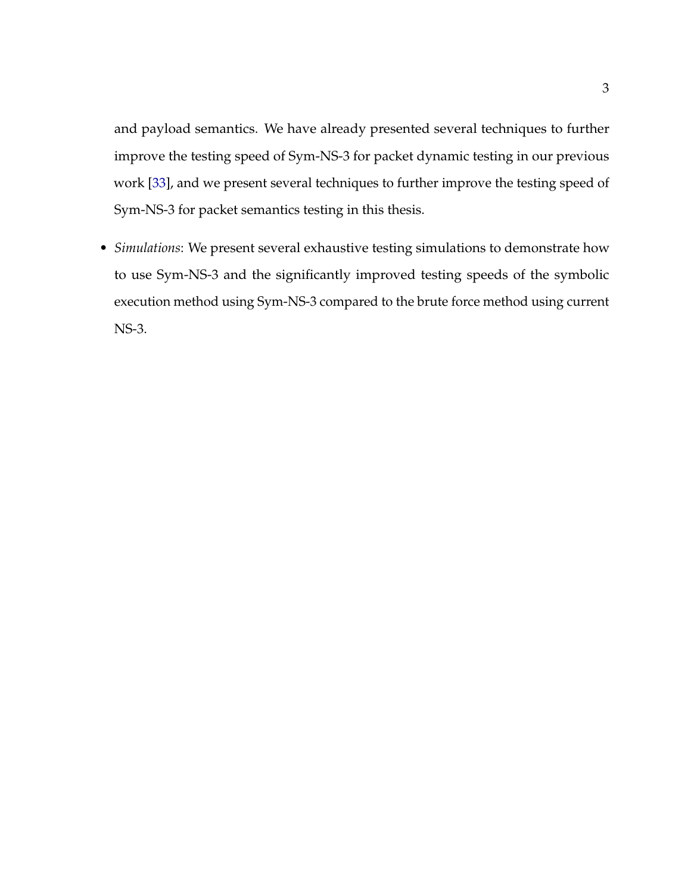and payload semantics. We have already presented several techniques to further improve the testing speed of Sym-NS-3 for packet dynamic testing in our previous work [33], and we present several techniques to further improve the testing speed of Sym-NS-3 for packet semantics testing in this thesis.

- *Simulations*: We present several exhaustive testing simulations to demonstrate how to use Sym-NS-3 and the significantly improved testing speeds of the symbolic execution method using Sym-NS-3 compared to the brute force method using current NS-3.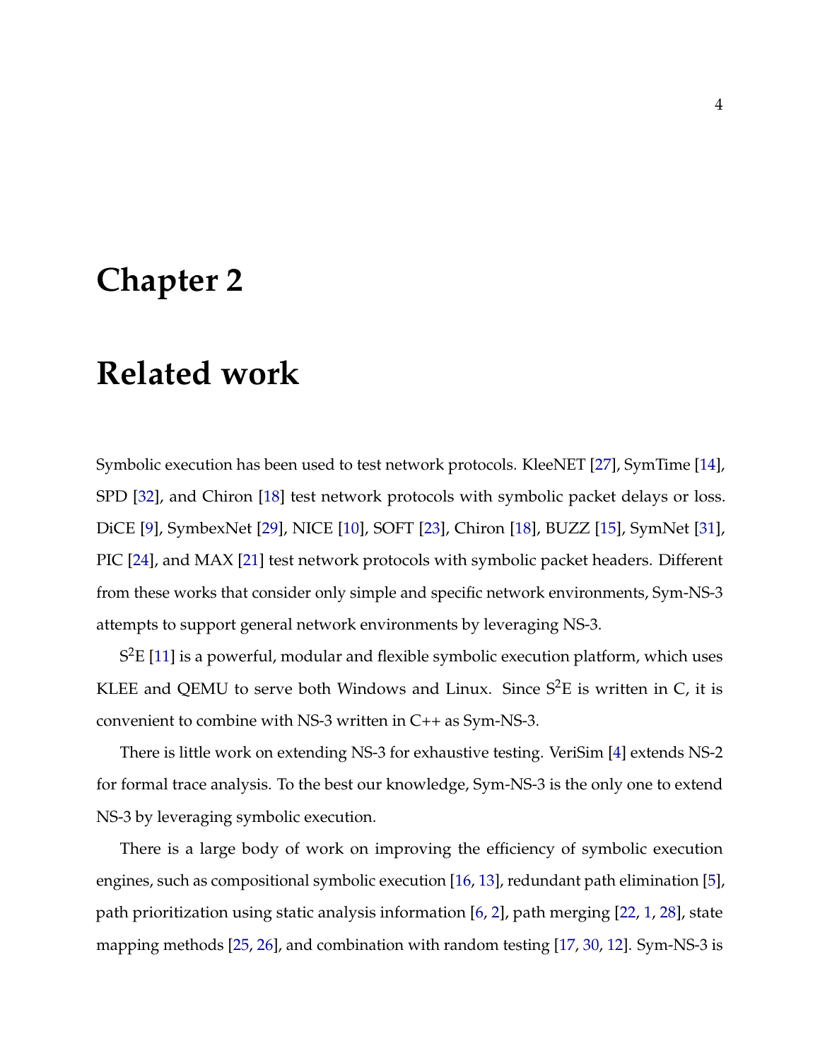# Chapter 2

# Related work

Symbolic execution has been used to test network protocols. KleeNET [27], SymTime [14], SPD [32], and Chiron [18] test network protocols with symbolic packet delays or loss. DiCE [9], SymbexNet [29], NICE [10], SOFT [23], Chiron [18], BUZZ [15], SymNet [31], PIC [24], and MAX [21] test network protocols with symbolic packet headers. Different from these works that consider only simple and specific network environments, Sym-NS-3 attempts to support general network environments by leveraging NS-3.

$S^2E$ [11] is a powerful, modular and flexible symbolic execution platform, which uses KLEE and QEMU to serve both Windows and Linux. Since $S^2E$ is written in C, it is convenient to combine with NS-3 written in C++ as Sym-NS-3.

There is little work on extending NS-3 for exhaustive testing. VeriSim [4] extends NS-2 for formal trace analysis. To the best our knowledge, Sym-NS-3 is the only one to extend NS-3 by leveraging symbolic execution.

There is a large body of work on improving the efficiency of symbolic execution engines, such as compositional symbolic execution [16, 13], redundant path elimination [5], path prioritization using static analysis information [6, 2], path merging [22, 1, 28], state mapping methods [25, 26], and combination with random testing [17, 30, 12]. Sym-NS-3 is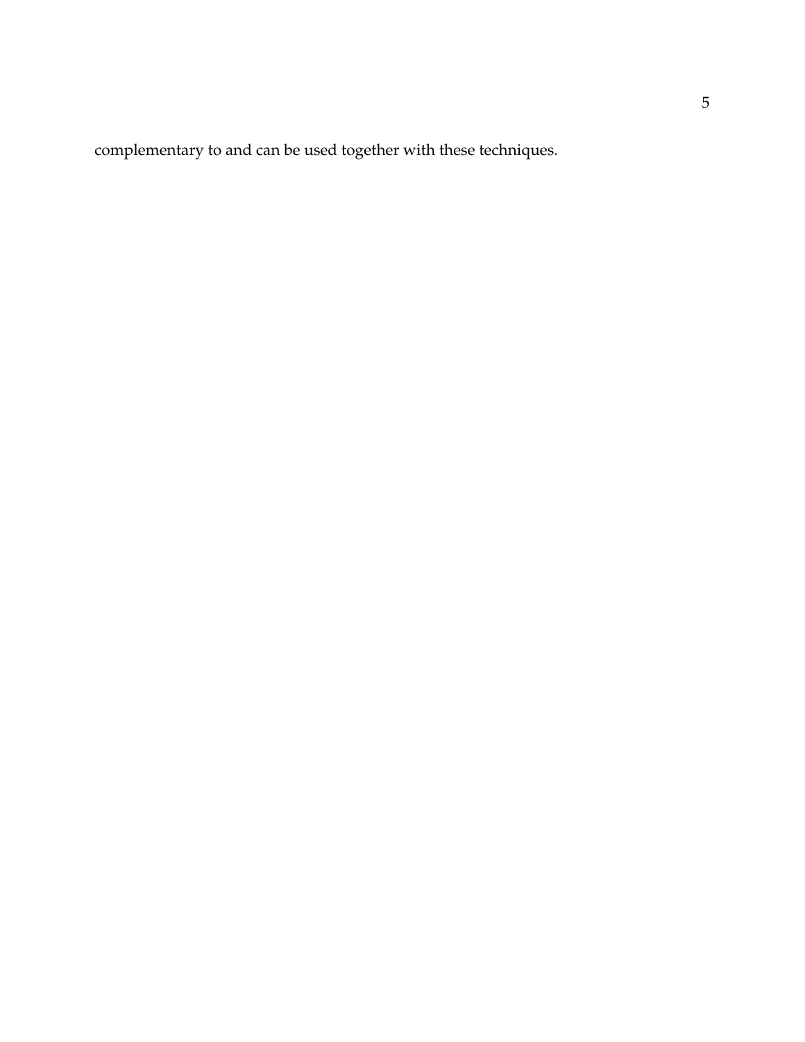complementary to and can be used together with these techniques.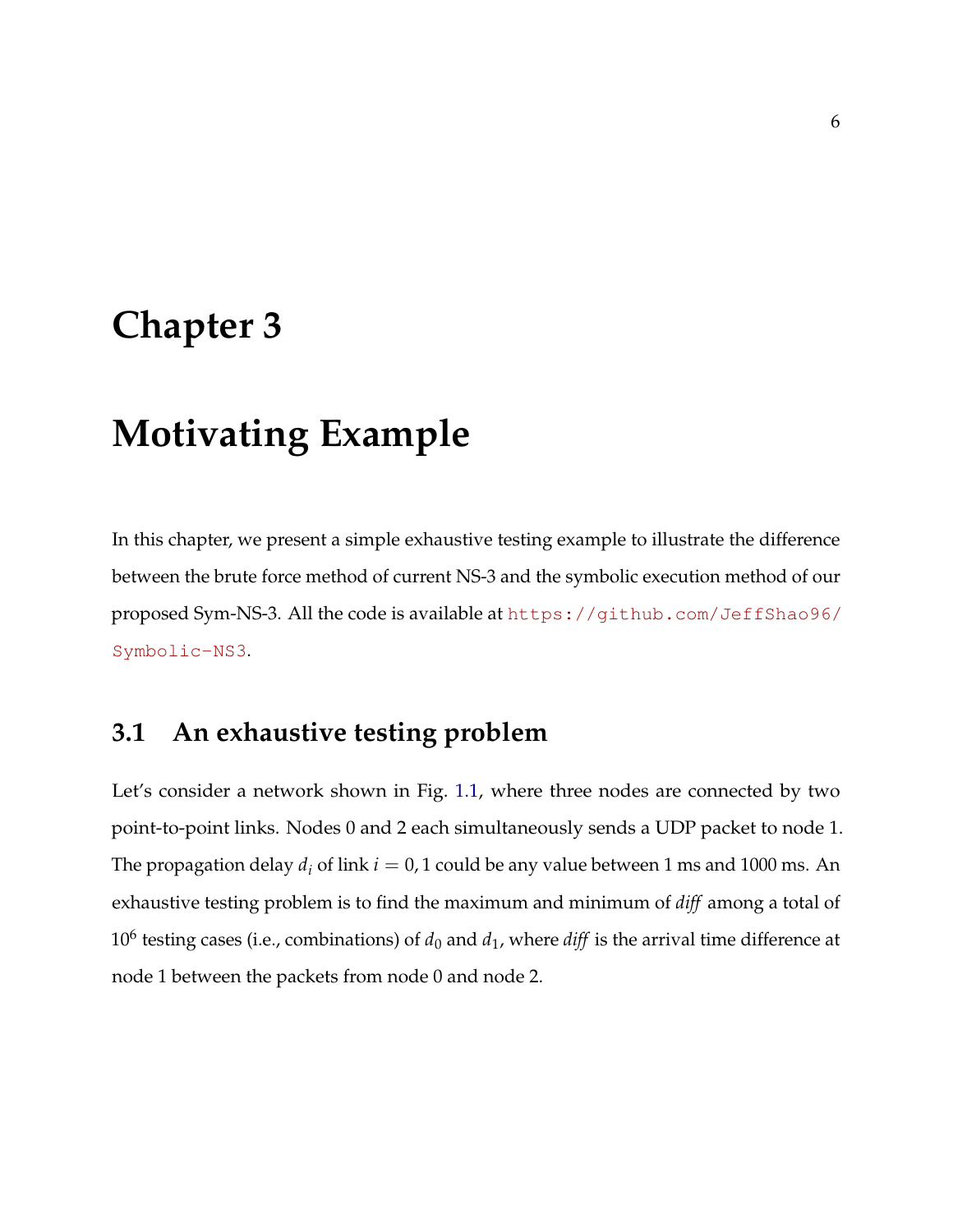# Chapter 3

# Motivating Example

In this chapter, we present a simple exhaustive testing example to illustrate the difference between the brute force method of current NS-3 and the symbolic execution method of our proposed Sym-NS-3. All the code is available at https://github.com/JeffShao96/Symbolic-NS3.

## 3.1 An exhaustive testing problem

Let's consider a network shown in Fig. 1.1, where three nodes are connected by two point-to-point links. Nodes 0 and 2 each simultaneously sends a UDP packet to node 1. The propagation delay $d_i$ of link $i = 0, 1$ could be any value between 1 ms and 1000 ms. An exhaustive testing problem is to find the maximum and minimum of *diff* among a total of $10^6$ testing cases (i.e., combinations) of $d_0$ and $d_1$, where *diff* is the arrival time difference at node 1 between the packets from node 0 and node 2.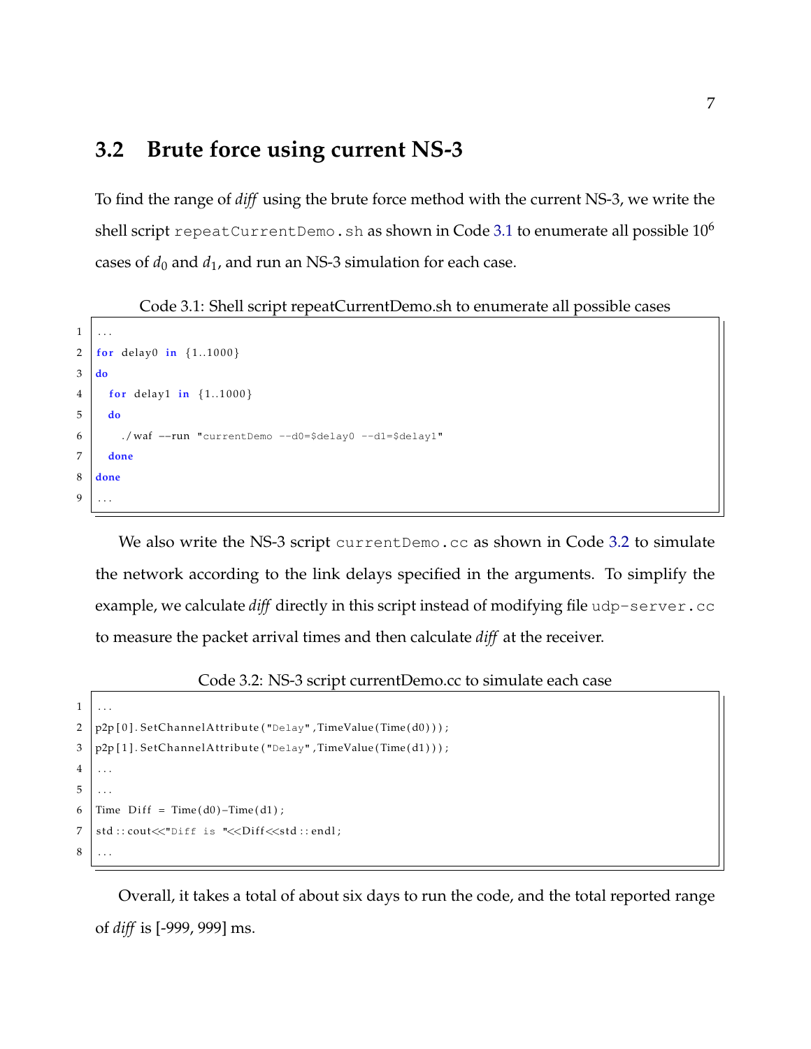## 3.2 Brute force using current NS-3

To find the range of *diff* using the brute force method with the current NS-3, we write the shell script `repeatCurrentDemo.sh` as shown in Code 3.1 to enumerate all possible $10^6$ cases of $d_0$ and $d_1$, and run an NS-3 simulation for each case.

Code 3.1: Shell script repeatCurrentDemo.sh to enumerate all possible cases

```
...
for delay0 in {1..1000}
do
  for delay1 in {1..1000}
  do
    ./waf --run "currentDemo --d0=$delay0 --d1=$delay1"
  done
done
...
```

We also write the NS-3 script `currentDemo.cc` as shown in Code 3.2 to simulate the network according to the link delays specified in the arguments. To simplify the example, we calculate *diff* directly in this script instead of modifying file `udp-server.cc` to measure the packet arrival times and then calculate *diff* at the receiver.

Code 3.2: NS-3 script currentDemo.cc to simulate each case

```
...
p2p[0].SetChannelAttribute("Delay",TimeValue(Time(d0)));
p2p[1].SetChannelAttribute("Delay",TimeValue(Time(d1)));
...
...
Time Diff = Time(d0)-Time(d1);
std::cout<<"Diff is "<<Diff<<std::endl;
...
```

Overall, it takes a total of about six days to run the code, and the total reported range of *diff* is [-999, 999] ms.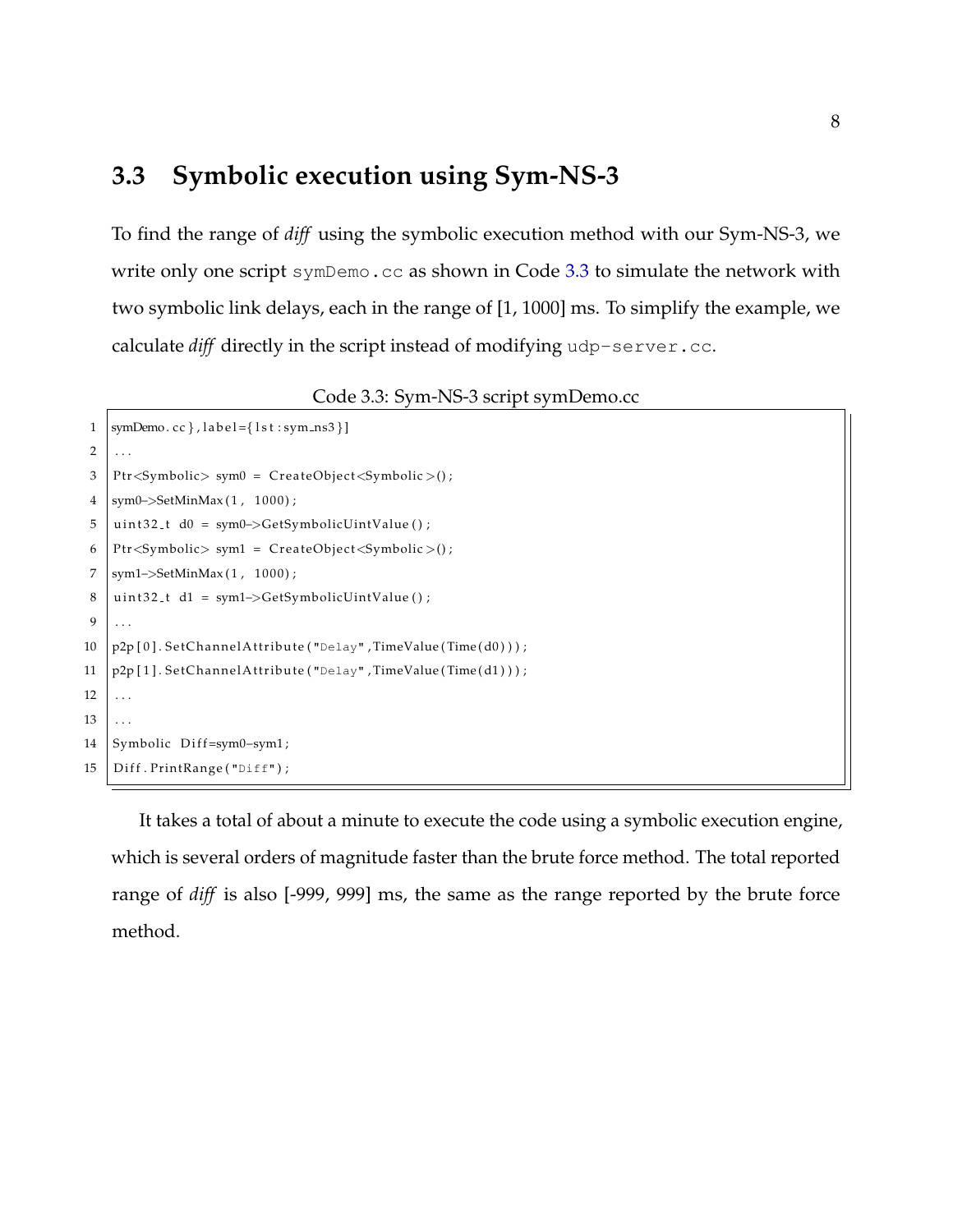## 3.3 Symbolic execution using Sym-NS-3

To find the range of *diff* using the symbolic execution method with our Sym-NS-3, we write only one script `symDemo.cc` as shown in Code 3.3 to simulate the network with two symbolic link delays, each in the range of [1, 1000] ms. To simplify the example, we calculate *diff* directly in the script instead of modifying `udp-server.cc`.

Code 3.3: Sym-NS-3 script symDemo.cc

```
symDemo.cc},label={lst:sym_ns3}]
...
Ptr<Symbolic> sym0 = CreateObject<Symbolic>();
sym0->SetMinMax(1, 1000);
uint32_t d0 = sym0->GetSymbolicUintValue();
Ptr<Symbolic> sym1 = CreateObject<Symbolic>();
sym1->SetMinMax(1, 1000);
uint32_t d1 = sym1->GetSymbolicUintValue();
...
p2p[0].SetChannelAttribute("Delay",TimeValue(Time(d0)));
p2p[1].SetChannelAttribute("Delay",TimeValue(Time(d1)));
...
...
Symbolic Diff=sym0-sym1;
Diff.PrintRange("Diff");
```

It takes a total of about a minute to execute the code using a symbolic execution engine, which is several orders of magnitude faster than the brute force method. The total reported range of *diff* is also [-999, 999] ms, the same as the range reported by the brute force method.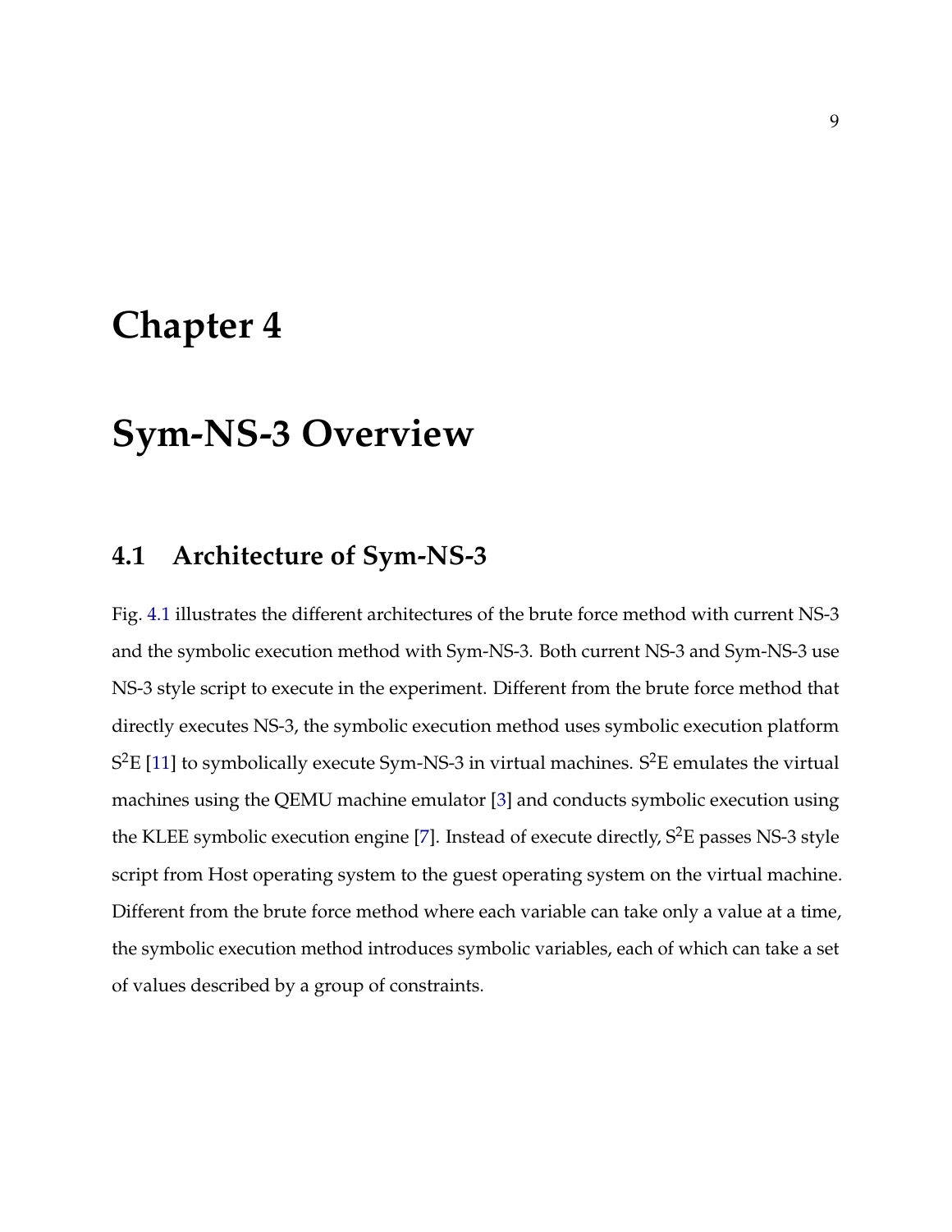# Chapter 4

# Sym-NS-3 Overview

## 4.1 Architecture of Sym-NS-3

Fig. 4.1 illustrates the different architectures of the brute force method with current NS-3 and the symbolic execution method with Sym-NS-3. Both current NS-3 and Sym-NS-3 use NS-3 style script to execute in the experiment. Different from the brute force method that directly executes NS-3, the symbolic execution method uses symbolic execution platform $S^2E$ [11] to symbolically execute Sym-NS-3 in virtual machines. $S^2E$ emulates the virtual machines using the QEMU machine emulator [3] and conducts symbolic execution using the KLEE symbolic execution engine [7]. Instead of execute directly, $S^2E$ passes NS-3 style script from Host operating system to the guest operating system on the virtual machine. Different from the brute force method where each variable can take only a value at a time, the symbolic execution method introduces symbolic variables, each of which can take a set of values described by a group of constraints.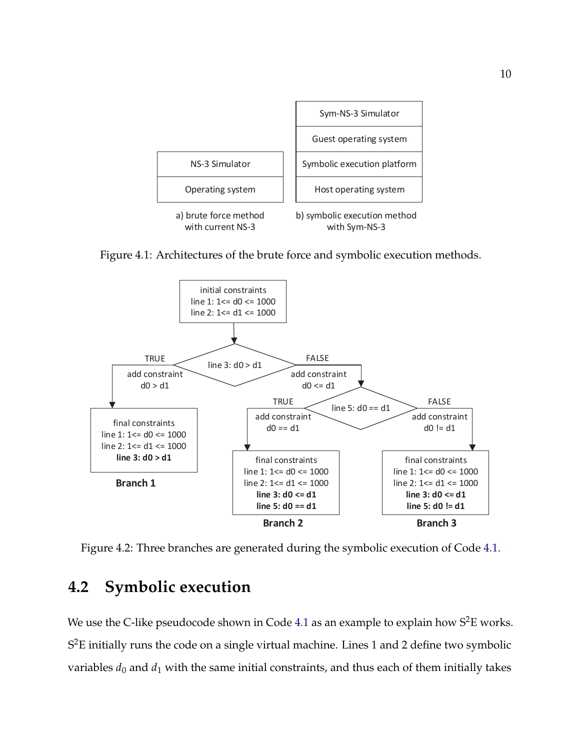Figure 4.1: Architectures of the brute force and symbolic execution methods.

Figure 4.2: Three branches are generated during the symbolic execution of Code 4.1.

## 4.2 Symbolic execution

We use the C-like pseudocode shown in Code 4.1 as an example to explain how S$^2$E works. S$^2$E initially runs the code on a single virtual machine. Lines 1 and 2 define two symbolic variables $d_0$ and $d_1$ with the same initial constraints, and thus each of them initially takes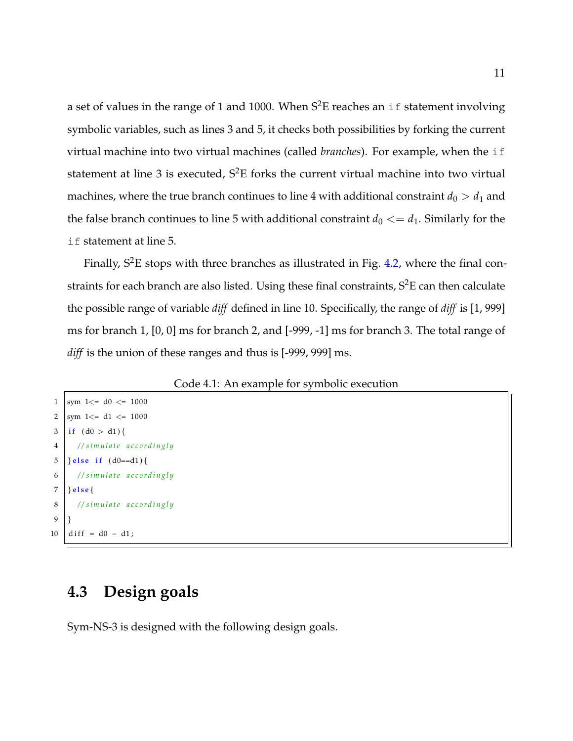a set of values in the range of 1 and 1000. When $S^2E$ reaches an `if` statement involving symbolic variables, such as lines 3 and 5, it checks both possibilities by forking the current virtual machine into two virtual machines (called *branches*). For example, when the `if` statement at line 3 is executed, $S^2E$ forks the current virtual machine into two virtual machines, where the true branch continues to line 4 with additional constraint $d_0 > d_1$ and the false branch continues to line 5 with additional constraint $d_0 <= d_1$. Similarly for the `if` statement at line 5.

Finally, $S^2E$ stops with three branches as illustrated in Fig. 4.2, where the final constraints for each branch are also listed. Using these final constraints, $S^2E$ can then calculate the possible range of variable *diff* defined in line 10. Specifically, the range of *diff* is [1, 999] ms for branch 1, [0, 0] ms for branch 2, and [-999, -1] ms for branch 3. The total range of *diff* is the union of these ranges and thus is [-999, 999] ms.

Code 4.1: An example for symbolic execution

```
sym 1<= d0 <= 1000
sym 1<= d1 <= 1000
if (d0 > d1){
  //simulate accordingly
}else if (d0==d1){
  //simulate accordingly
}else{
  //simulate accordingly
}
diff = d0 - d1;
```

## 4.3 Design goals

Sym-NS-3 is designed with the following design goals.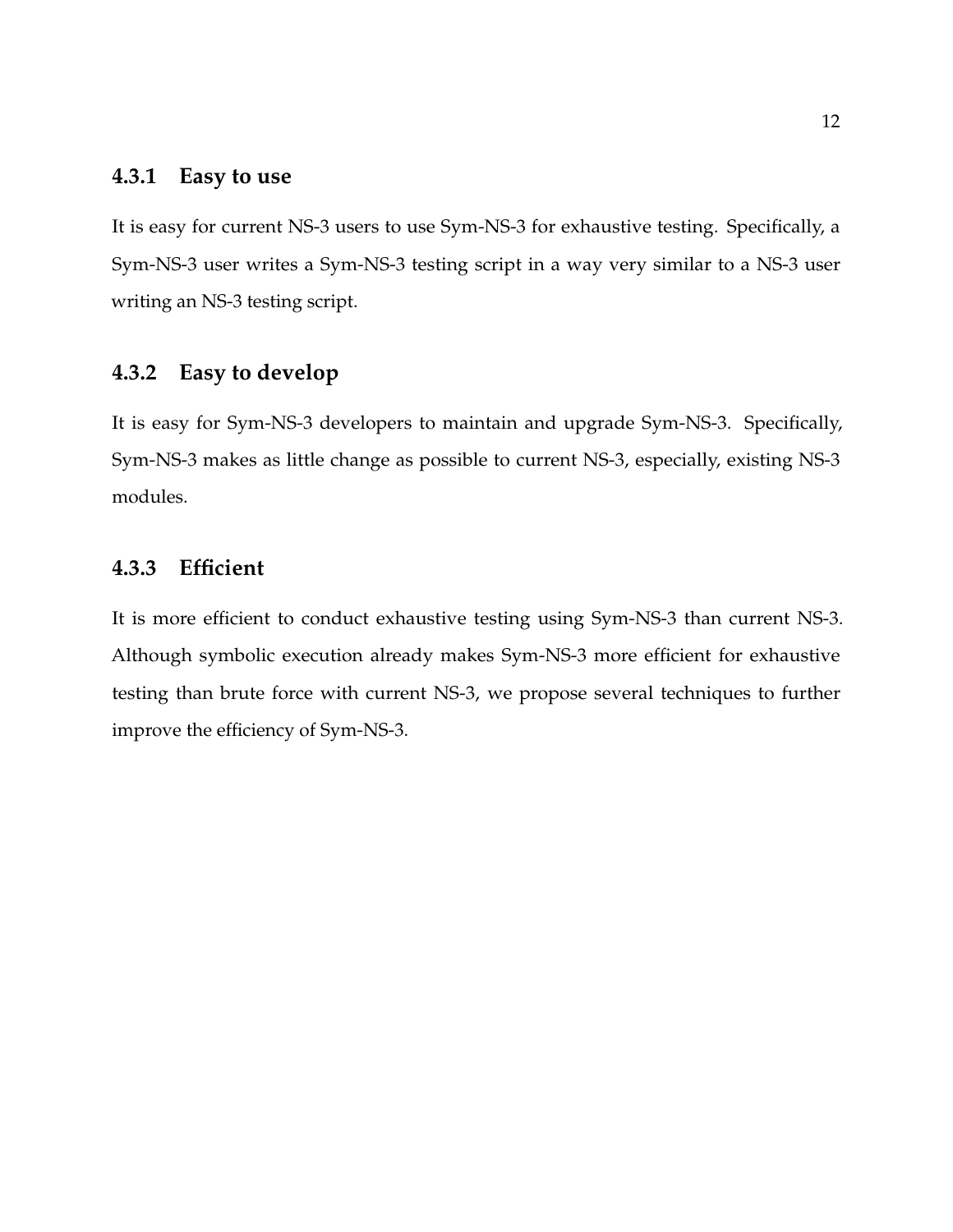### 4.3.1 Easy to use

It is easy for current NS-3 users to use Sym-NS-3 for exhaustive testing. Specifically, a Sym-NS-3 user writes a Sym-NS-3 testing script in a way very similar to a NS-3 user writing an NS-3 testing script.

### 4.3.2 Easy to develop

It is easy for Sym-NS-3 developers to maintain and upgrade Sym-NS-3. Specifically, Sym-NS-3 makes as little change as possible to current NS-3, especially, existing NS-3 modules.

### 4.3.3 Efficient

It is more efficient to conduct exhaustive testing using Sym-NS-3 than current NS-3. Although symbolic execution already makes Sym-NS-3 more efficient for exhaustive testing than brute force with current NS-3, we propose several techniques to further improve the efficiency of Sym-NS-3.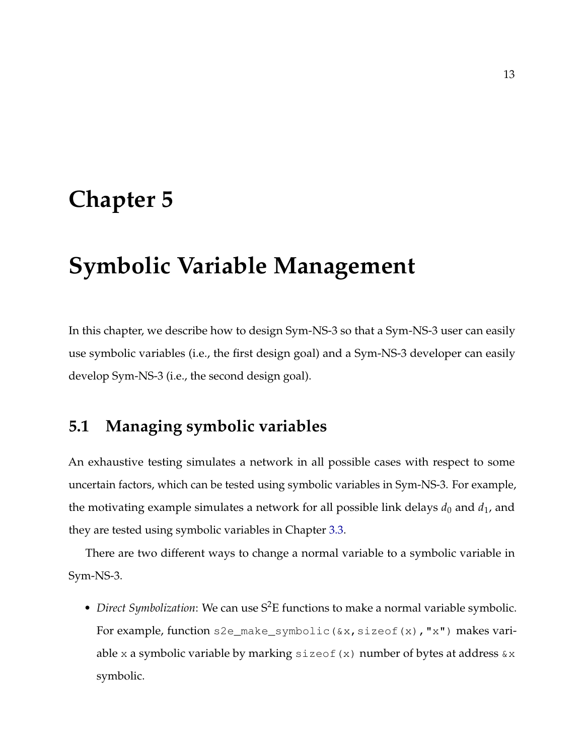# Chapter 5

# Symbolic Variable Management

In this chapter, we describe how to design Sym-NS-3 so that a Sym-NS-3 user can easily use symbolic variables (i.e., the first design goal) and a Sym-NS-3 developer can easily develop Sym-NS-3 (i.e., the second design goal).

## 5.1 Managing symbolic variables

An exhaustive testing simulates a network in all possible cases with respect to some uncertain factors, which can be tested using symbolic variables in Sym-NS-3. For example, the motivating example simulates a network for all possible link delays $d_0$ and $d_1$, and they are tested using symbolic variables in Chapter 3.3.

There are two different ways to change a normal variable to a symbolic variable in Sym-NS-3.

- *Direct Symbolization*: We can use $S^2E$ functions to make a normal variable symbolic. For example, function `s2e_make_symbolic(&x,sizeof(x),"x")` makes variable `x` a symbolic variable by marking `sizeof(x)` number of bytes at address `&x` symbolic.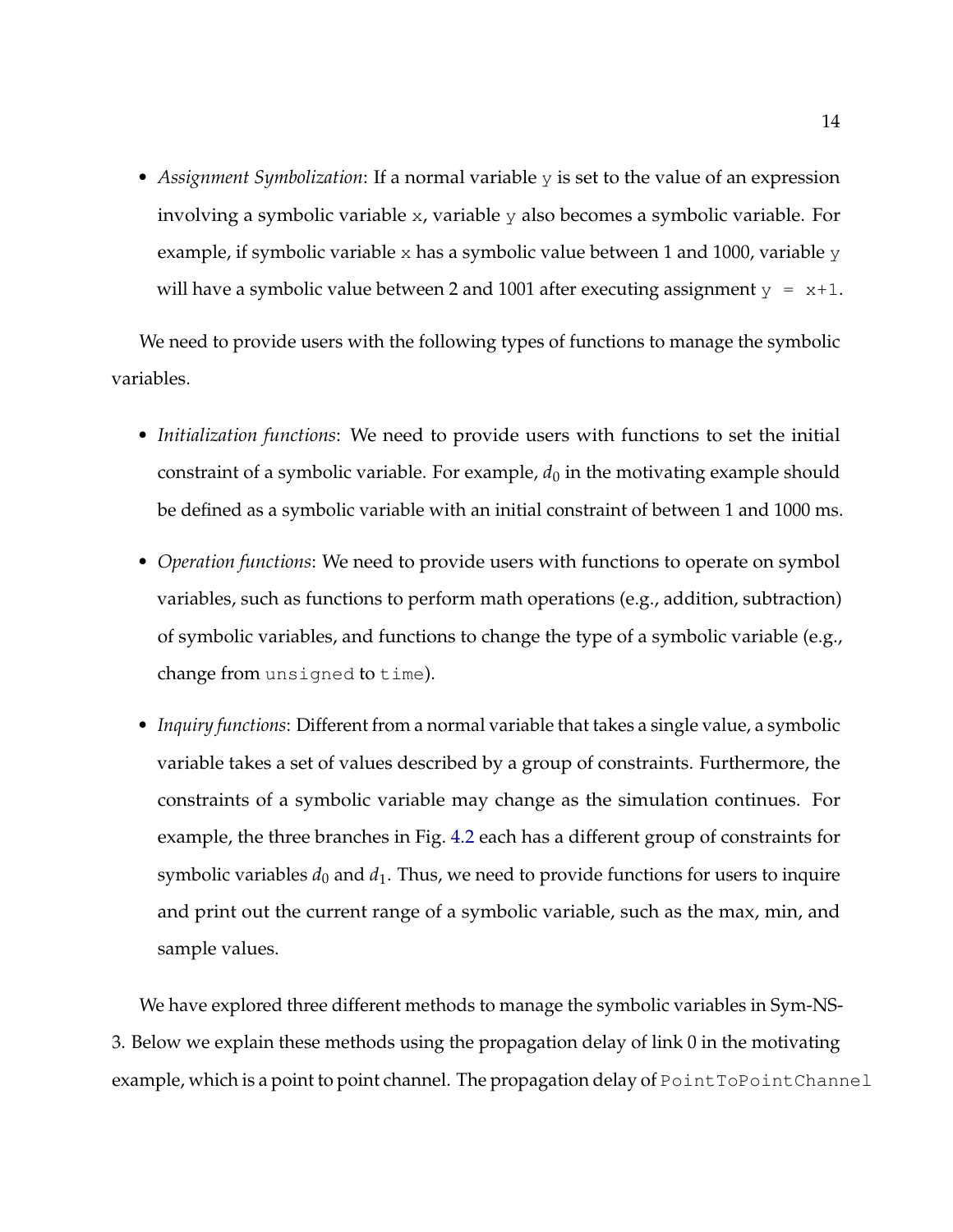- *Assignment Symbolization*: If a normal variable `y` is set to the value of an expression involving a symbolic variable `x`, variable `y` also becomes a symbolic variable. For example, if symbolic variable `x` has a symbolic value between 1 and 1000, variable `y` will have a symbolic value between 2 and 1001 after executing assignment `y = x+1`.

We need to provide users with the following types of functions to manage the symbolic variables.

- *Initialization functions*: We need to provide users with functions to set the initial constraint of a symbolic variable. For example, $d_0$ in the motivating example should be defined as a symbolic variable with an initial constraint of between 1 and 1000 ms.
- *Operation functions*: We need to provide users with functions to operate on symbol variables, such as functions to perform math operations (e.g., addition, subtraction) of symbolic variables, and functions to change the type of a symbolic variable (e.g., change from `unsigned` to `time`).
- *Inquiry functions*: Different from a normal variable that takes a single value, a symbolic variable takes a set of values described by a group of constraints. Furthermore, the constraints of a symbolic variable may change as the simulation continues. For example, the three branches in Fig. 4.2 each has a different group of constraints for symbolic variables $d_0$ and $d_1$. Thus, we need to provide functions for users to inquire and print out the current range of a symbolic variable, such as the max, min, and sample values.

We have explored three different methods to manage the symbolic variables in Sym-NS-3. Below we explain these methods using the propagation delay of link 0 in the motivating example, which is a point to point channel. The propagation delay of `PointToPointChannel`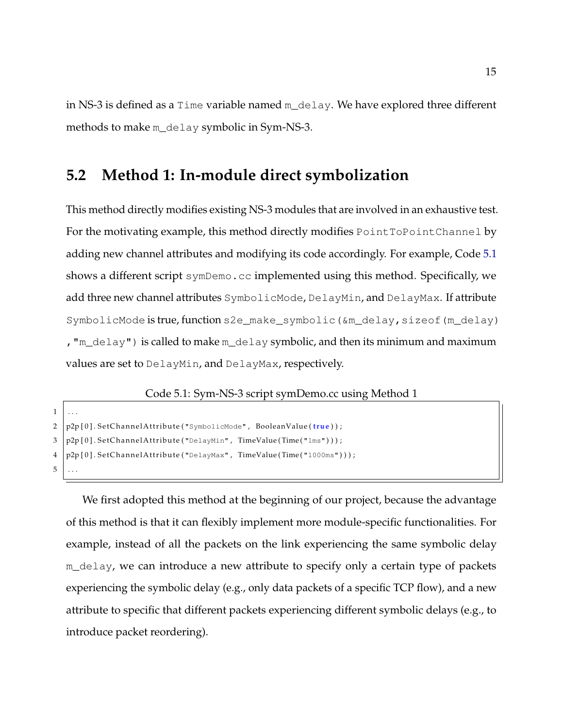in NS-3 is defined as a `Time` variable named `m_delay`. We have explored three different methods to make `m_delay` symbolic in Sym-NS-3.

## 5.2 Method 1: In-module direct symbolization

This method directly modifies existing NS-3 modules that are involved in an exhaustive test. For the motivating example, this method directly modifies `PointToPointChannel` by adding new channel attributes and modifying its code accordingly. For example, Code 5.1 shows a different script `symDemo.cc` implemented using this method. Specifically, we add three new channel attributes `SymbolicMode`, `DelayMin`, and `DelayMax`. If attribute `SymbolicMode` is true, function `s2e_make_symbolic(&m_delay,sizeof(m_delay),"m_delay")` is called to make `m_delay` symbolic, and then its minimum and maximum values are set to `DelayMin`, and `DelayMax`, respectively.

Code 5.1: Sym-NS-3 script symDemo.cc using Method 1

```
...
p2p[0].SetChannelAttribute("SymbolicMode", BooleanValue(true));
p2p[0].SetChannelAttribute("DelayMin", TimeValue(Time("1ms")));
p2p[0].SetChannelAttribute("DelayMax", TimeValue(Time("1000ms")));
...
```

We first adopted this method at the beginning of our project, because the advantage of this method is that it can flexibly implement more module-specific functionalities. For example, instead of all the packets on the link experiencing the same symbolic delay `m_delay`, we can introduce a new attribute to specify only a certain type of packets experiencing the symbolic delay (e.g., only data packets of a specific TCP flow), and a new attribute to specific that different packets experiencing different symbolic delays (e.g., to introduce packet reordering).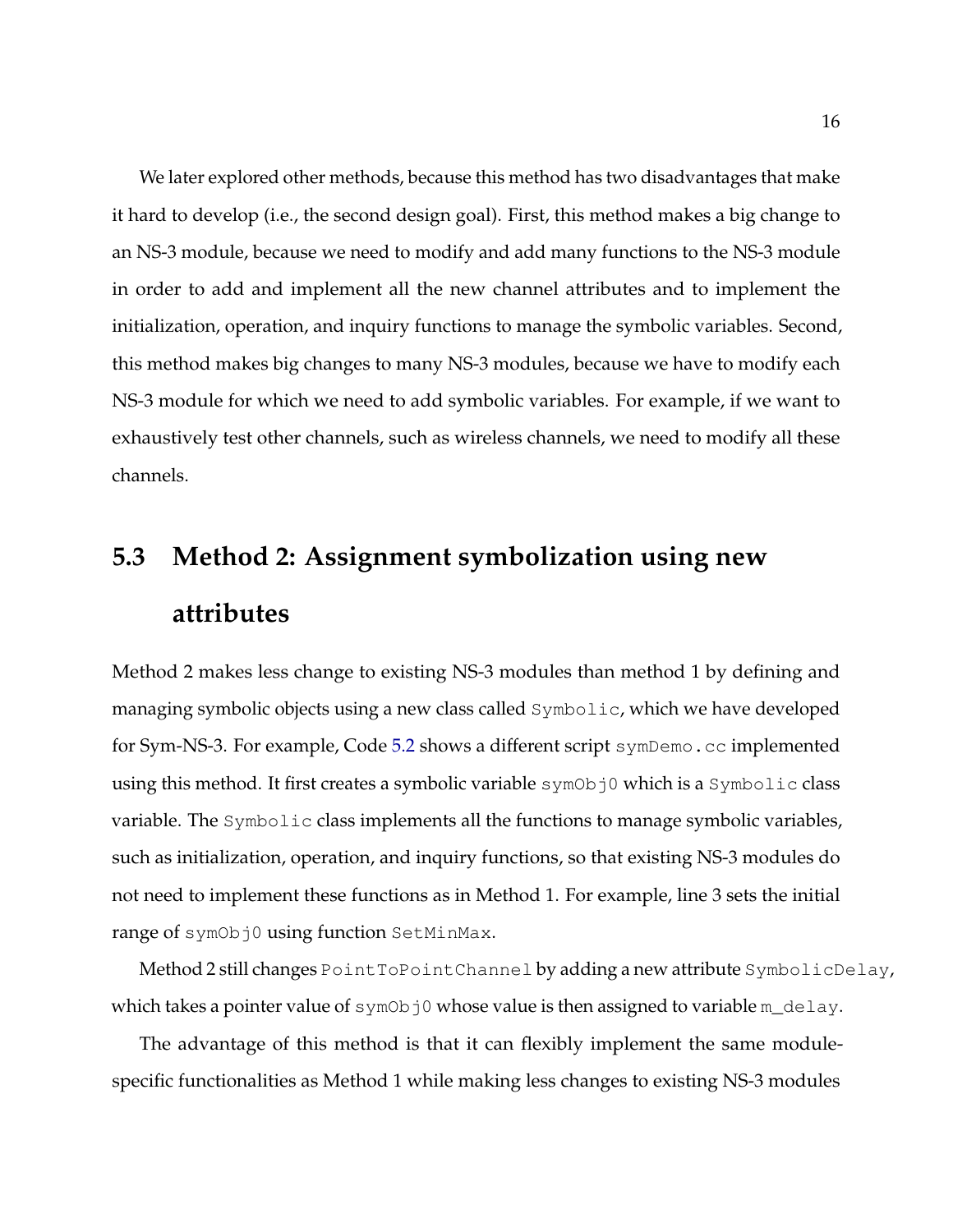We later explored other methods, because this method has two disadvantages that make it hard to develop (i.e., the second design goal). First, this method makes a big change to an NS-3 module, because we need to modify and add many functions to the NS-3 module in order to add and implement all the new channel attributes and to implement the initialization, operation, and inquiry functions to manage the symbolic variables. Second, this method makes big changes to many NS-3 modules, because we have to modify each NS-3 module for which we need to add symbolic variables. For example, if we want to exhaustively test other channels, such as wireless channels, we need to modify all these channels.

## 5.3 Method 2: Assignment symbolization using new attributes

Method 2 makes less change to existing NS-3 modules than method 1 by defining and managing symbolic objects using a new class called `Symbolic`, which we have developed for Sym-NS-3. For example, Code 5.2 shows a different script `symDemo.cc` implemented using this method. It first creates a symbolic variable `symObj0` which is a `Symbolic` class variable. The `Symbolic` class implements all the functions to manage symbolic variables, such as initialization, operation, and inquiry functions, so that existing NS-3 modules do not need to implement these functions as in Method 1. For example, line 3 sets the initial range of `symObj0` using function `SetMinMax`.

Method 2 still changes `PointToPointChannel` by adding a new attribute `SymbolicDelay`, which takes a pointer value of `symObj0` whose value is then assigned to variable `m_delay`.

The advantage of this method is that it can flexibly implement the same module-specific functionalities as Method 1 while making less changes to existing NS-3 modules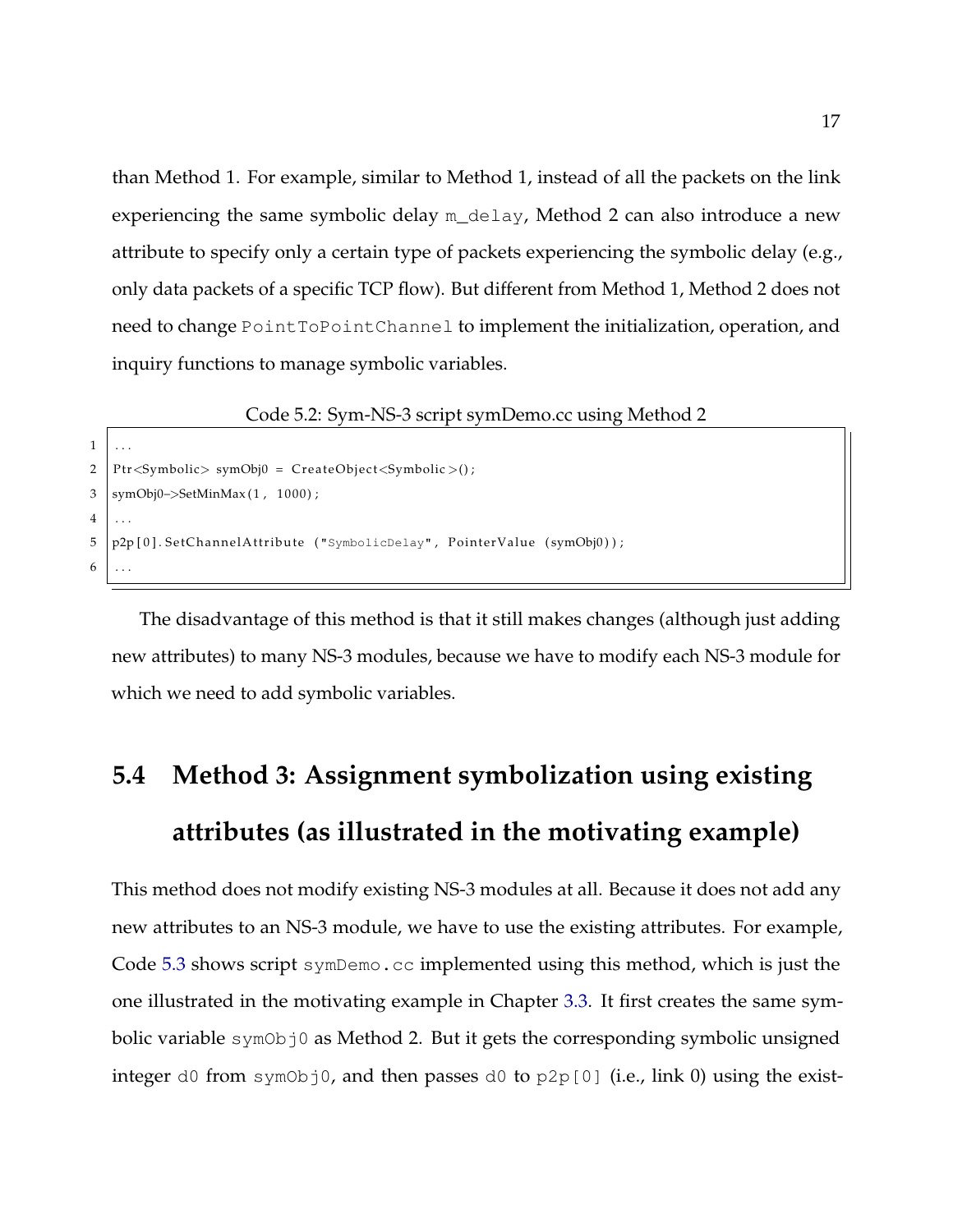than Method 1. For example, similar to Method 1, instead of all the packets on the link experiencing the same symbolic delay m_delay, Method 2 can also introduce a new attribute to specify only a certain type of packets experiencing the symbolic delay (e.g., only data packets of a specific TCP flow). But different from Method 1, Method 2 does not need to change PointToPointChannel to implement the initialization, operation, and inquiry functions to manage symbolic variables.

Code 5.2: Sym-NS-3 script symDemo.cc using Method 2

```
...
Ptr<Symbolic> symObj0 = CreateObject<Symbolic>();
symObj0->SetMinMax(1, 1000);
...
p2p[0].SetChannelAttribute ("SymbolicDelay", PointerValue (symObj0));
...
```

The disadvantage of this method is that it still makes changes (although just adding new attributes) to many NS-3 modules, because we have to modify each NS-3 module for which we need to add symbolic variables.

## 5.4 Method 3: Assignment symbolization using existing attributes (as illustrated in the motivating example)

This method does not modify existing NS-3 modules at all. Because it does not add any new attributes to an NS-3 module, we have to use the existing attributes. For example, Code 5.3 shows script symDemo.cc implemented using this method, which is just the one illustrated in the motivating example in Chapter 3.3. It first creates the same symbolic variable symObj0 as Method 2. But it gets the corresponding symbolic unsigned integer d0 from symObj0, and then passes d0 to p2p[0] (i.e., link 0) using the exist-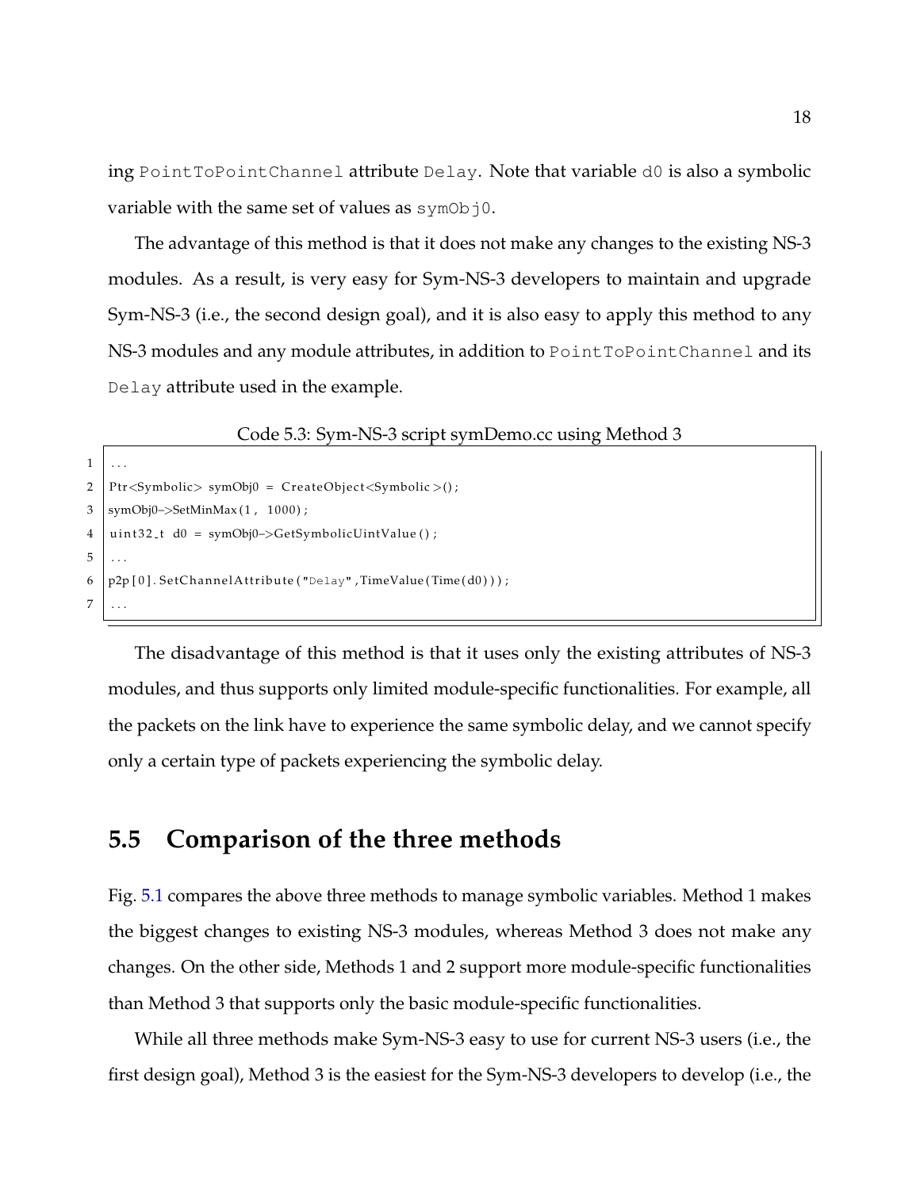ing `PointToPointChannel` attribute `Delay`. Note that variable `d0` is also a symbolic variable with the same set of values as `symObj0`.

The advantage of this method is that it does not make any changes to the existing NS-3 modules. As a result, is very easy for Sym-NS-3 developers to maintain and upgrade Sym-NS-3 (i.e., the second design goal), and it is also easy to apply this method to any NS-3 modules and any module attributes, in addition to `PointToPointChannel` and its `Delay` attribute used in the example.

Code 5.3: Sym-NS-3 script symDemo.cc using Method 3

```
...
Ptr<Symbolic> symObj0 = CreateObject<Symbolic>();
symObj0->SetMinMax(1, 1000);
uint32_t d0 = symObj0->GetSymbolicUintValue();
...
p2p[0].SetChannelAttribute("Delay",TimeValue(Time(d0)));
...
```

The disadvantage of this method is that it uses only the existing attributes of NS-3 modules, and thus supports only limited module-specific functionalities. For example, all the packets on the link have to experience the same symbolic delay, and we cannot specify only a certain type of packets experiencing the symbolic delay.

## 5.5 Comparison of the three methods

Fig. 5.1 compares the above three methods to manage symbolic variables. Method 1 makes the biggest changes to existing NS-3 modules, whereas Method 3 does not make any changes. On the other side, Methods 1 and 2 support more module-specific functionalities than Method 3 that supports only the basic module-specific functionalities.

While all three methods make Sym-NS-3 easy to use for current NS-3 users (i.e., the first design goal), Method 3 is the easiest for the Sym-NS-3 developers to develop (i.e., the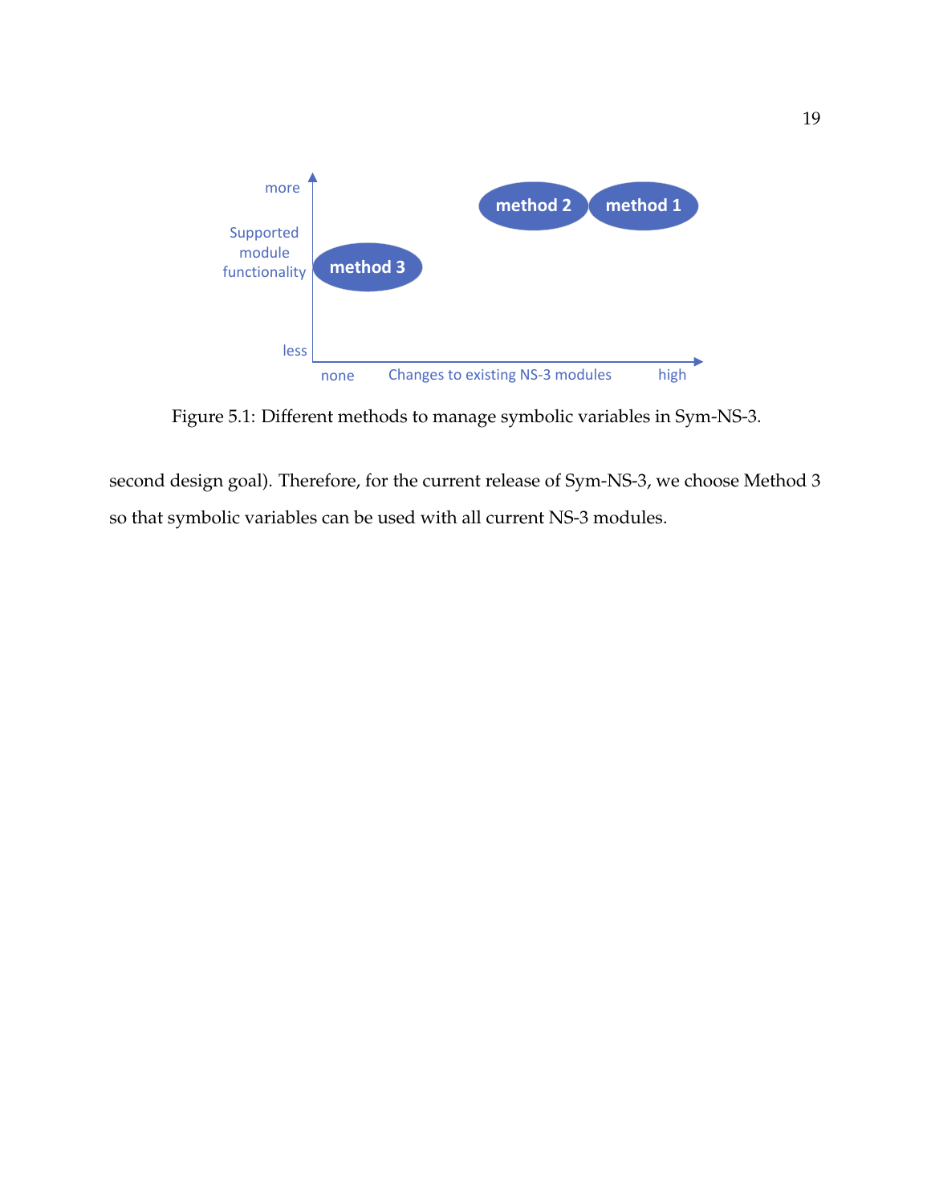Figure 5.1: Different methods to manage symbolic variables in Sym-NS-3.

second design goal). Therefore, for the current release of Sym-NS-3, we choose Method 3 so that symbolic variables can be used with all current NS-3 modules.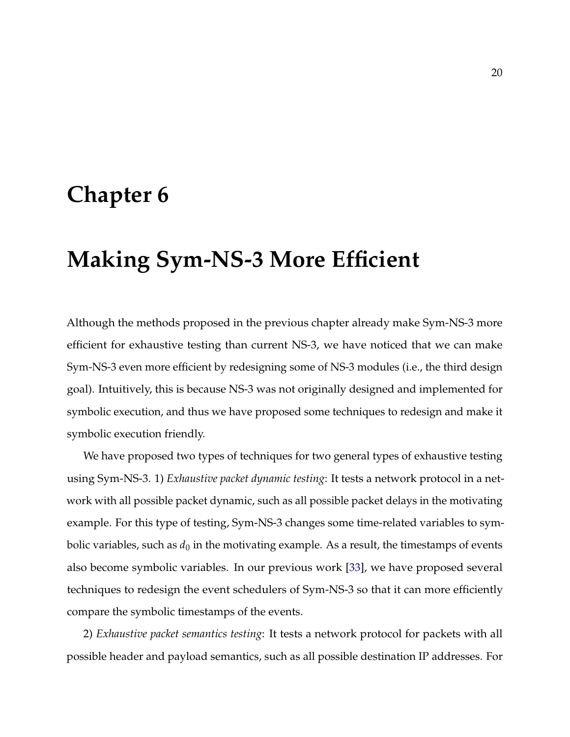# Chapter 6

# Making Sym-NS-3 More Efficient

Although the methods proposed in the previous chapter already make Sym-NS-3 more efficient for exhaustive testing than current NS-3, we have noticed that we can make Sym-NS-3 even more efficient by redesigning some of NS-3 modules (i.e., the third design goal). Intuitively, this is because NS-3 was not originally designed and implemented for symbolic execution, and thus we have proposed some techniques to redesign and make it symbolic execution friendly.

We have proposed two types of techniques for two general types of exhaustive testing using Sym-NS-3. 1) *Exhaustive packet dynamic testing*: It tests a network protocol in a network with all possible packet dynamic, such as all possible packet delays in the motivating example. For this type of testing, Sym-NS-3 changes some time-related variables to symbolic variables, such as $d_0$ in the motivating example. As a result, the timestamps of events also become symbolic variables. In our previous work [33], we have proposed several techniques to redesign the event schedulers of Sym-NS-3 so that it can more efficiently compare the symbolic timestamps of the events.

2) *Exhaustive packet semantics testing*: It tests a network protocol for packets with all possible header and payload semantics, such as all possible destination IP addresses. For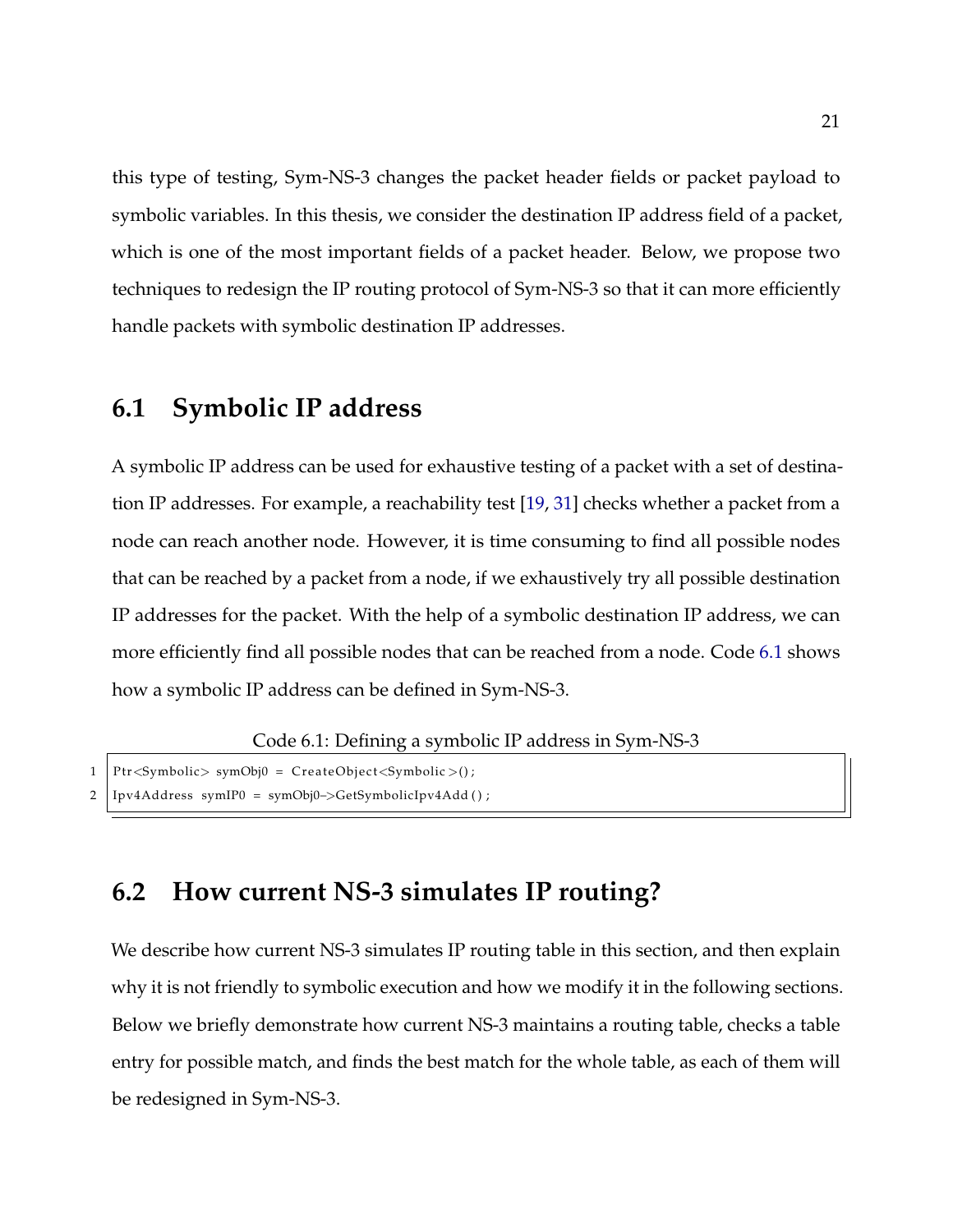this type of testing, Sym-NS-3 changes the packet header fields or packet payload to symbolic variables. In this thesis, we consider the destination IP address field of a packet, which is one of the most important fields of a packet header. Below, we propose two techniques to redesign the IP routing protocol of Sym-NS-3 so that it can more efficiently handle packets with symbolic destination IP addresses.

## 6.1 Symbolic IP address

A symbolic IP address can be used for exhaustive testing of a packet with a set of destination IP addresses. For example, a reachability test [19, 31] checks whether a packet from a node can reach another node. However, it is time consuming to find all possible nodes that can be reached by a packet from a node, if we exhaustively try all possible destination IP addresses for the packet. With the help of a symbolic destination IP address, we can more efficiently find all possible nodes that can be reached from a node. Code 6.1 shows how a symbolic IP address can be defined in Sym-NS-3.

Code 6.1: Defining a symbolic IP address in Sym-NS-3

```
1  Ptr<Symbolic> symObj0 = CreateObject<Symbolic>();
2  Ipv4Address symIP0 = symObj0->GetSymbolicIpv4Add();
```

## 6.2 How current NS-3 simulates IP routing?

We describe how current NS-3 simulates IP routing table in this section, and then explain why it is not friendly to symbolic execution and how we modify it in the following sections. Below we briefly demonstrate how current NS-3 maintains a routing table, checks a table entry for possible match, and finds the best match for the whole table, as each of them will be redesigned in Sym-NS-3.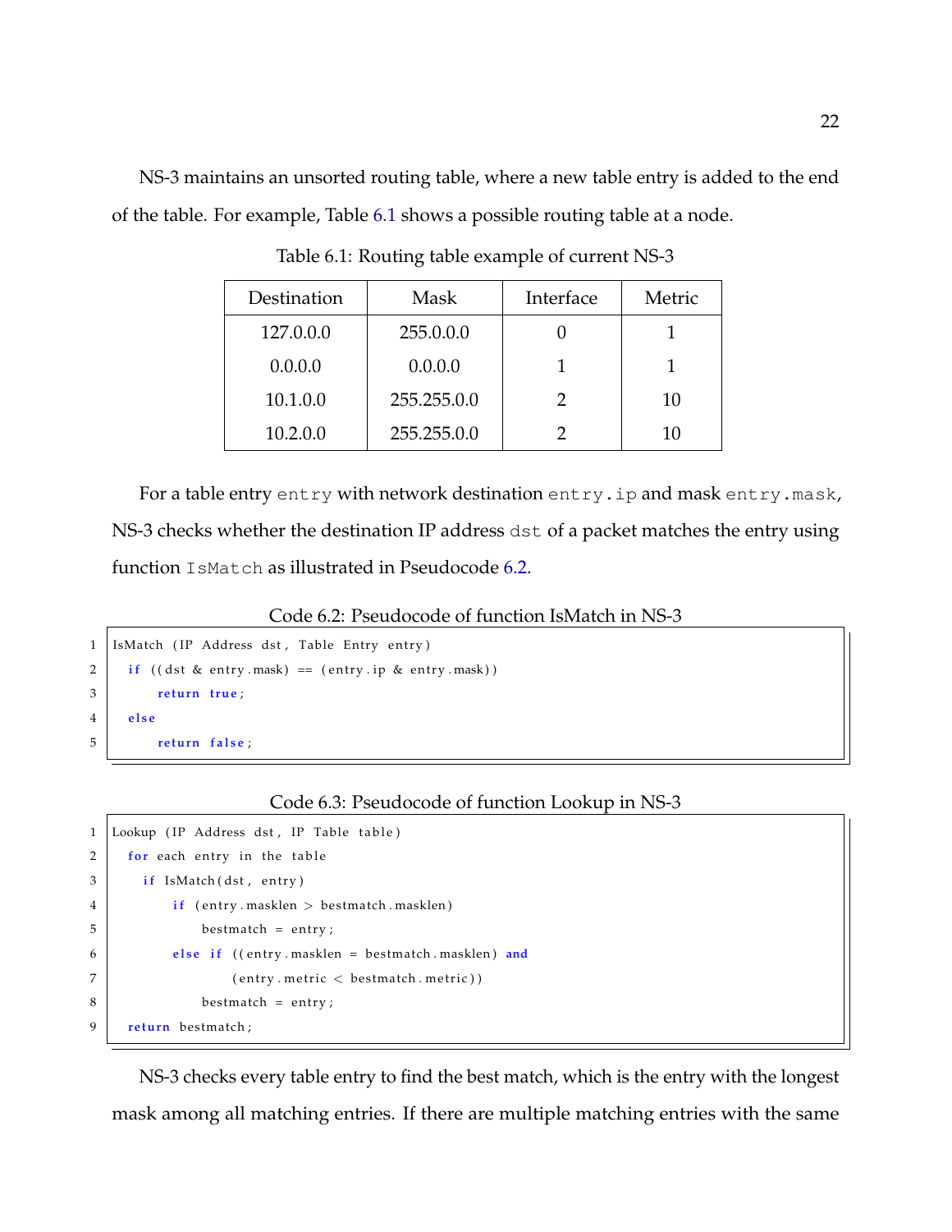NS-3 maintains an unsorted routing table, where a new table entry is added to the end of the table. For example, Table 6.1 shows a possible routing table at a node.

Table 6.1: Routing table example of current NS-3

| Destination | Mask | Interface | Metric |
|---|---|---|---|
| 127.0.0.0 | 255.0.0.0 | 0 | 1 |
| 0.0.0.0 | 0.0.0.0 | 1 | 1 |
| 10.1.0.0 | 255.255.0.0 | 2 | 10 |
| 10.2.0.0 | 255.255.0.0 | 2 | 10 |

For a table entry `entry` with network destination `entry.ip` and mask `entry.mask`, NS-3 checks whether the destination IP address `dst` of a packet matches the entry using function `IsMatch` as illustrated in Pseudocode 6.2.

Code 6.2: Pseudocode of function IsMatch in NS-3

```
IsMatch (IP Address dst, Table Entry entry)
  if ((dst & entry.mask) == (entry.ip & entry.mask))
      return true;
  else
      return false;
```

Code 6.3: Pseudocode of function Lookup in NS-3

```
Lookup (IP Address dst, IP Table table)
  for each entry in the table
    if IsMatch(dst, entry)
        if (entry.masklen > bestmatch.masklen)
            bestmatch = entry;
        else if ((entry.masklen = bestmatch.masklen) and
                 (entry.metric < bestmatch.metric))
            bestmatch = entry;
  return bestmatch;
```

NS-3 checks every table entry to find the best match, which is the entry with the longest mask among all matching entries. If there are multiple matching entries with the same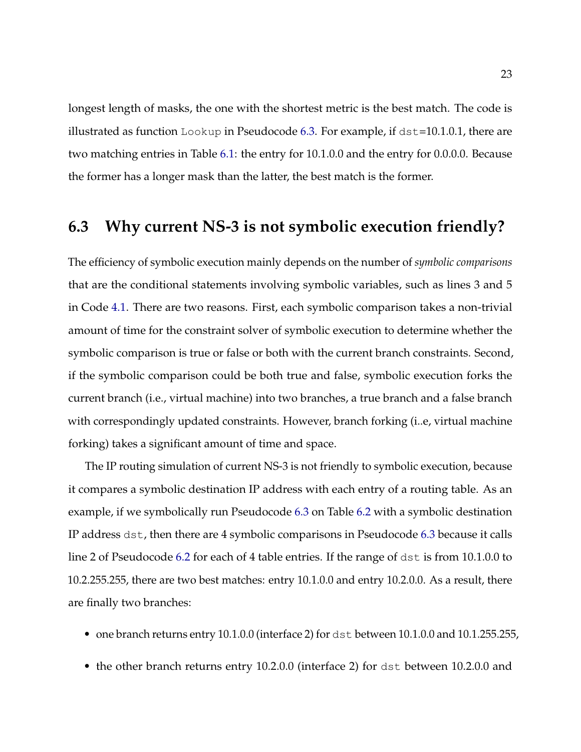longest length of masks, the one with the shortest metric is the best match. The code is illustrated as function `Lookup` in Pseudocode 6.3. For example, if `dst`=10.1.0.1, there are two matching entries in Table 6.1: the entry for 10.1.0.0 and the entry for 0.0.0.0. Because the former has a longer mask than the latter, the best match is the former.

## 6.3 Why current NS-3 is not symbolic execution friendly?

The efficiency of symbolic execution mainly depends on the number of *symbolic comparisons* that are the conditional statements involving symbolic variables, such as lines 3 and 5 in Code 4.1. There are two reasons. First, each symbolic comparison takes a non-trivial amount of time for the constraint solver of symbolic execution to determine whether the symbolic comparison is true or false or both with the current branch constraints. Second, if the symbolic comparison could be both true and false, symbolic execution forks the current branch (i.e., virtual machine) into two branches, a true branch and a false branch with correspondingly updated constraints. However, branch forking (i..e, virtual machine forking) takes a significant amount of time and space.

The IP routing simulation of current NS-3 is not friendly to symbolic execution, because it compares a symbolic destination IP address with each entry of a routing table. As an example, if we symbolically run Pseudocode 6.3 on Table 6.2 with a symbolic destination IP address `dst`, then there are 4 symbolic comparisons in Pseudocode 6.3 because it calls line 2 of Pseudocode 6.2 for each of 4 table entries. If the range of `dst` is from 10.1.0.0 to 10.2.255.255, there are two best matches: entry 10.1.0.0 and entry 10.2.0.0. As a result, there are finally two branches:

- one branch returns entry 10.1.0.0 (interface 2) for `dst` between 10.1.0.0 and 10.1.255.255,
- the other branch returns entry 10.2.0.0 (interface 2) for `dst` between 10.2.0.0 and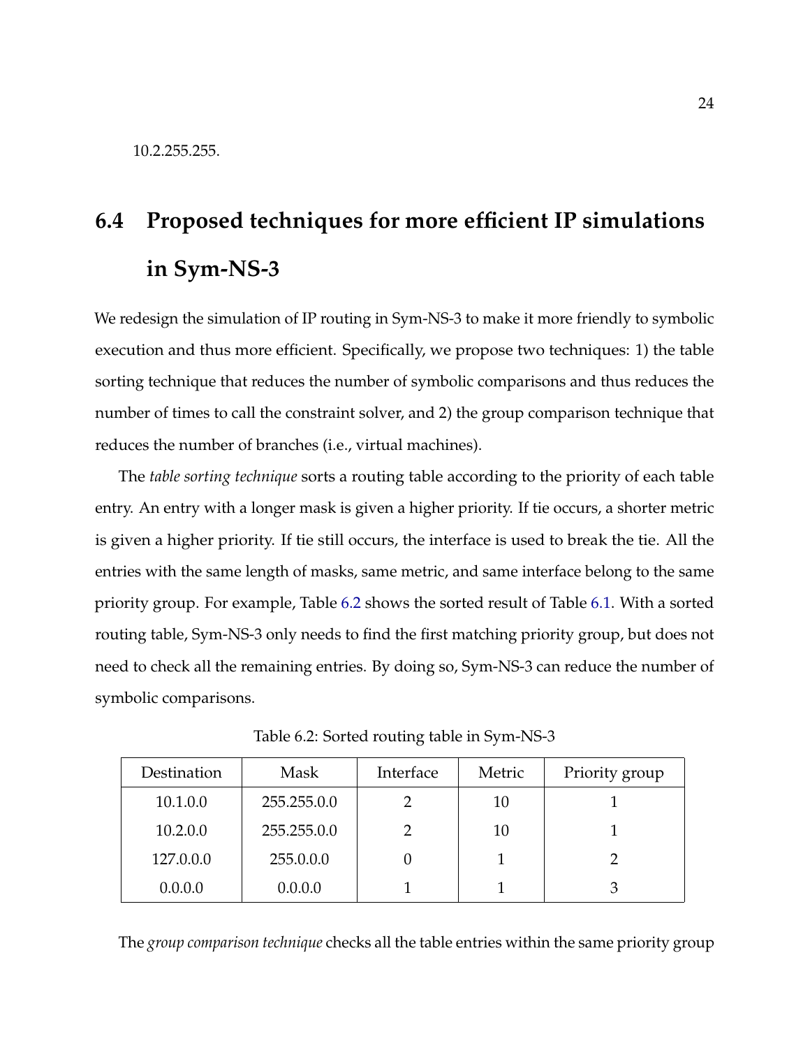10.2.255.255.

## 6.4 Proposed techniques for more efficient IP simulations in Sym-NS-3

We redesign the simulation of IP routing in Sym-NS-3 to make it more friendly to symbolic execution and thus more efficient. Specifically, we propose two techniques: 1) the table sorting technique that reduces the number of symbolic comparisons and thus reduces the number of times to call the constraint solver, and 2) the group comparison technique that reduces the number of branches (i.e., virtual machines).

The *table sorting technique* sorts a routing table according to the priority of each table entry. An entry with a longer mask is given a higher priority. If tie occurs, a shorter metric is given a higher priority. If tie still occurs, the interface is used to break the tie. All the entries with the same length of masks, same metric, and same interface belong to the same priority group. For example, Table 6.2 shows the sorted result of Table 6.1. With a sorted routing table, Sym-NS-3 only needs to find the first matching priority group, but does not need to check all the remaining entries. By doing so, Sym-NS-3 can reduce the number of symbolic comparisons.

Table 6.2: Sorted routing table in Sym-NS-3

| Destination | Mask | Interface | Metric | Priority group |
|---|---|---|---|---|
| 10.1.0.0 | 255.255.0.0 | 2 | 10 | 1 |
| 10.2.0.0 | 255.255.0.0 | 2 | 10 | 1 |
| 127.0.0.0 | 255.0.0.0 | 0 | 1 | 2 |
| 0.0.0.0 | 0.0.0.0 | 1 | 1 | 3 |

The *group comparison technique* checks all the table entries within the same priority group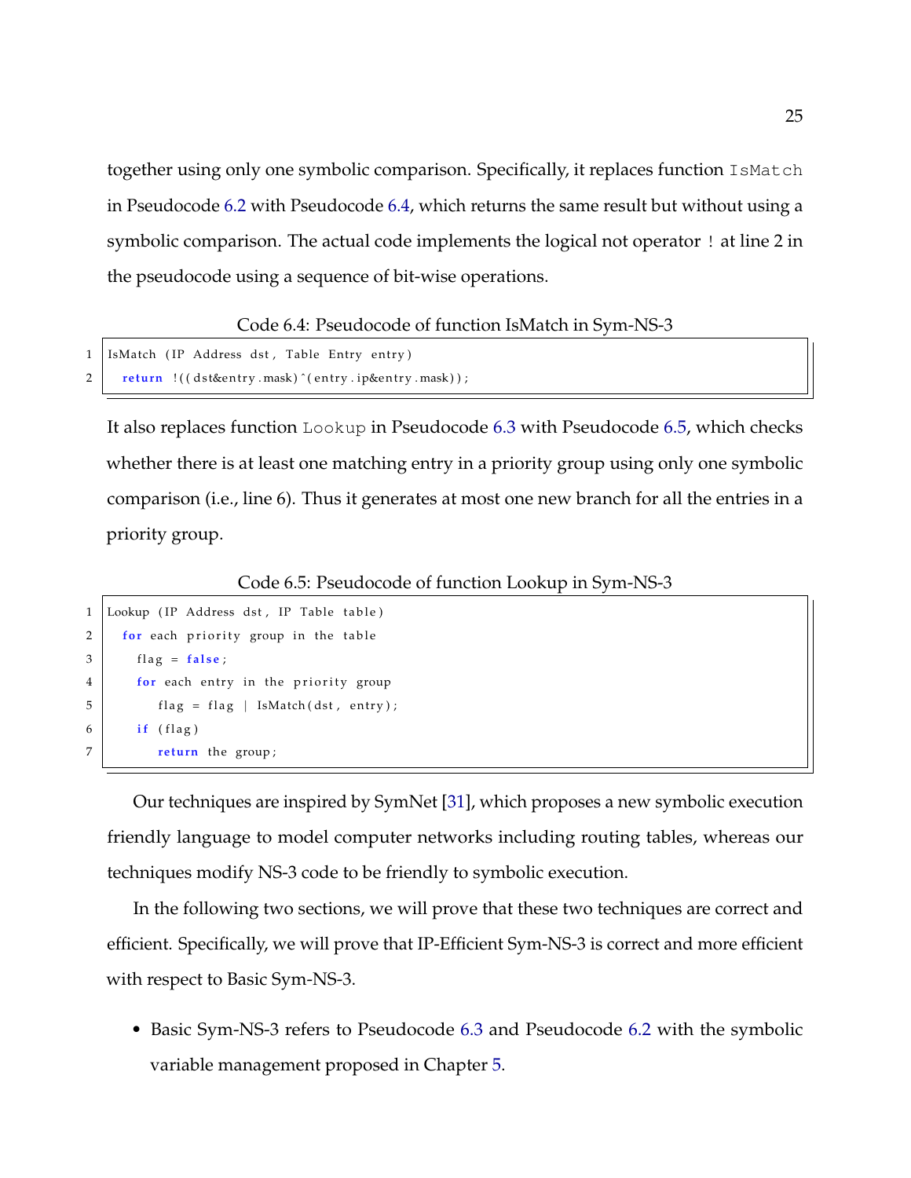together using only one symbolic comparison. Specifically, it replaces function `IsMatch` in Pseudocode 6.2 with Pseudocode 6.4, which returns the same result but without using a symbolic comparison. The actual code implements the logical not operator `!` at line 2 in the pseudocode using a sequence of bit-wise operations.

Code 6.4: Pseudocode of function IsMatch in Sym-NS-3

```
1  IsMatch (IP Address dst, Table Entry entry)
2    return !((dst&entry.mask)^(entry.ip&entry.mask));
```

It also replaces function `Lookup` in Pseudocode 6.3 with Pseudocode 6.5, which checks whether there is at least one matching entry in a priority group using only one symbolic comparison (i.e., line 6). Thus it generates at most one new branch for all the entries in a priority group.

Code 6.5: Pseudocode of function Lookup in Sym-NS-3

```
1  Lookup (IP Address dst, IP Table table)
2    for each priority group in the table
3      flag = false;
4      for each entry in the priority group
5        flag = flag | IsMatch(dst, entry);
6      if (flag)
7        return the group;
```

Our techniques are inspired by SymNet [31], which proposes a new symbolic execution friendly language to model computer networks including routing tables, whereas our techniques modify NS-3 code to be friendly to symbolic execution.

In the following two sections, we will prove that these two techniques are correct and efficient. Specifically, we will prove that IP-Efficient Sym-NS-3 is correct and more efficient with respect to Basic Sym-NS-3.

- Basic Sym-NS-3 refers to Pseudocode 6.3 and Pseudocode 6.2 with the symbolic variable management proposed in Chapter 5.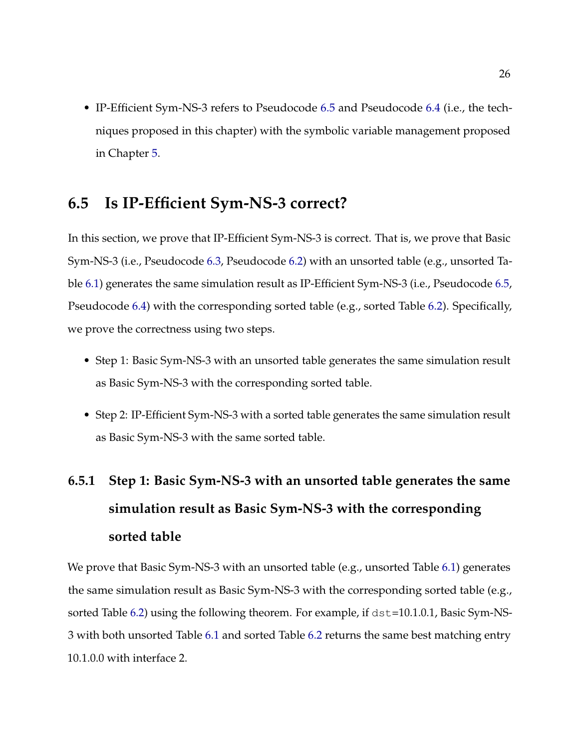- IP-Efficient Sym-NS-3 refers to Pseudocode 6.5 and Pseudocode 6.4 (i.e., the techniques proposed in this chapter) with the symbolic variable management proposed in Chapter 5.

## 6.5 Is IP-Efficient Sym-NS-3 correct?

In this section, we prove that IP-Efficient Sym-NS-3 is correct. That is, we prove that Basic Sym-NS-3 (i.e., Pseudocode 6.3, Pseudocode 6.2) with an unsorted table (e.g., unsorted Table 6.1) generates the same simulation result as IP-Efficient Sym-NS-3 (i.e., Pseudocode 6.5, Pseudocode 6.4) with the corresponding sorted table (e.g., sorted Table 6.2). Specifically, we prove the correctness using two steps.

- Step 1: Basic Sym-NS-3 with an unsorted table generates the same simulation result as Basic Sym-NS-3 with the corresponding sorted table.
- Step 2: IP-Efficient Sym-NS-3 with a sorted table generates the same simulation result as Basic Sym-NS-3 with the same sorted table.

### 6.5.1 Step 1: Basic Sym-NS-3 with an unsorted table generates the same simulation result as Basic Sym-NS-3 with the corresponding sorted table

We prove that Basic Sym-NS-3 with an unsorted table (e.g., unsorted Table 6.1) generates the same simulation result as Basic Sym-NS-3 with the corresponding sorted table (e.g., sorted Table 6.2) using the following theorem. For example, if `dst`=10.1.0.1, Basic Sym-NS-3 with both unsorted Table 6.1 and sorted Table 6.2 returns the same best matching entry 10.1.0.0 with interface 2.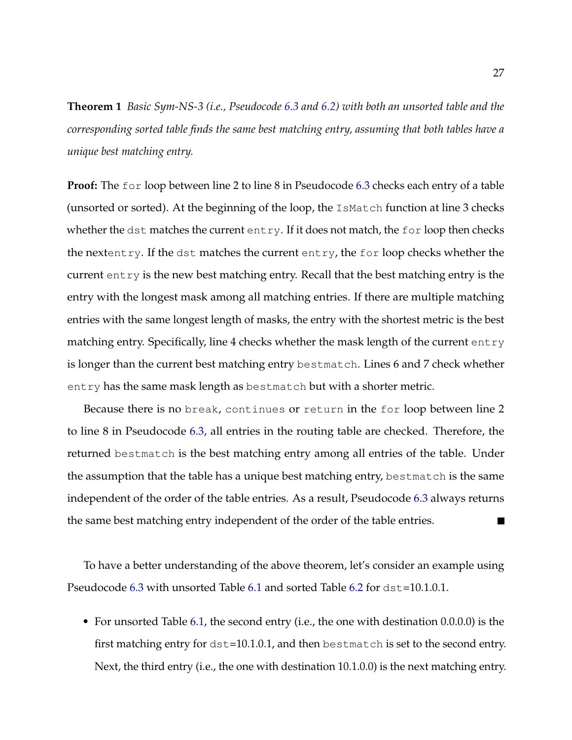**Theorem 1** *Basic Sym-NS-3 (i.e., Pseudocode 6.3 and 6.2) with both an unsorted table and the corresponding sorted table finds the same best matching entry, assuming that both tables have a unique best matching entry.*

**Proof:** The `for` loop between line 2 to line 8 in Pseudocode 6.3 checks each entry of a table (unsorted or sorted). At the beginning of the loop, the `IsMatch` function at line 3 checks whether the `dst` matches the current `entry`. If it does not match, the `for` loop then checks the next`entry`. If the `dst` matches the current `entry`, the `for` loop checks whether the current `entry` is the new best matching entry. Recall that the best matching entry is the entry with the longest mask among all matching entries. If there are multiple matching entries with the same longest length of masks, the entry with the shortest metric is the best matching entry. Specifically, line 4 checks whether the mask length of the current `entry` is longer than the current best matching entry `bestmatch`. Lines 6 and 7 check whether `entry` has the same mask length as `bestmatch` but with a shorter metric.

Because there is no `break`, `continues` or `return` in the `for` loop between line 2 to line 8 in Pseudocode 6.3, all entries in the routing table are checked. Therefore, the returned `bestmatch` is the best matching entry among all entries of the table. Under the assumption that the table has a unique best matching entry, `bestmatch` is the same independent of the order of the table entries. As a result, Pseudocode 6.3 always returns the same best matching entry independent of the order of the table entries. ■

To have a better understanding of the above theorem, let's consider an example using Pseudocode 6.3 with unsorted Table 6.1 and sorted Table 6.2 for `dst`=10.1.0.1.

- For unsorted Table 6.1, the second entry (i.e., the one with destination 0.0.0.0) is the first matching entry for `dst`=10.1.0.1, and then `bestmatch` is set to the second entry. Next, the third entry (i.e., the one with destination 10.1.0.0) is the next matching entry.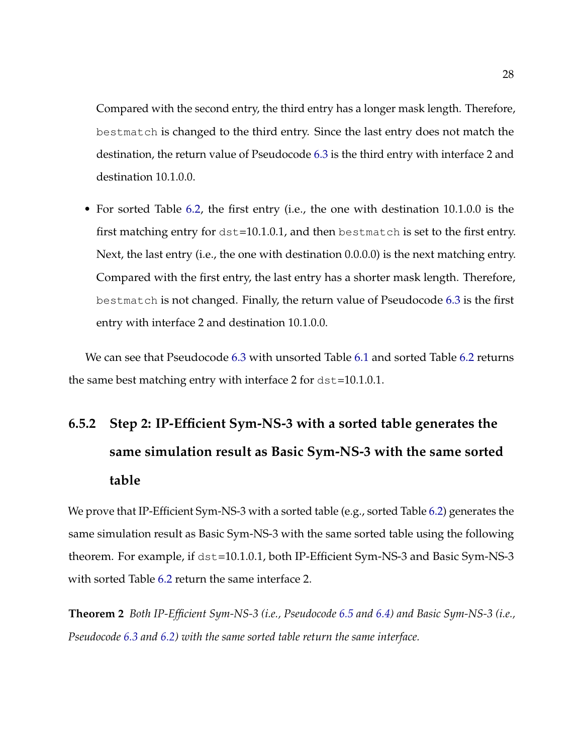Compared with the second entry, the third entry has a longer mask length. Therefore, `bestmatch` is changed to the third entry. Since the last entry does not match the destination, the return value of Pseudocode 6.3 is the third entry with interface 2 and destination 10.1.0.0.

- For sorted Table 6.2, the first entry (i.e., the one with destination 10.1.0.0 is the first matching entry for `dst`=10.1.0.1, and then `bestmatch` is set to the first entry. Next, the last entry (i.e., the one with destination 0.0.0.0) is the next matching entry. Compared with the first entry, the last entry has a shorter mask length. Therefore, `bestmatch` is not changed. Finally, the return value of Pseudocode 6.3 is the first entry with interface 2 and destination 10.1.0.0.

We can see that Pseudocode 6.3 with unsorted Table 6.1 and sorted Table 6.2 returns the same best matching entry with interface 2 for `dst`=10.1.0.1.

### 6.5.2 Step 2: IP-Efficient Sym-NS-3 with a sorted table generates the same simulation result as Basic Sym-NS-3 with the same sorted table

We prove that IP-Efficient Sym-NS-3 with a sorted table (e.g., sorted Table 6.2) generates the same simulation result as Basic Sym-NS-3 with the same sorted table using the following theorem. For example, if `dst`=10.1.0.1, both IP-Efficient Sym-NS-3 and Basic Sym-NS-3 with sorted Table 6.2 return the same interface 2.

**Theorem 2** *Both IP-Efficient Sym-NS-3 (i.e., Pseudocode 6.5 and 6.4) and Basic Sym-NS-3 (i.e., Pseudocode 6.3 and 6.2) with the same sorted table return the same interface.*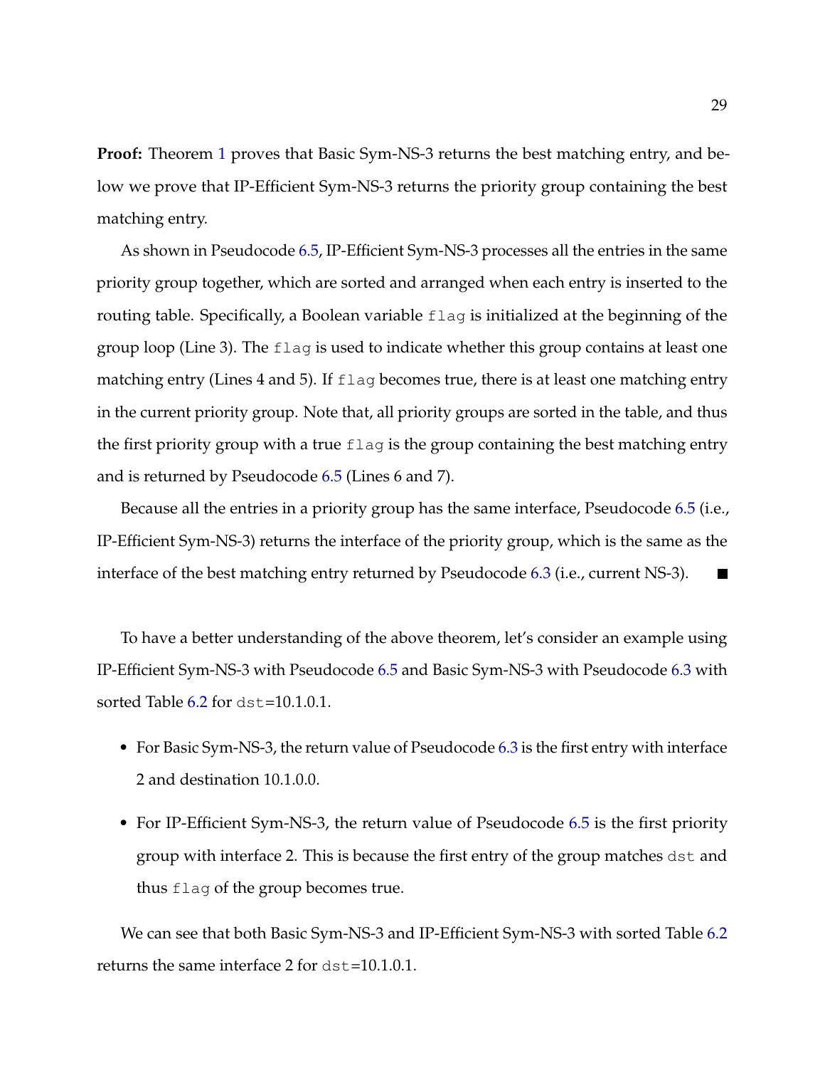**Proof:** Theorem 1 proves that Basic Sym-NS-3 returns the best matching entry, and below we prove that IP-Efficient Sym-NS-3 returns the priority group containing the best matching entry.

As shown in Pseudocode 6.5, IP-Efficient Sym-NS-3 processes all the entries in the same priority group together, which are sorted and arranged when each entry is inserted to the routing table. Specifically, a Boolean variable `flag` is initialized at the beginning of the group loop (Line 3). The `flag` is used to indicate whether this group contains at least one matching entry (Lines 4 and 5). If `flag` becomes true, there is at least one matching entry in the current priority group. Note that, all priority groups are sorted in the table, and thus the first priority group with a true `flag` is the group containing the best matching entry and is returned by Pseudocode 6.5 (Lines 6 and 7).

Because all the entries in a priority group has the same interface, Pseudocode 6.5 (i.e., IP-Efficient Sym-NS-3) returns the interface of the priority group, which is the same as the interface of the best matching entry returned by Pseudocode 6.3 (i.e., current NS-3). ■

To have a better understanding of the above theorem, let's consider an example using IP-Efficient Sym-NS-3 with Pseudocode 6.5 and Basic Sym-NS-3 with Pseudocode 6.3 with sorted Table 6.2 for `dst`=10.1.0.1.

- For Basic Sym-NS-3, the return value of Pseudocode 6.3 is the first entry with interface 2 and destination 10.1.0.0.
- For IP-Efficient Sym-NS-3, the return value of Pseudocode 6.5 is the first priority group with interface 2. This is because the first entry of the group matches `dst` and thus `flag` of the group becomes true.

We can see that both Basic Sym-NS-3 and IP-Efficient Sym-NS-3 with sorted Table 6.2 returns the same interface 2 for `dst`=10.1.0.1.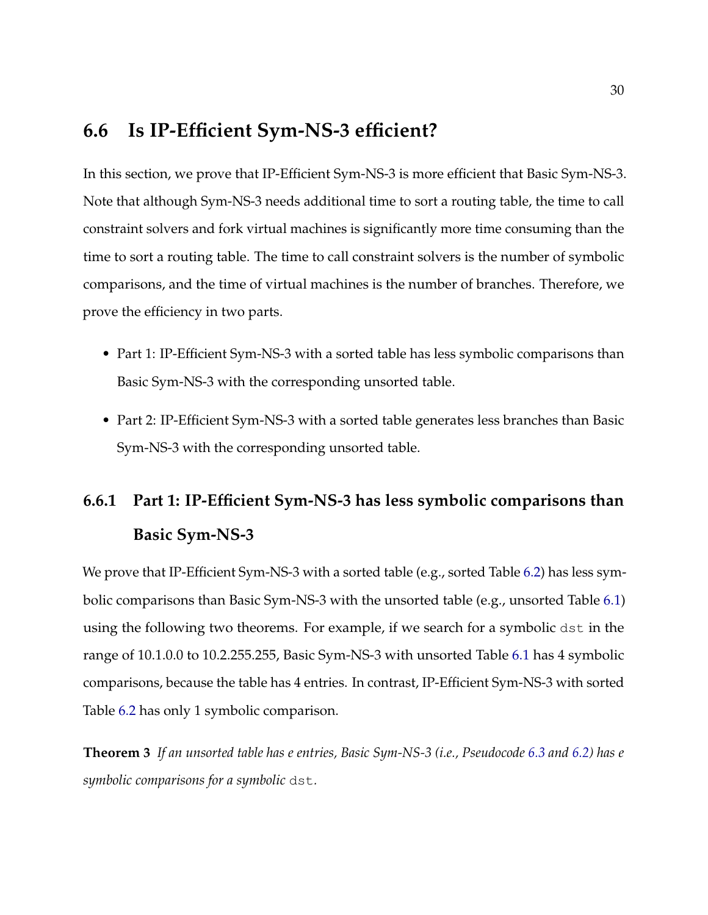## 6.6 Is IP-Efficient Sym-NS-3 efficient?

In this section, we prove that IP-Efficient Sym-NS-3 is more efficient that Basic Sym-NS-3. Note that although Sym-NS-3 needs additional time to sort a routing table, the time to call constraint solvers and fork virtual machines is significantly more time consuming than the time to sort a routing table. The time to call constraint solvers is the number of symbolic comparisons, and the time of virtual machines is the number of branches. Therefore, we prove the efficiency in two parts.

- Part 1: IP-Efficient Sym-NS-3 with a sorted table has less symbolic comparisons than Basic Sym-NS-3 with the corresponding unsorted table.
- Part 2: IP-Efficient Sym-NS-3 with a sorted table generates less branches than Basic Sym-NS-3 with the corresponding unsorted table.

### 6.6.1 Part 1: IP-Efficient Sym-NS-3 has less symbolic comparisons than Basic Sym-NS-3

We prove that IP-Efficient Sym-NS-3 with a sorted table (e.g., sorted Table 6.2) has less symbolic comparisons than Basic Sym-NS-3 with the unsorted table (e.g., unsorted Table 6.1) using the following two theorems. For example, if we search for a symbolic `dst` in the range of 10.1.0.0 to 10.2.255.255, Basic Sym-NS-3 with unsorted Table 6.1 has 4 symbolic comparisons, because the table has 4 entries. In contrast, IP-Efficient Sym-NS-3 with sorted Table 6.2 has only 1 symbolic comparison.

**Theorem 3** *If an unsorted table has $e$ entries, Basic Sym-NS-3 (i.e., Pseudocode 6.3 and 6.2) has $e$ symbolic comparisons for a symbolic* `dst`*.*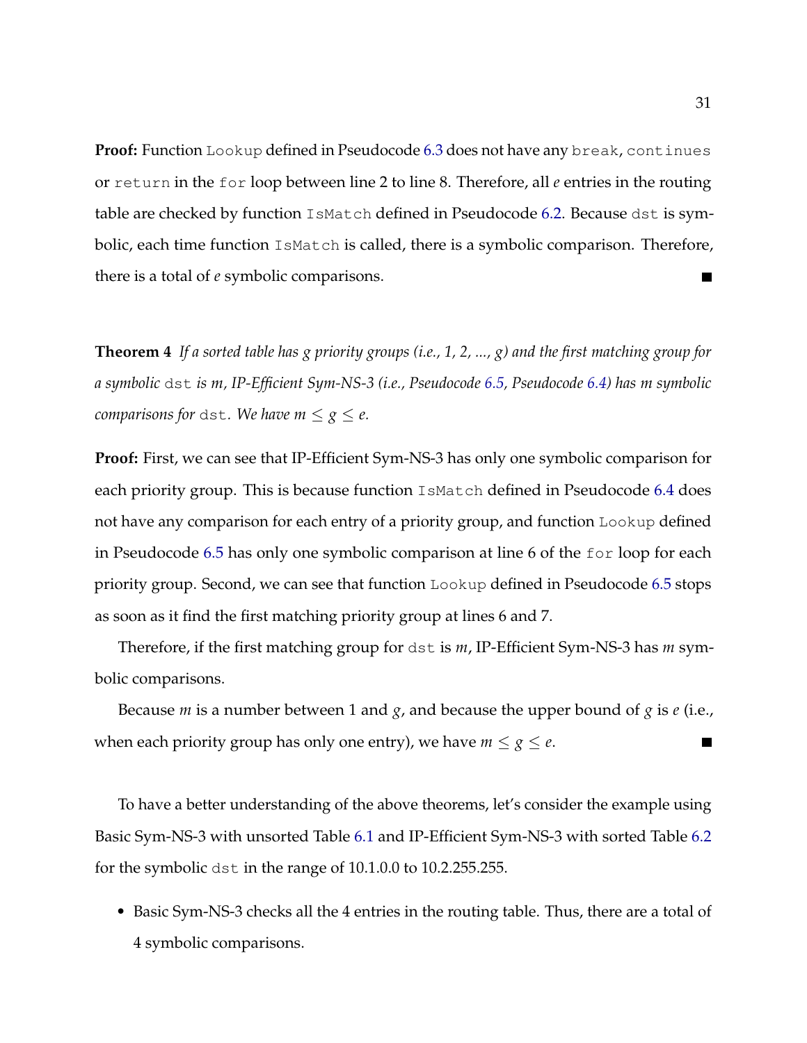**Proof:** Function `Lookup` defined in Pseudocode 6.3 does not have any `break`, `continues` or `return` in the `for` loop between line 2 to line 8. Therefore, all $e$ entries in the routing table are checked by function `IsMatch` defined in Pseudocode 6.2. Because `dst` is symbolic, each time function `IsMatch` is called, there is a symbolic comparison. Therefore, there is a total of $e$ symbolic comparisons. ■

**Theorem 4** *If a sorted table has $g$ priority groups (i.e., 1, 2, ..., $g$) and the first matching group for a symbolic* `dst` *is $m$, IP-Efficient Sym-NS-3 (i.e., Pseudocode 6.5, Pseudocode 6.4) has $m$ symbolic comparisons for* `dst`*. We have $m \leq g \leq e$.*

**Proof:** First, we can see that IP-Efficient Sym-NS-3 has only one symbolic comparison for each priority group. This is because function `IsMatch` defined in Pseudocode 6.4 does not have any comparison for each entry of a priority group, and function `Lookup` defined in Pseudocode 6.5 has only one symbolic comparison at line 6 of the `for` loop for each priority group. Second, we can see that function `Lookup` defined in Pseudocode 6.5 stops as soon as it find the first matching priority group at lines 6 and 7.

Therefore, if the first matching group for `dst` is $m$, IP-Efficient Sym-NS-3 has $m$ symbolic comparisons.

Because $m$ is a number between 1 and $g$, and because the upper bound of $g$ is $e$ (i.e., when each priority group has only one entry), we have $m \leq g \leq e$. ■

To have a better understanding of the above theorems, let's consider the example using Basic Sym-NS-3 with unsorted Table 6.1 and IP-Efficient Sym-NS-3 with sorted Table 6.2 for the symbolic `dst` in the range of 10.1.0.0 to 10.2.255.255.

- Basic Sym-NS-3 checks all the 4 entries in the routing table. Thus, there are a total of 4 symbolic comparisons.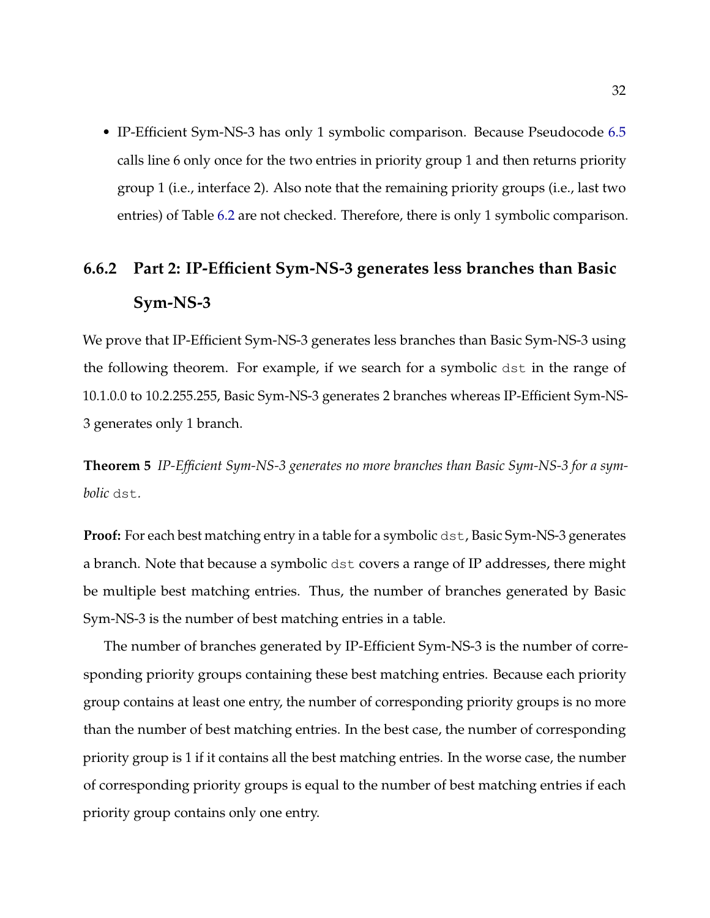- IP-Efficient Sym-NS-3 has only 1 symbolic comparison. Because Pseudocode 6.5 calls line 6 only once for the two entries in priority group 1 and then returns priority group 1 (i.e., interface 2). Also note that the remaining priority groups (i.e., last two entries) of Table 6.2 are not checked. Therefore, there is only 1 symbolic comparison.

### 6.6.2 Part 2: IP-Efficient Sym-NS-3 generates less branches than Basic Sym-NS-3

We prove that IP-Efficient Sym-NS-3 generates less branches than Basic Sym-NS-3 using the following theorem. For example, if we search for a symbolic `dst` in the range of 10.1.0.0 to 10.2.255.255, Basic Sym-NS-3 generates 2 branches whereas IP-Efficient Sym-NS-3 generates only 1 branch.

**Theorem 5** *IP-Efficient Sym-NS-3 generates no more branches than Basic Sym-NS-3 for a symbolic* `dst`*.*

**Proof:** For each best matching entry in a table for a symbolic `dst`, Basic Sym-NS-3 generates a branch. Note that because a symbolic `dst` covers a range of IP addresses, there might be multiple best matching entries. Thus, the number of branches generated by Basic Sym-NS-3 is the number of best matching entries in a table.

The number of branches generated by IP-Efficient Sym-NS-3 is the number of corresponding priority groups containing these best matching entries. Because each priority group contains at least one entry, the number of corresponding priority groups is no more than the number of best matching entries. In the best case, the number of corresponding priority group is 1 if it contains all the best matching entries. In the worse case, the number of corresponding priority groups is equal to the number of best matching entries if each priority group contains only one entry.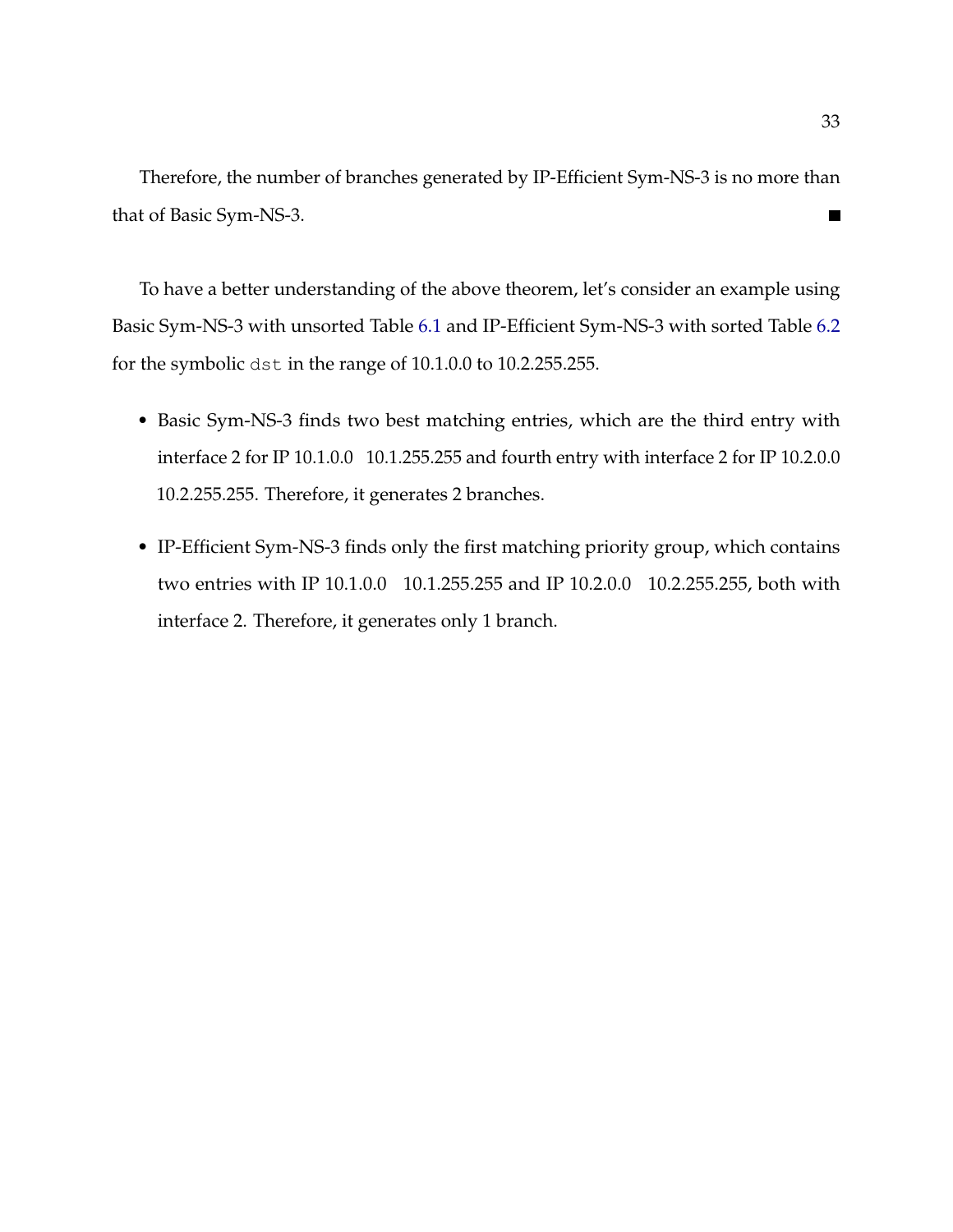Therefore, the number of branches generated by IP-Efficient Sym-NS-3 is no more than that of Basic Sym-NS-3. ■

To have a better understanding of the above theorem, let's consider an example using Basic Sym-NS-3 with unsorted Table 6.1 and IP-Efficient Sym-NS-3 with sorted Table 6.2 for the symbolic `dst` in the range of 10.1.0.0 to 10.2.255.255.

- Basic Sym-NS-3 finds two best matching entries, which are the third entry with interface 2 for IP 10.1.0.0   10.1.255.255 and fourth entry with interface 2 for IP 10.2.0.0   10.2.255.255. Therefore, it generates 2 branches.
- IP-Efficient Sym-NS-3 finds only the first matching priority group, which contains two entries with IP 10.1.0.0   10.1.255.255 and IP 10.2.0.0   10.2.255.255, both with interface 2. Therefore, it generates only 1 branch.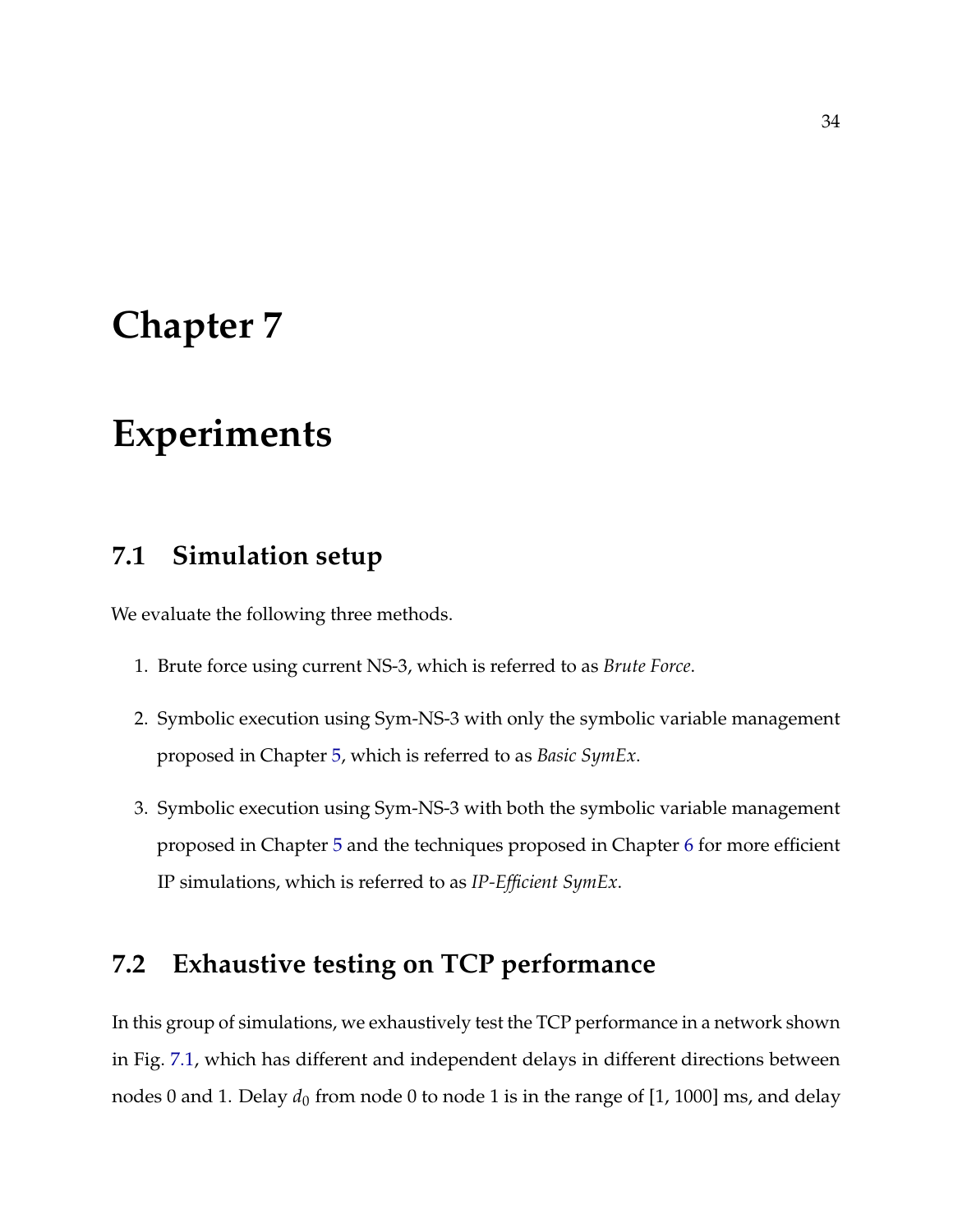# Chapter 7

# Experiments

## 7.1 Simulation setup

We evaluate the following three methods.

1. Brute force using current NS-3, which is referred to as *Brute Force*.
2. Symbolic execution using Sym-NS-3 with only the symbolic variable management proposed in Chapter 5, which is referred to as *Basic SymEx*.
3. Symbolic execution using Sym-NS-3 with both the symbolic variable management proposed in Chapter 5 and the techniques proposed in Chapter 6 for more efficient IP simulations, which is referred to as *IP-Efficient SymEx*.

## 7.2 Exhaustive testing on TCP performance

In this group of simulations, we exhaustively test the TCP performance in a network shown in Fig. 7.1, which has different and independent delays in different directions between nodes 0 and 1. Delay $d_0$ from node 0 to node 1 is in the range of [1, 1000] ms, and delay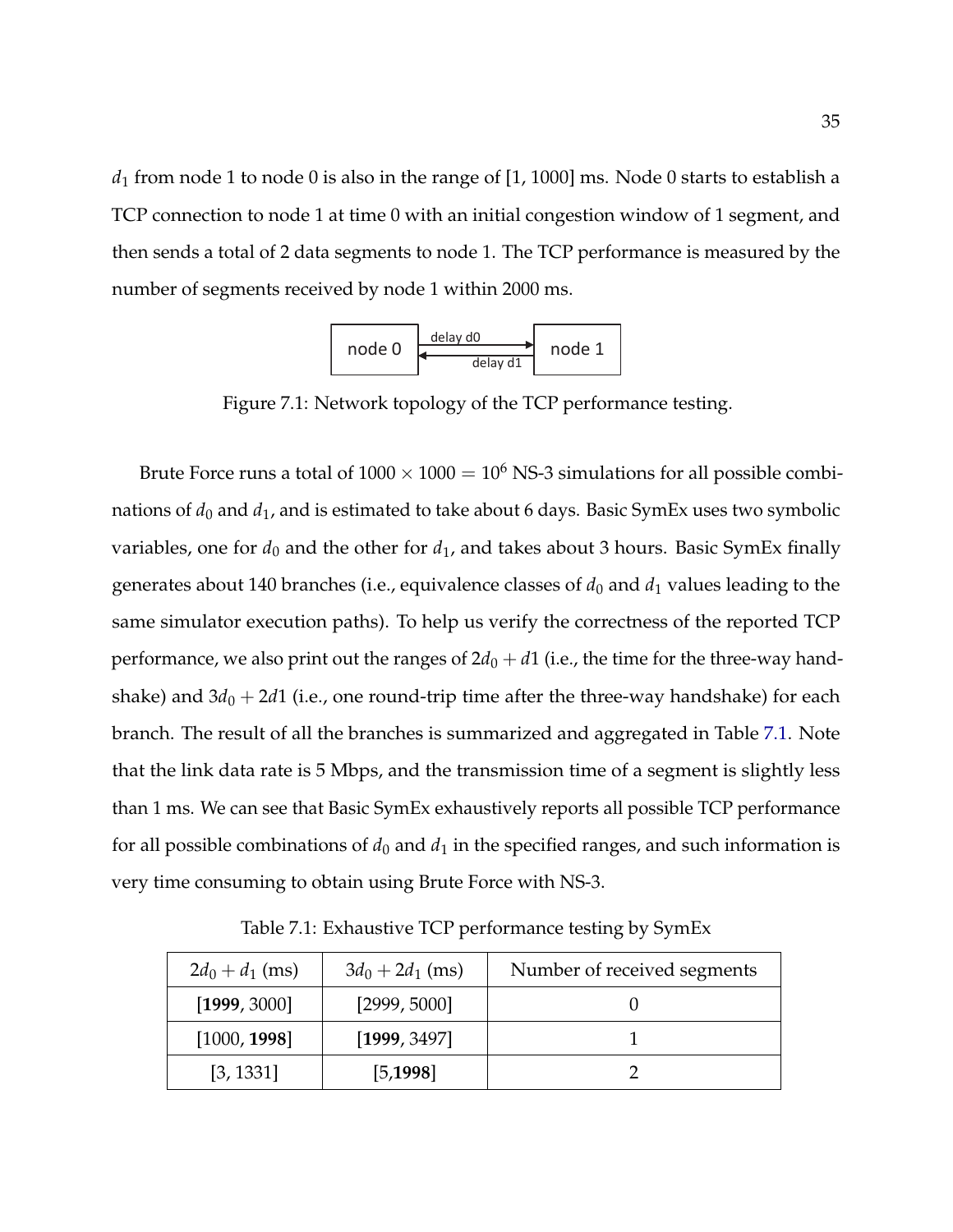$d_1$ from node 1 to node 0 is also in the range of [1, 1000] ms. Node 0 starts to establish a TCP connection to node 1 at time 0 with an initial congestion window of 1 segment, and then sends a total of 2 data segments to node 1. The TCP performance is measured by the number of segments received by node 1 within 2000 ms.

Figure 7.1: Network topology of the TCP performance testing.

Brute Force runs a total of $1000 \times 1000 = 10^6$ NS-3 simulations for all possible combinations of $d_0$ and $d_1$, and is estimated to take about 6 days. Basic SymEx uses two symbolic variables, one for $d_0$ and the other for $d_1$, and takes about 3 hours. Basic SymEx finally generates about 140 branches (i.e., equivalence classes of $d_0$ and $d_1$ values leading to the same simulator execution paths). To help us verify the correctness of the reported TCP performance, we also print out the ranges of $2d_0 + d1$ (i.e., the time for the three-way handshake) and $3d_0 + 2d1$ (i.e., one round-trip time after the three-way handshake) for each branch. The result of all the branches is summarized and aggregated in Table 7.1. Note that the link data rate is 5 Mbps, and the transmission time of a segment is slightly less than 1 ms. We can see that Basic SymEx exhaustively reports all possible TCP performance for all possible combinations of $d_0$ and $d_1$ in the specified ranges, and such information is very time consuming to obtain using Brute Force with NS-3.

Table 7.1: Exhaustive TCP performance testing by SymEx

| $2d_0 + d_1$ (ms) | $3d_0 + 2d_1$ (ms) | Number of received segments |
|---|---|---|
| [**1999**, 3000] | [2999, 5000] | 0 |
| [1000, **1998**] | [**1999**, 3497] | 1 |
| [3, 1331] | [5,**1998**] | 2 |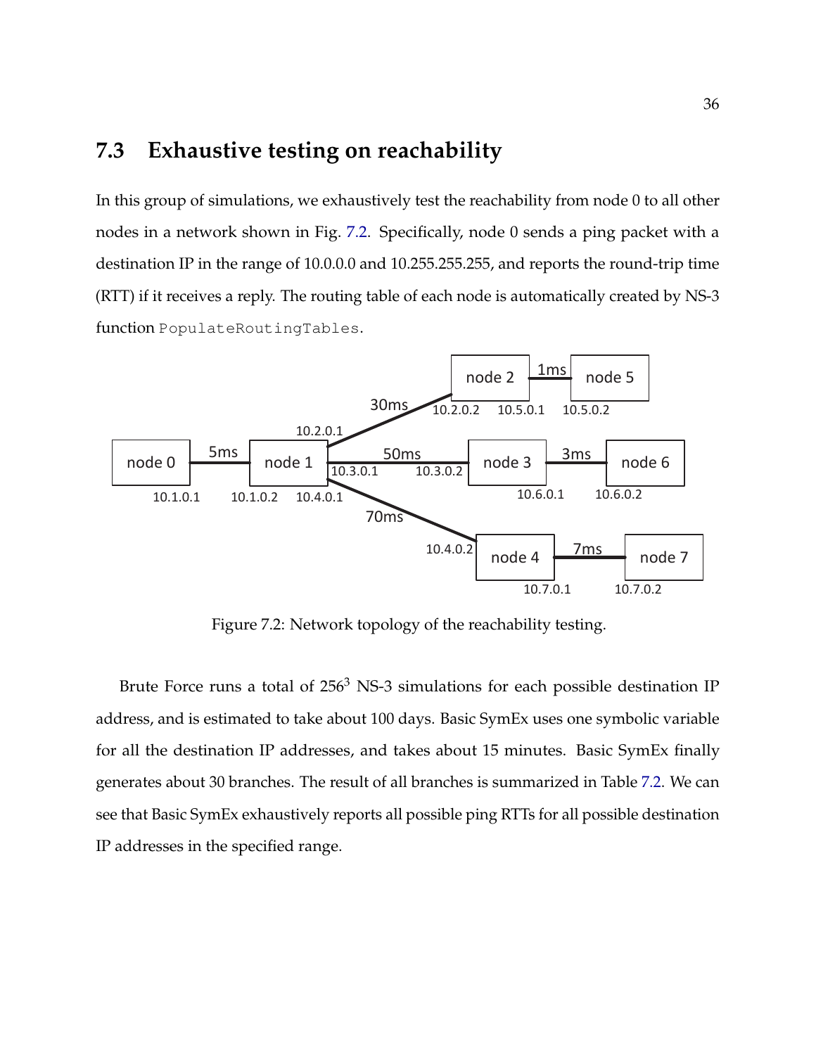## 7.3 Exhaustive testing on reachability

In this group of simulations, we exhaustively test the reachability from node 0 to all other nodes in a network shown in Fig. 7.2. Specifically, node 0 sends a ping packet with a destination IP in the range of 10.0.0.0 and 10.255.255.255, and reports the round-trip time (RTT) if it receives a reply. The routing table of each node is automatically created by NS-3 function `PopulateRoutingTables`.

Figure 7.2: Network topology of the reachability testing.

Brute Force runs a total of $256^3$ NS-3 simulations for each possible destination IP address, and is estimated to take about 100 days. Basic SymEx uses one symbolic variable for all the destination IP addresses, and takes about 15 minutes. Basic SymEx finally generates about 30 branches. The result of all branches is summarized in Table 7.2. We can see that Basic SymEx exhaustively reports all possible ping RTTs for all possible destination IP addresses in the specified range.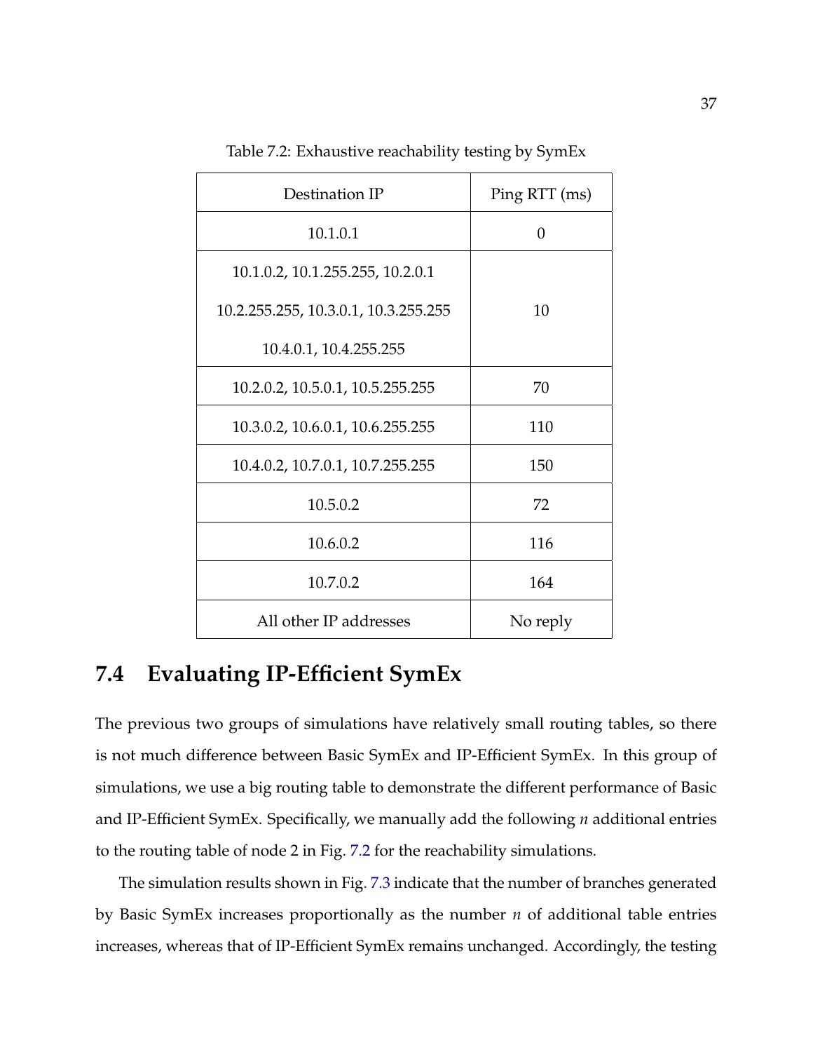Table 7.2: Exhaustive reachability testing by SymEx

| Destination IP | Ping RTT (ms) |
| --- | --- |
| 10.1.0.1 | 0 |
| 10.1.0.2, 10.1.255.255, 10.2.0.1<br>10.2.255.255, 10.3.0.1, 10.3.255.255<br>10.4.0.1, 10.4.255.255 | 10 |
| 10.2.0.2, 10.5.0.1, 10.5.255.255 | 70 |
| 10.3.0.2, 10.6.0.1, 10.6.255.255 | 110 |
| 10.4.0.2, 10.7.0.1, 10.7.255.255 | 150 |
| 10.5.0.2 | 72 |
| 10.6.0.2 | 116 |
| 10.7.0.2 | 164 |
| All other IP addresses | No reply |

## 7.4 Evaluating IP-Efficient SymEx

The previous two groups of simulations have relatively small routing tables, so there is not much difference between Basic SymEx and IP-Efficient SymEx. In this group of simulations, we use a big routing table to demonstrate the different performance of Basic and IP-Efficient SymEx. Specifically, we manually add the following $n$ additional entries to the routing table of node 2 in Fig. 7.2 for the reachability simulations.

The simulation results shown in Fig. 7.3 indicate that the number of branches generated by Basic SymEx increases proportionally as the number $n$ of additional table entries increases, whereas that of IP-Efficient SymEx remains unchanged. Accordingly, the testing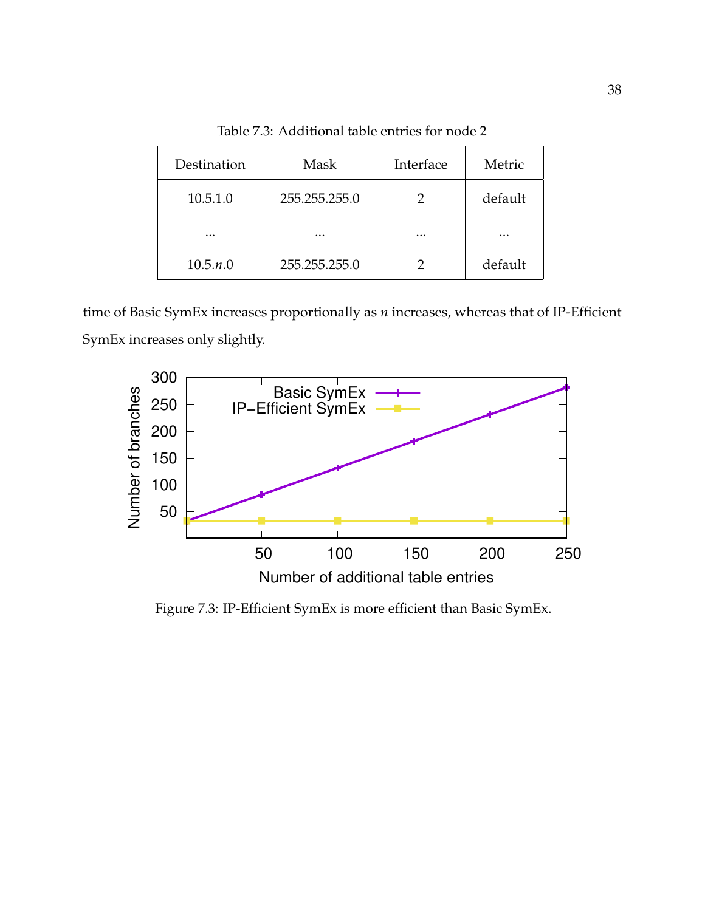Table 7.3: Additional table entries for node 2

| Destination | Mask | Interface | Metric |
|---|---|---|---|
| 10.5.1.0 | 255.255.255.0 | 2 | default |
| ... | ... | ... | ... |
| 10.5.$n$.0 | 255.255.255.0 | 2 | default |

time of Basic SymEx increases proportionally as $n$ increases, whereas that of IP-Efficient SymEx increases only slightly.

Figure 7.3: IP-Efficient SymEx is more efficient than Basic SymEx.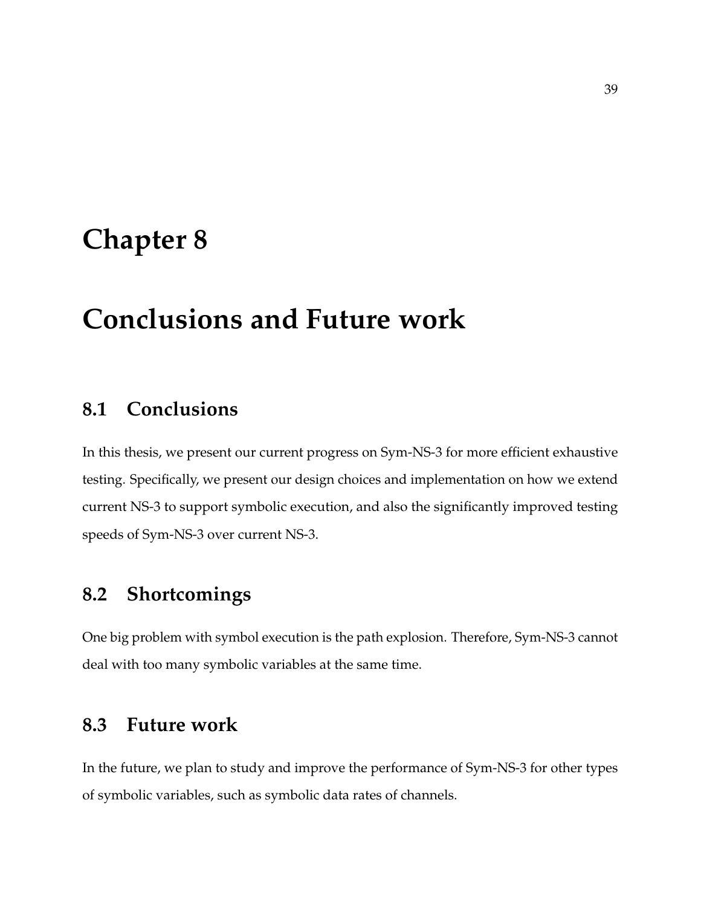# Chapter 8

# Conclusions and Future work

## 8.1 Conclusions

In this thesis, we present our current progress on Sym-NS-3 for more efficient exhaustive testing. Specifically, we present our design choices and implementation on how we extend current NS-3 to support symbolic execution, and also the significantly improved testing speeds of Sym-NS-3 over current NS-3.

## 8.2 Shortcomings

One big problem with symbol execution is the path explosion. Therefore, Sym-NS-3 cannot deal with too many symbolic variables at the same time.

## 8.3 Future work

In the future, we plan to study and improve the performance of Sym-NS-3 for other types of symbolic variables, such as symbolic data rates of channels.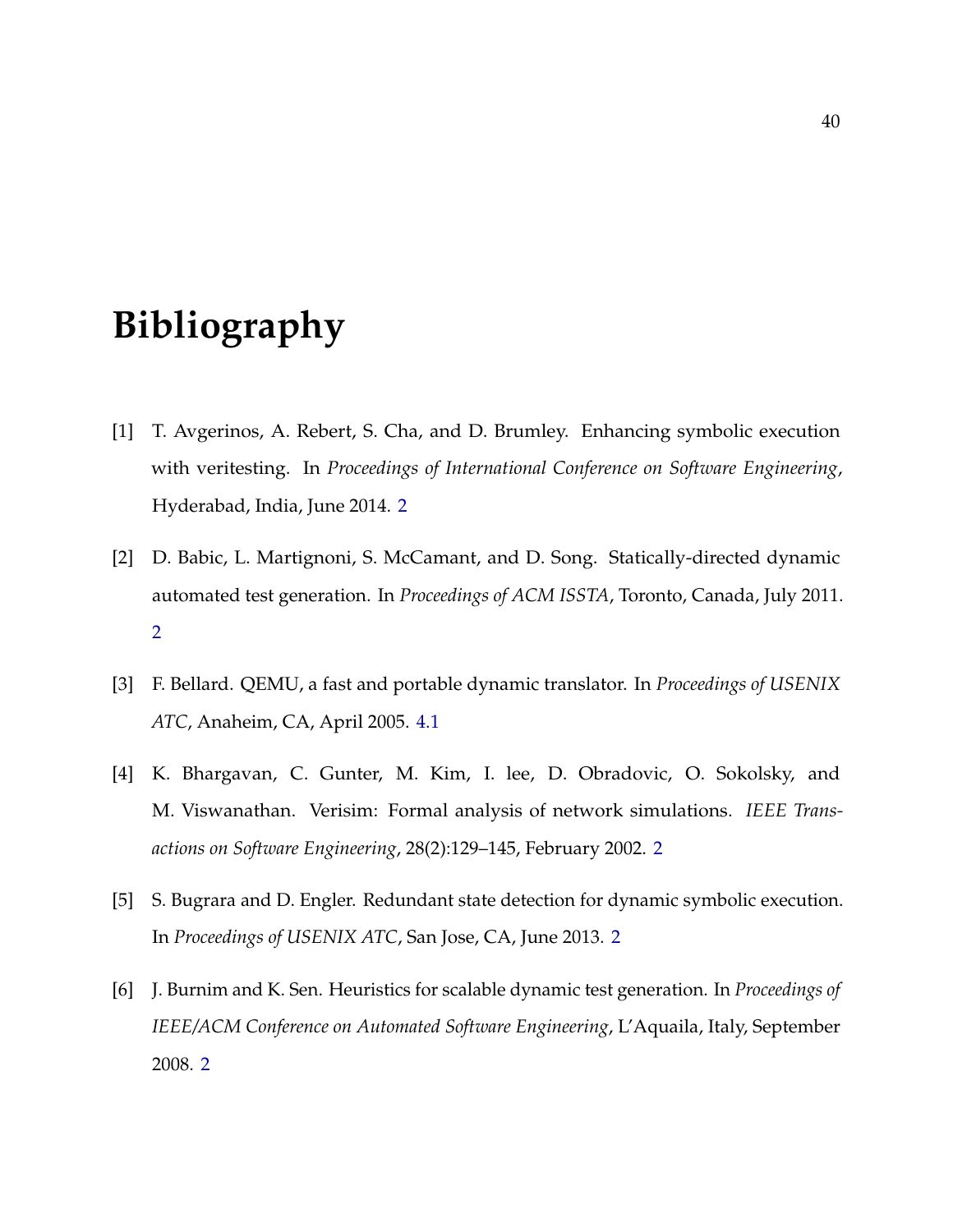# Bibliography

[1] T. Avgerinos, A. Rebert, S. Cha, and D. Brumley. Enhancing symbolic execution with veritesting. In *Proceedings of International Conference on Software Engineering*, Hyderabad, India, June 2014. 2

[2] D. Babic, L. Martignoni, S. McCamant, and D. Song. Statically-directed dynamic automated test generation. In *Proceedings of ACM ISSTA*, Toronto, Canada, July 2011. 2

[3] F. Bellard. QEMU, a fast and portable dynamic translator. In *Proceedings of USENIX ATC*, Anaheim, CA, April 2005. 4.1

[4] K. Bhargavan, C. Gunter, M. Kim, I. lee, D. Obradovic, O. Sokolsky, and M. Viswanathan. Verisim: Formal analysis of network simulations. *IEEE Transactions on Software Engineering*, 28(2):129–145, February 2002. 2

[5] S. Bugrara and D. Engler. Redundant state detection for dynamic symbolic execution. In *Proceedings of USENIX ATC*, San Jose, CA, June 2013. 2

[6] J. Burnim and K. Sen. Heuristics for scalable dynamic test generation. In *Proceedings of IEEE/ACM Conference on Automated Software Engineering*, L'Aquaila, Italy, September 2008. 2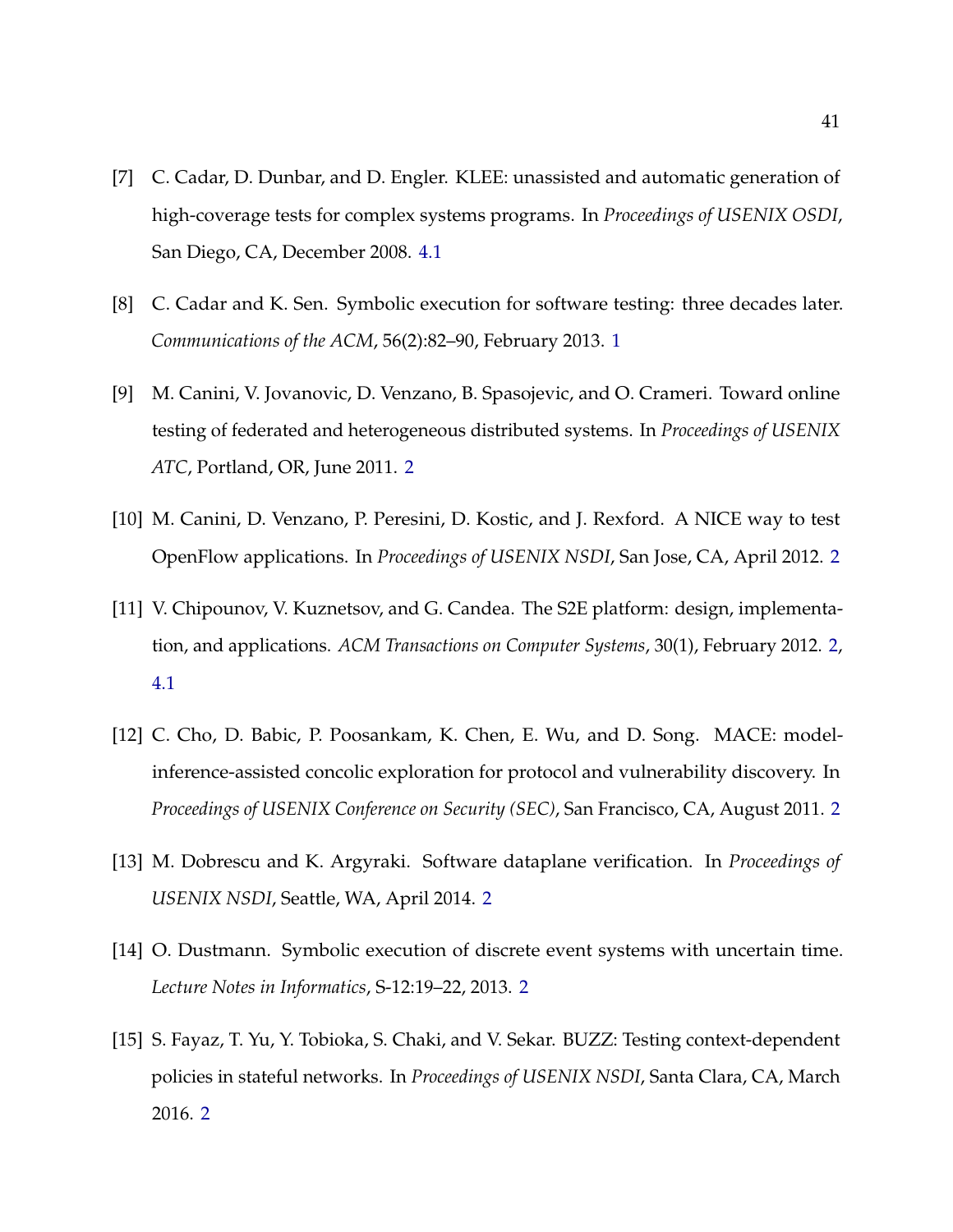[7] C. Cadar, D. Dunbar, and D. Engler. KLEE: unassisted and automatic generation of high-coverage tests for complex systems programs. In *Proceedings of USENIX OSDI*, San Diego, CA, December 2008. 4.1

[8] C. Cadar and K. Sen. Symbolic execution for software testing: three decades later. *Communications of the ACM*, 56(2):82–90, February 2013. 1

[9] M. Canini, V. Jovanovic, D. Venzano, B. Spasojevic, and O. Crameri. Toward online testing of federated and heterogeneous distributed systems. In *Proceedings of USENIX ATC*, Portland, OR, June 2011. 2

[10] M. Canini, D. Venzano, P. Peresini, D. Kostic, and J. Rexford. A NICE way to test OpenFlow applications. In *Proceedings of USENIX NSDI*, San Jose, CA, April 2012. 2

[11] V. Chipounov, V. Kuznetsov, and G. Candea. The S2E platform: design, implementation, and applications. *ACM Transactions on Computer Systems*, 30(1), February 2012. 2, 4.1

[12] C. Cho, D. Babic, P. Poosankam, K. Chen, E. Wu, and D. Song. MACE: model-inference-assisted concolic exploration for protocol and vulnerability discovery. In *Proceedings of USENIX Conference on Security (SEC)*, San Francisco, CA, August 2011. 2

[13] M. Dobrescu and K. Argyraki. Software dataplane verification. In *Proceedings of USENIX NSDI*, Seattle, WA, April 2014. 2

[14] O. Dustmann. Symbolic execution of discrete event systems with uncertain time. *Lecture Notes in Informatics*, S-12:19–22, 2013. 2

[15] S. Fayaz, T. Yu, Y. Tobioka, S. Chaki, and V. Sekar. BUZZ: Testing context-dependent policies in stateful networks. In *Proceedings of USENIX NSDI*, Santa Clara, CA, March 2016. 2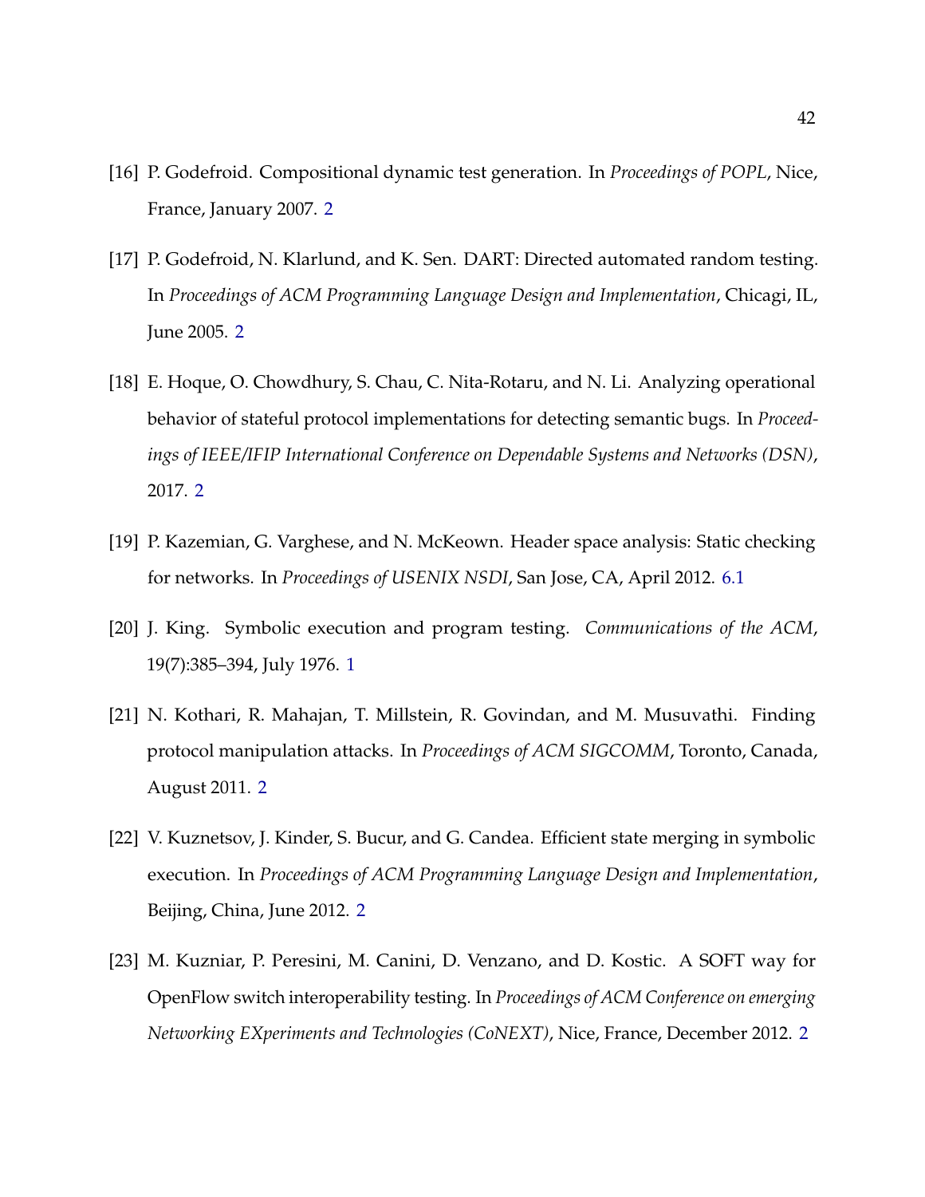[16] P. Godefroid. Compositional dynamic test generation. In *Proceedings of POPL*, Nice, France, January 2007. 2

[17] P. Godefroid, N. Klarlund, and K. Sen. DART: Directed automated random testing. In *Proceedings of ACM Programming Language Design and Implementation*, Chicagi, IL, June 2005. 2

[18] E. Hoque, O. Chowdhury, S. Chau, C. Nita-Rotaru, and N. Li. Analyzing operational behavior of stateful protocol implementations for detecting semantic bugs. In *Proceedings of IEEE/IFIP International Conference on Dependable Systems and Networks (DSN)*, 2017. 2

[19] P. Kazemian, G. Varghese, and N. McKeown. Header space analysis: Static checking for networks. In *Proceedings of USENIX NSDI*, San Jose, CA, April 2012. 6.1

[20] J. King. Symbolic execution and program testing. *Communications of the ACM*, 19(7):385–394, July 1976. 1

[21] N. Kothari, R. Mahajan, T. Millstein, R. Govindan, and M. Musuvathi. Finding protocol manipulation attacks. In *Proceedings of ACM SIGCOMM*, Toronto, Canada, August 2011. 2

[22] V. Kuznetsov, J. Kinder, S. Bucur, and G. Candea. Efficient state merging in symbolic execution. In *Proceedings of ACM Programming Language Design and Implementation*, Beijing, China, June 2012. 2

[23] M. Kuzniar, P. Peresini, M. Canini, D. Venzano, and D. Kostic. A SOFT way for OpenFlow switch interoperability testing. In *Proceedings of ACM Conference on emerging Networking EXperiments and Technologies (CoNEXT)*, Nice, France, December 2012. 2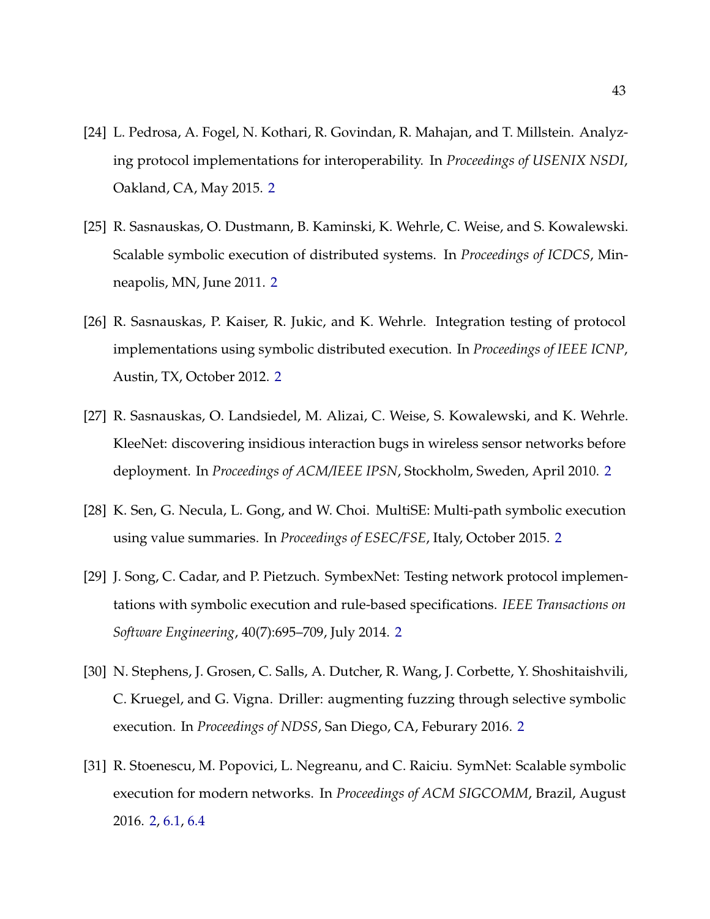[24] L. Pedrosa, A. Fogel, N. Kothari, R. Govindan, R. Mahajan, and T. Millstein. Analyzing protocol implementations for interoperability. In *Proceedings of USENIX NSDI*, Oakland, CA, May 2015. 2

[25] R. Sasnauskas, O. Dustmann, B. Kaminski, K. Wehrle, C. Weise, and S. Kowalewski. Scalable symbolic execution of distributed systems. In *Proceedings of ICDCS*, Minneapolis, MN, June 2011. 2

[26] R. Sasnauskas, P. Kaiser, R. Jukic, and K. Wehrle. Integration testing of protocol implementations using symbolic distributed execution. In *Proceedings of IEEE ICNP*, Austin, TX, October 2012. 2

[27] R. Sasnauskas, O. Landsiedel, M. Alizai, C. Weise, S. Kowalewski, and K. Wehrle. KleeNet: discovering insidious interaction bugs in wireless sensor networks before deployment. In *Proceedings of ACM/IEEE IPSN*, Stockholm, Sweden, April 2010. 2

[28] K. Sen, G. Necula, L. Gong, and W. Choi. MultiSE: Multi-path symbolic execution using value summaries. In *Proceedings of ESEC/FSE*, Italy, October 2015. 2

[29] J. Song, C. Cadar, and P. Pietzuch. SymbexNet: Testing network protocol implementations with symbolic execution and rule-based specifications. *IEEE Transactions on Software Engineering*, 40(7):695–709, July 2014. 2

[30] N. Stephens, J. Grosen, C. Salls, A. Dutcher, R. Wang, J. Corbette, Y. Shoshitaishvili, C. Kruegel, and G. Vigna. Driller: augmenting fuzzing through selective symbolic execution. In *Proceedings of NDSS*, San Diego, CA, Feburary 2016. 2

[31] R. Stoenescu, M. Popovici, L. Negreanu, and C. Raiciu. SymNet: Scalable symbolic execution for modern networks. In *Proceedings of ACM SIGCOMM*, Brazil, August 2016. 2, 6.1, 6.4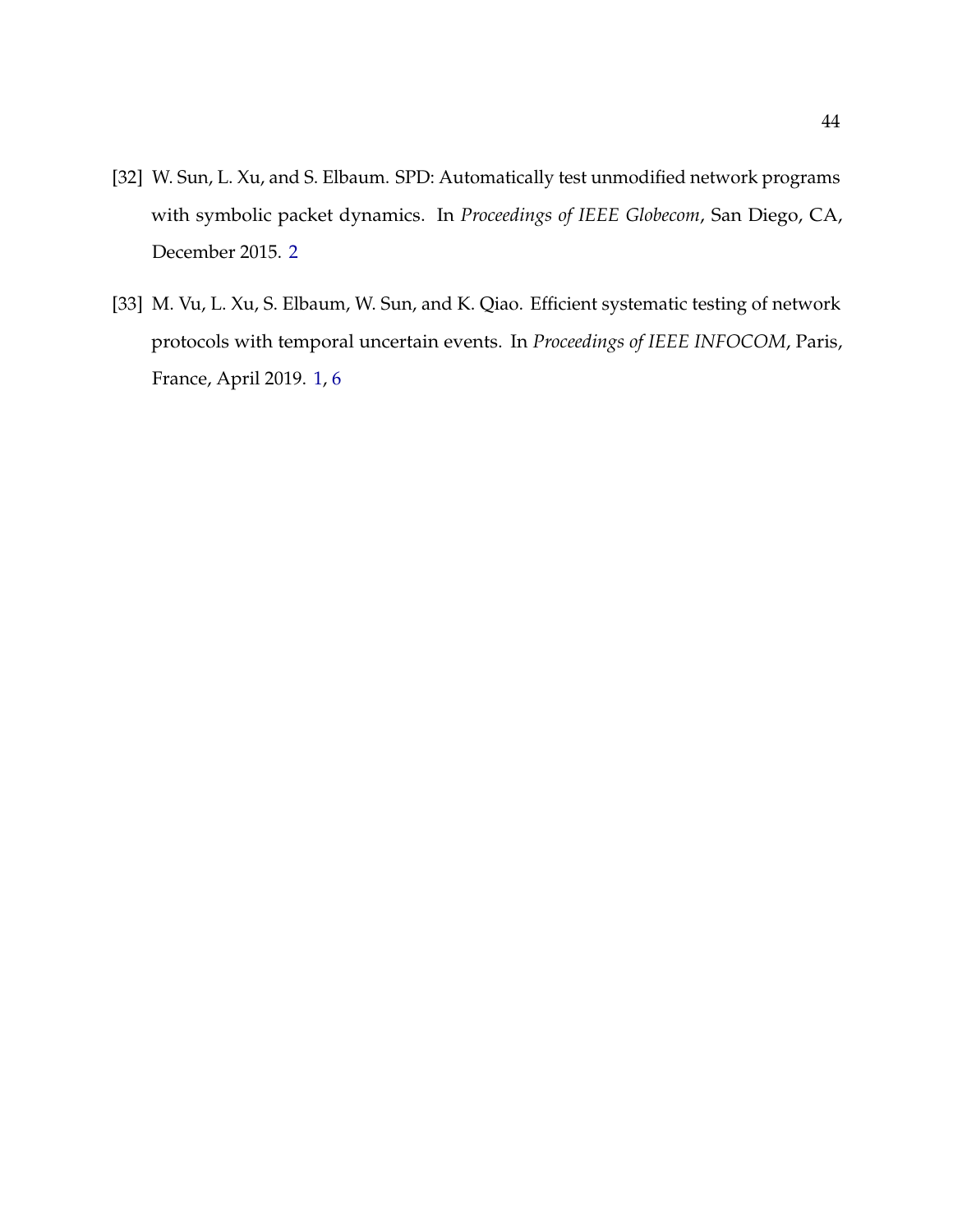[32] W. Sun, L. Xu, and S. Elbaum. SPD: Automatically test unmodified network programs with symbolic packet dynamics. In *Proceedings of IEEE Globecom*, San Diego, CA, December 2015. 2

[33] M. Vu, L. Xu, S. Elbaum, W. Sun, and K. Qiao. Efficient systematic testing of network protocols with temporal uncertain events. In *Proceedings of IEEE INFOCOM*, Paris, France, April 2019. 1, 6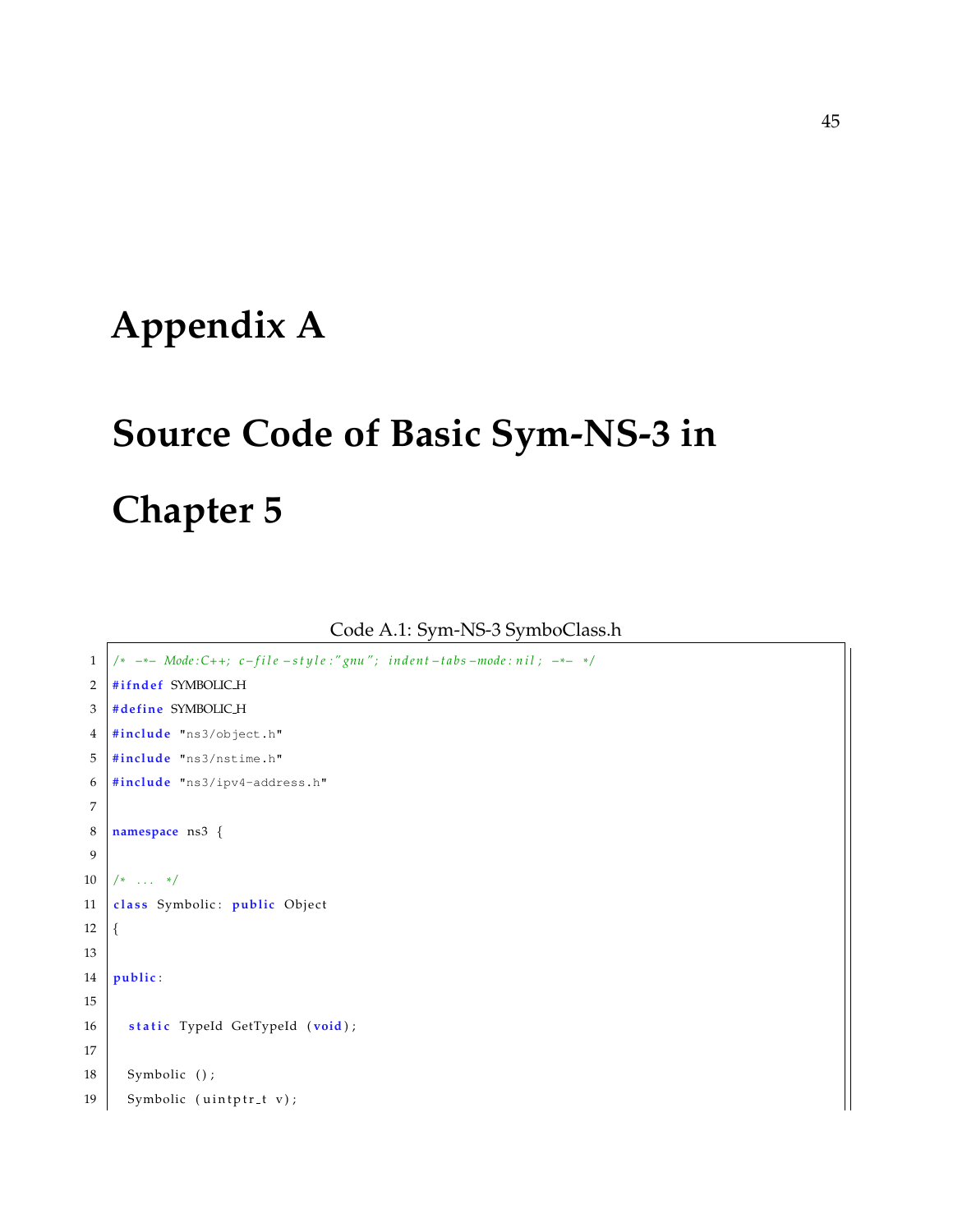# Appendix A

# Source Code of Basic Sym-NS-3 in Chapter 5

Code A.1: Sym-NS-3 SymboClass.h

```
/* -*- Mode:C++; c-file-style:"gnu"; indent-tabs-mode:nil; -*- */
#ifndef SYMBOLIC_H
#define SYMBOLIC_H
#include "ns3/object.h"
#include "ns3/nstime.h"
#include "ns3/ipv4-address.h"

namespace ns3 {

/* ... */
class Symbolic: public Object
{

public:

  static TypeId GetTypeId (void);

  Symbolic ();
  Symbolic (uintptr_t v);
```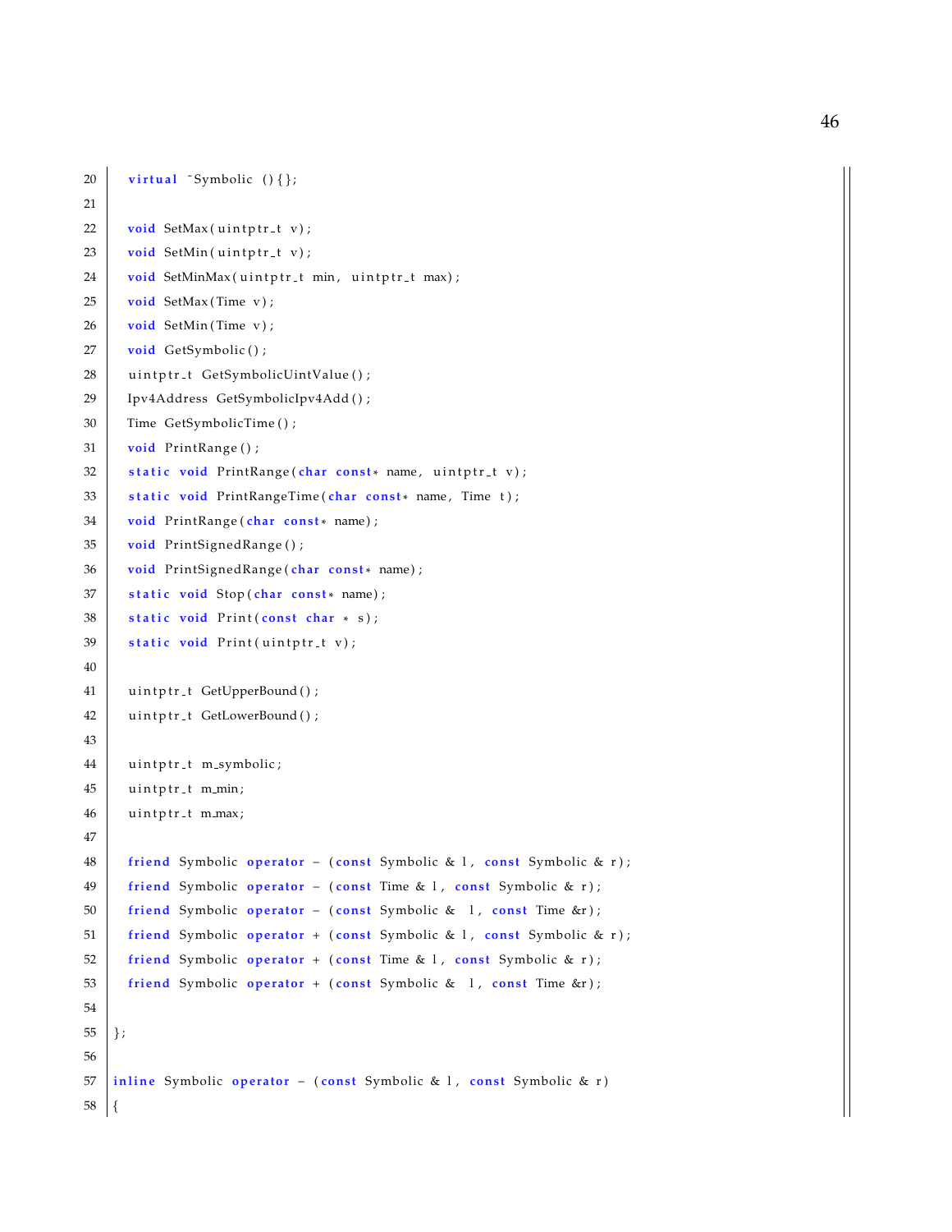```
  virtual ~Symbolic (){};

  void SetMax(uintptr_t v);
  void SetMin(uintptr_t v);
  void SetMinMax(uintptr_t min, uintptr_t max);
  void SetMax(Time v);
  void SetMin(Time v);
  void GetSymbolic();
  uintptr_t GetSymbolicUintValue();
  Ipv4Address GetSymbolicIpv4Add();
  Time GetSymbolicTime();
  void PrintRange();
  static void PrintRange(char const* name, uintptr_t v);
  static void PrintRangeTime(char const* name, Time t);
  void PrintRange(char const* name);
  void PrintSignedRange();
  void PrintSignedRange(char const* name);
  static void Stop(char const* name);
  static void Print(const char * s);
  static void Print(uintptr_t v);

  uintptr_t GetUpperBound();
  uintptr_t GetLowerBound();

  uintptr_t m_symbolic;
  uintptr_t m_min;
  uintptr_t m_max;

  friend Symbolic operator - (const Symbolic & l, const Symbolic & r);
  friend Symbolic operator - (const Time & l, const Symbolic & r);
  friend Symbolic operator - (const Symbolic &  l, const Time &r);
  friend Symbolic operator + (const Symbolic & l, const Symbolic & r);
  friend Symbolic operator + (const Time & l, const Symbolic & r);
  friend Symbolic operator + (const Symbolic &  l, const Time &r);

};

inline Symbolic operator - (const Symbolic & l, const Symbolic & r)
{
```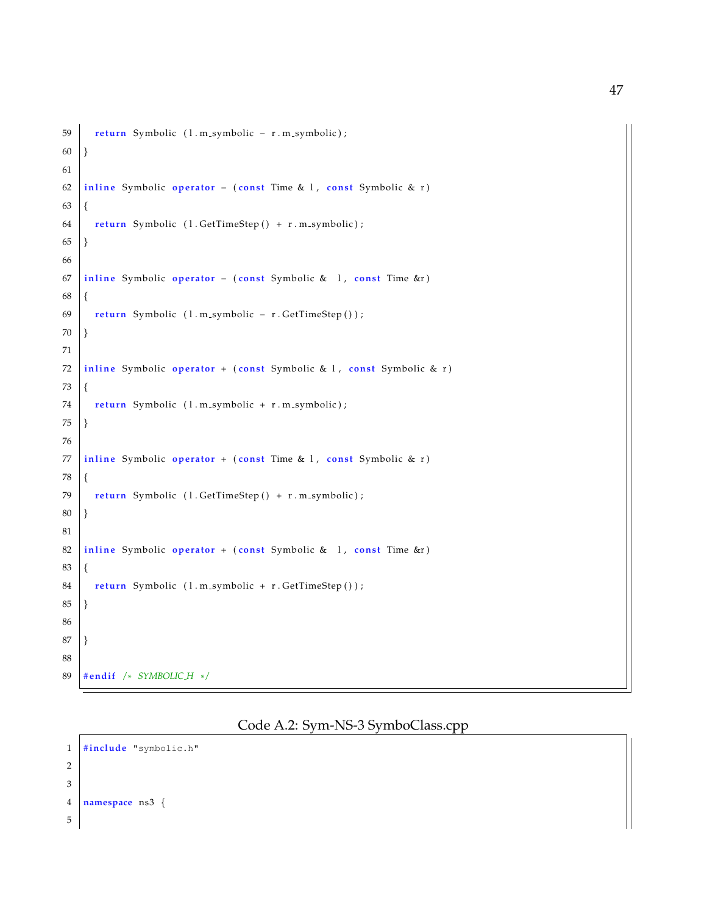```
  return Symbolic (l.m_symbolic - r.m_symbolic);
}

inline Symbolic operator - (const Time & l, const Symbolic & r)
{
  return Symbolic (l.GetTimeStep() + r.m_symbolic);
}

inline Symbolic operator - (const Symbolic &  l, const Time &r)
{
  return Symbolic (l.m_symbolic - r.GetTimeStep());
}

inline Symbolic operator + (const Symbolic & l, const Symbolic & r)
{
  return Symbolic (l.m_symbolic + r.m_symbolic);
}

inline Symbolic operator + (const Time & l, const Symbolic & r)
{
  return Symbolic (l.GetTimeStep() + r.m_symbolic);
}

inline Symbolic operator + (const Symbolic &  l, const Time &r)
{
  return Symbolic (l.m_symbolic + r.GetTimeStep());
}

}

#endif /* SYMBOLIC_H */
```

Code A.2: Sym-NS-3 SymboClass.cpp

```
#include "symbolic.h"



namespace ns3 {

```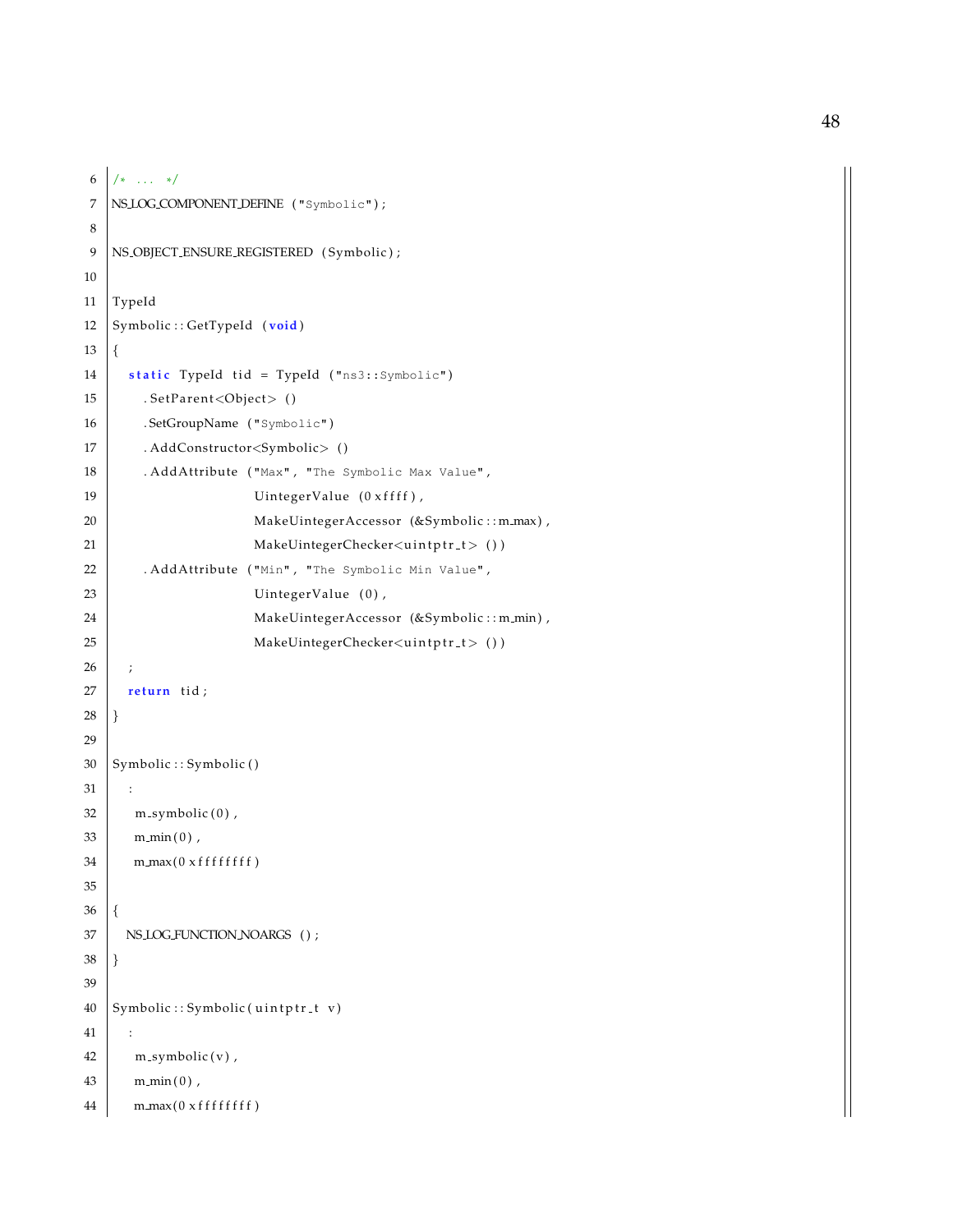```
/* ... */
NS_LOG_COMPONENT_DEFINE ("Symbolic");

NS_OBJECT_ENSURE_REGISTERED (Symbolic);

TypeId
Symbolic::GetTypeId (void)
{
  static TypeId tid = TypeId ("ns3::Symbolic")
    .SetParent<Object> ()
    .SetGroupName ("Symbolic")
    .AddConstructor<Symbolic> ()
    .AddAttribute ("Max", "The Symbolic Max Value",
                   UintegerValue (0xffff),
                   MakeUintegerAccessor (&Symbolic::m_max),
                   MakeUintegerChecker<uintptr_t> ())
    .AddAttribute ("Min", "The Symbolic Min Value",
                   UintegerValue (0),
                   MakeUintegerAccessor (&Symbolic::m_min),
                   MakeUintegerChecker<uintptr_t> ())
  ;
  return tid;
}

Symbolic::Symbolic()
  :
   m_symbolic(0),
   m_min(0),
   m_max(0xffffffff)

{
  NS_LOG_FUNCTION_NOARGS ();
}

Symbolic::Symbolic(uintptr_t v)
  :
   m_symbolic(v),
   m_min(0),
   m_max(0xffffffff)
```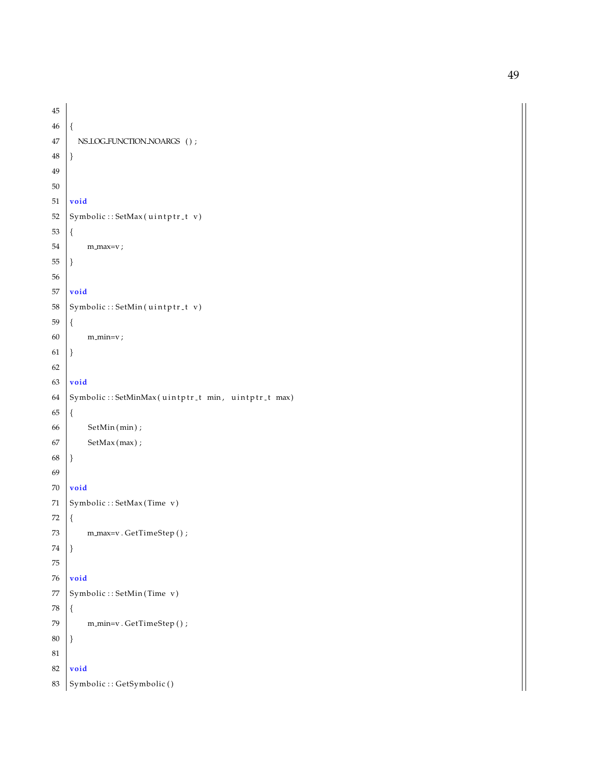```
{
   NS_LOG_FUNCTION_NOARGS ();
}


void
Symbolic::SetMax(uintptr_t v)
{
      m_max=v;
}

void
Symbolic::SetMin(uintptr_t v)
{
      m_min=v;
}

void
Symbolic::SetMinMax(uintptr_t min, uintptr_t max)
{
      SetMin(min);
      SetMax(max);
}

void
Symbolic::SetMax(Time v)
{
      m_max=v.GetTimeStep();
}

void
Symbolic::SetMin(Time v)
{
      m_min=v.GetTimeStep();
}

void
Symbolic::GetSymbolic()
```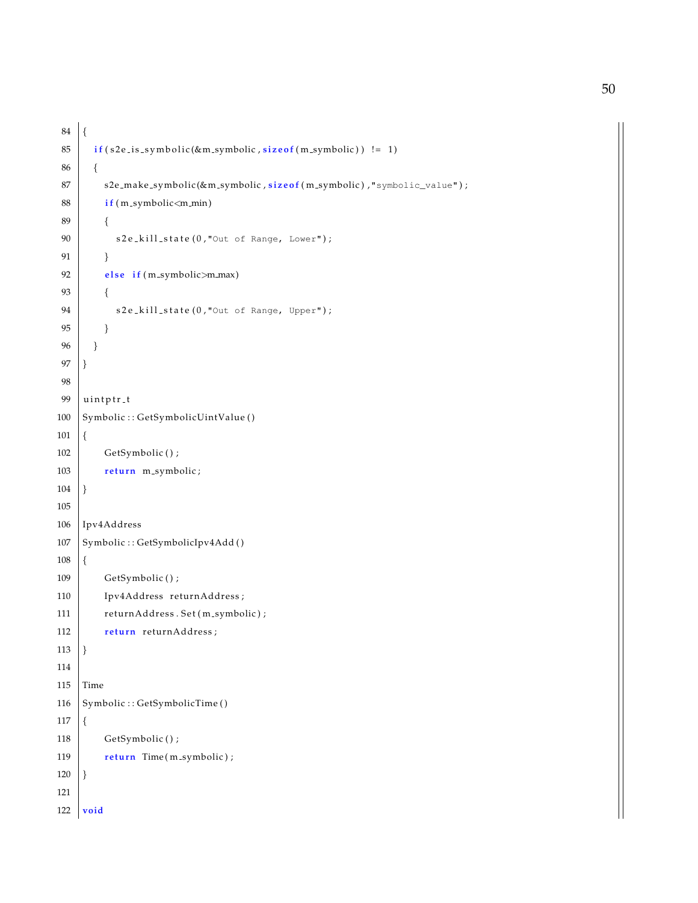```
84  {
85    if(s2e_is_symbolic(&m_symbolic,sizeof(m_symbolic)) != 1)
86    {
87      s2e_make_symbolic(&m_symbolic,sizeof(m_symbolic),"symbolic_value");
88      if(m_symbolic<m_min)
89      {
90        s2e_kill_state(0,"Out of Range, Lower");
91      }
92      else if(m_symbolic>m_max)
93      {
94        s2e_kill_state(0,"Out of Range, Upper");
95      }
96    }
97  }
98
99  uintptr_t
100 Symbolic::GetSymbolicUintValue()
101 {
102     GetSymbolic();
103     return m_symbolic;
104 }
105
106 Ipv4Address
107 Symbolic::GetSymbolicIpv4Add()
108 {
109     GetSymbolic();
110     Ipv4Address returnAddress;
111     returnAddress.Set(m_symbolic);
112     return returnAddress;
113 }
114
115 Time
116 Symbolic::GetSymbolicTime()
117 {
118     GetSymbolic();
119     return Time(m_symbolic);
120 }
121
122 void
```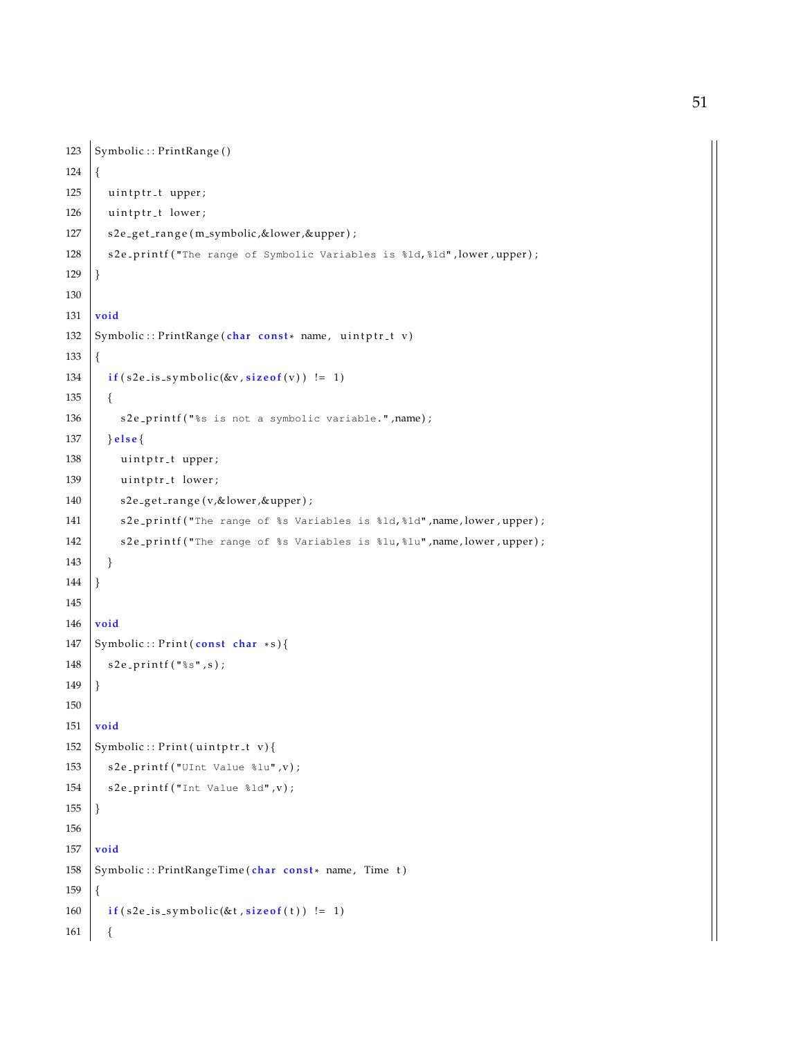```
123 Symbolic::PrintRange()
124 {
125   uintptr_t upper;
126   uintptr_t lower;
127   s2e_get_range(m_symbolic,&lower,&upper);
128   s2e_printf("The range of Symbolic Variables is %ld,%ld",lower,upper);
129 }
130
131 void
132 Symbolic::PrintRange(char const* name, uintptr_t v)
133 {
134   if(s2e_is_symbolic(&v,sizeof(v)) != 1)
135   {
136     s2e_printf("%s is not a symbolic variable.",name);
137   }else{
138     uintptr_t upper;
139     uintptr_t lower;
140     s2e_get_range(v,&lower,&upper);
141     s2e_printf("The range of %s Variables is %ld,%ld",name,lower,upper);
142     s2e_printf("The range of %s Variables is %lu,%lu",name,lower,upper);
143   }
144 }
145
146 void
147 Symbolic::Print(const char *s){
148   s2e_printf("%s",s);
149 }
150
151 void
152 Symbolic::Print(uintptr_t v){
153   s2e_printf("UInt Value %lu",v);
154   s2e_printf("Int Value %ld",v);
155 }
156
157 void
158 Symbolic::PrintRangeTime(char const* name, Time t)
159 {
160   if(s2e_is_symbolic(&t,sizeof(t)) != 1)
161   {
```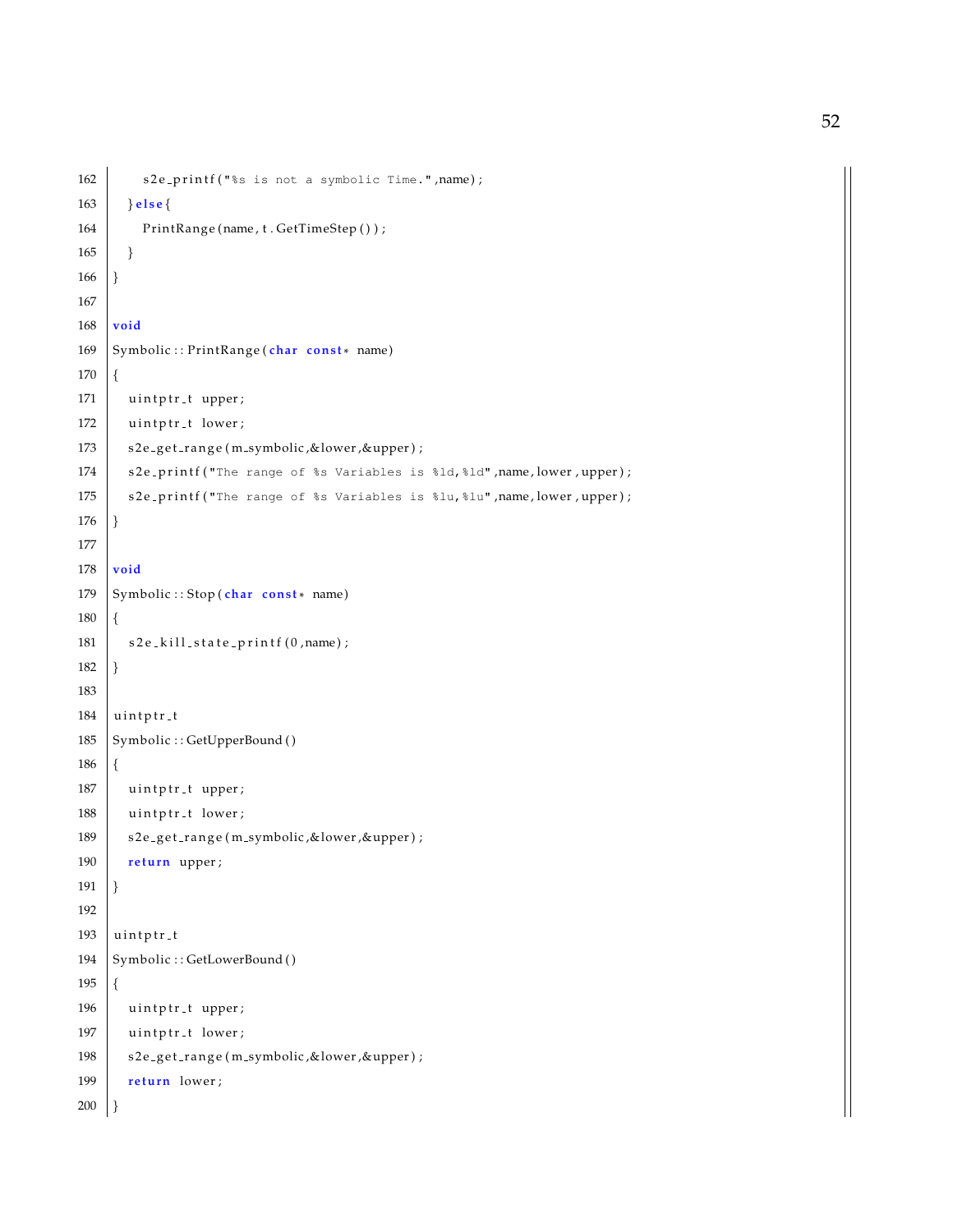```
162      s2e_printf("%s is not a symbolic Time.",name);
163    }else{
164      PrintRange(name,t.GetTimeStep());
165    }
166  }
167
168  void
169  Symbolic::PrintRange(char const* name)
170  {
171    uintptr_t upper;
172    uintptr_t lower;
173    s2e_get_range(m_symbolic,&lower,&upper);
174    s2e_printf("The range of %s Variables is %ld,%ld",name,lower,upper);
175    s2e_printf("The range of %s Variables is %lu,%lu",name,lower,upper);
176  }
177
178  void
179  Symbolic::Stop(char const* name)
180  {
181    s2e_kill_state_printf(0,name);
182  }
183
184  uintptr_t
185  Symbolic::GetUpperBound()
186  {
187    uintptr_t upper;
188    uintptr_t lower;
189    s2e_get_range(m_symbolic,&lower,&upper);
190    return upper;
191  }
192
193  uintptr_t
194  Symbolic::GetLowerBound()
195  {
196    uintptr_t upper;
197    uintptr_t lower;
198    s2e_get_range(m_symbolic,&lower,&upper);
199    return lower;
200  }
```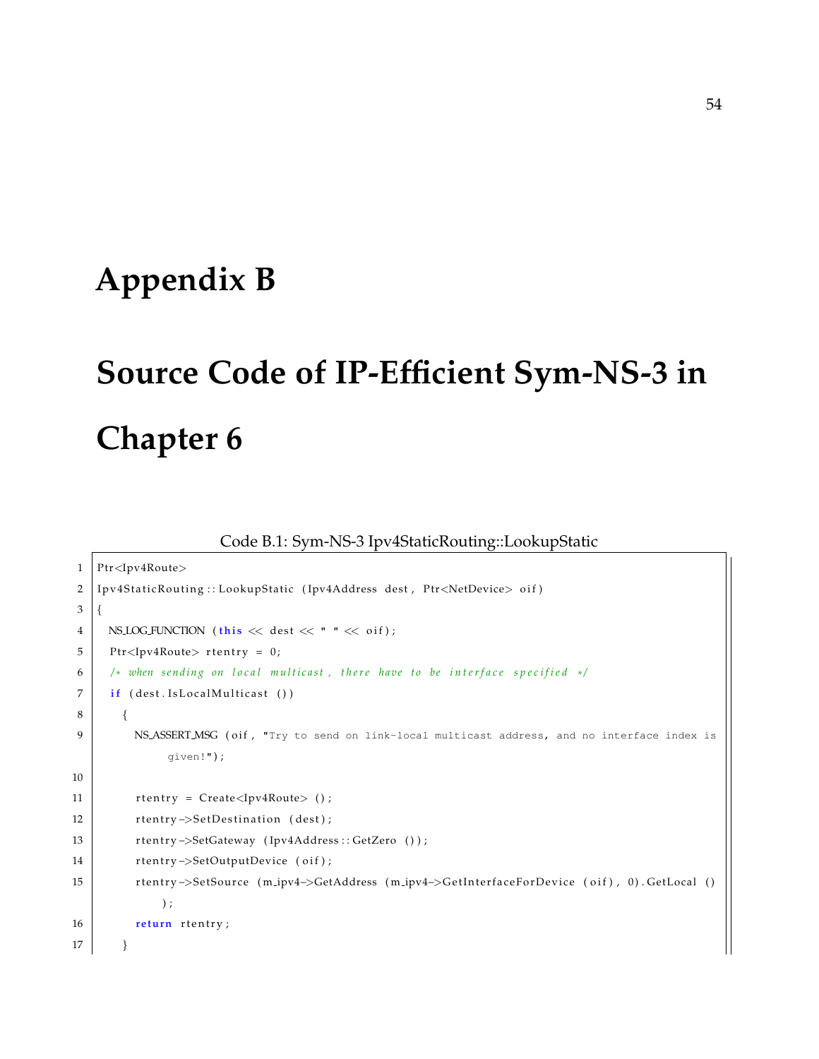# Appendix B

# Source Code of IP-Efficient Sym-NS-3 in Chapter 6

Code B.1: Sym-NS-3 Ipv4StaticRouting::LookupStatic

```
Ptr<Ipv4Route>
Ipv4StaticRouting::LookupStatic (Ipv4Address dest, Ptr<NetDevice> oif)
{
  NS_LOG_FUNCTION (this << dest << " " << oif);
  Ptr<Ipv4Route> rtentry = 0;
  /* when sending on local multicast, there have to be interface specified */
  if (dest.IsLocalMulticast ())
    {
      NS_ASSERT_MSG (oif, "Try to send on link-local multicast address, and no interface index is given!");

      rtentry = Create<Ipv4Route> ();
      rtentry->SetDestination (dest);
      rtentry->SetGateway (Ipv4Address::GetZero ());
      rtentry->SetOutputDevice (oif);
      rtentry->SetSource (m_ipv4->GetAddress (m_ipv4->GetInterfaceForDevice (oif), 0).GetLocal ());
      return rtentry;
    }
```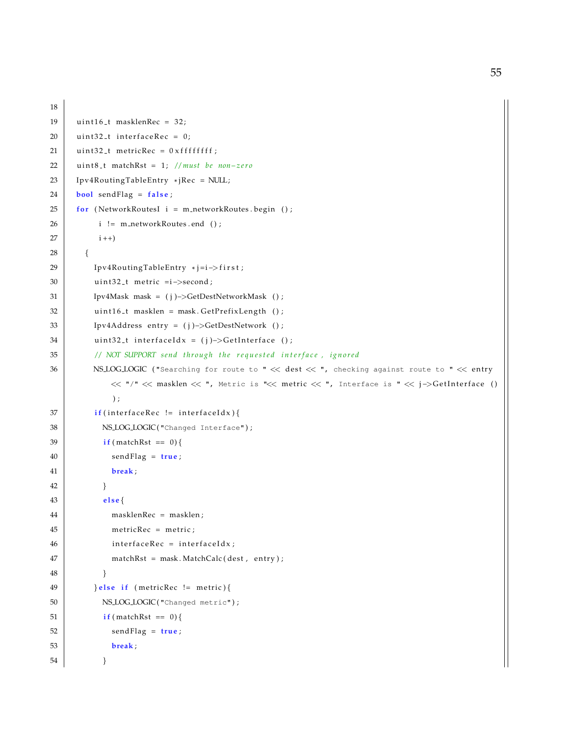```
18
19    uint16_t masklenRec = 32;
20    uint32_t interfaceRec = 0;
21    uint32_t metricRec = 0xffffffff;
22    uint8_t matchRst = 1; //must be non-zero
23    Ipv4RoutingTableEntry *jRec = NULL;
24    bool sendFlag = false;
25    for (NetworkRoutesI i = m_networkRoutes.begin ();
26         i != m_networkRoutes.end ();
27         i++)
28      {
29        Ipv4RoutingTableEntry *j=i->first;
30        uint32_t metric =i->second;
31        Ipv4Mask mask = (j)->GetDestNetworkMask ();
32        uint16_t masklen = mask.GetPrefixLength ();
33        Ipv4Address entry = (j)->GetDestNetwork ();
34        uint32_t interfaceIdx = (j)->GetInterface ();
35        // NOT SUPPORT send through the requested interface, ignored
36        NS_LOG_LOGIC ("Searching for route to " << dest << ", checking against route to " << entry
              << "/" << masklen << ", Metric is "<< metric << ", Interface is " << j->GetInterface ()
              );
37        if(interfaceRec != interfaceIdx){
38          NS_LOG_LOGIC("Changed Interface");
39          if(matchRst == 0){
40            sendFlag = true;
41            break;
42          }
43          else{
44            masklenRec = masklen;
45            metricRec = metric;
46            interfaceRec = interfaceIdx;
47            matchRst = mask.MatchCalc(dest, entry);
48          }
49        }else if (metricRec != metric){
50          NS_LOG_LOGIC("Changed metric");
51          if(matchRst == 0){
52            sendFlag = true;
53            break;
54          }
```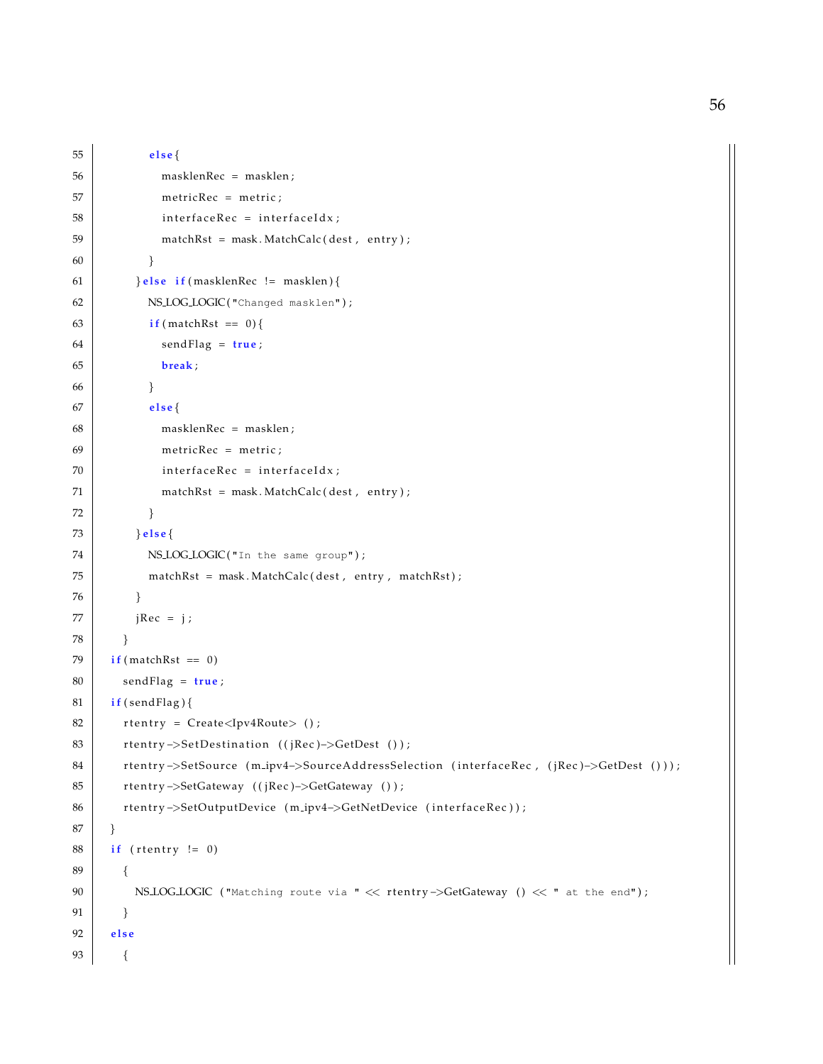```
          else{
            masklenRec = masklen;
            metricRec = metric;
            interfaceRec = interfaceIdx;
            matchRst = mask.MatchCalc(dest, entry);
          }
        }else if(masklenRec != masklen){
          NS_LOG_LOGIC("Changed masklen");
          if(matchRst == 0){
            sendFlag = true;
            break;
          }
          else{
            masklenRec = masklen;
            metricRec = metric;
            interfaceRec = interfaceIdx;
            matchRst = mask.MatchCalc(dest, entry);
          }
        }else{
          NS_LOG_LOGIC("In the same group");
          matchRst = mask.MatchCalc(dest, entry, matchRst);
        }
        jRec = j;
      }
    if(matchRst == 0)
      sendFlag = true;
    if(sendFlag){
      rtentry = Create<Ipv4Route> ();
      rtentry->SetDestination ((jRec)->GetDest ());
      rtentry->SetSource (m_ipv4->SourceAddressSelection (interfaceRec, (jRec)->GetDest ()));
      rtentry->SetGateway ((jRec)->GetGateway ());
      rtentry->SetOutputDevice (m_ipv4->GetNetDevice (interfaceRec));
    }
    if (rtentry != 0)
      {
        NS_LOG_LOGIC ("Matching route via " << rtentry->GetGateway () << " at the end");
      }
    else
      {
```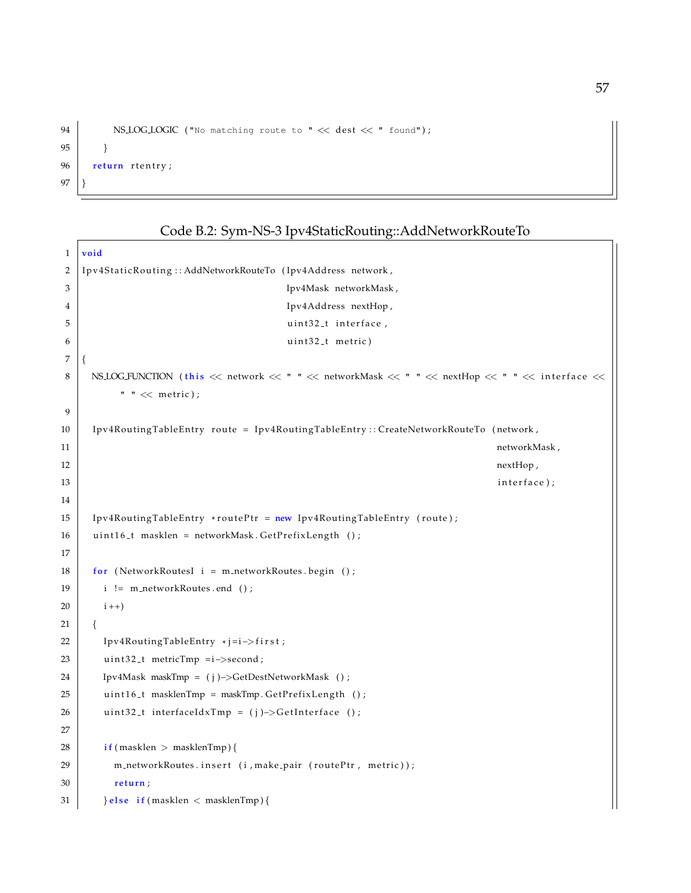```
      NS_LOG_LOGIC ("No matching route to " << dest << " found");
    }
  return rtentry;
}
```

Code B.2: Sym-NS-3 Ipv4StaticRouting::AddNetworkRouteTo

```
void
Ipv4StaticRouting::AddNetworkRouteTo (Ipv4Address network,
                                      Ipv4Mask networkMask,
                                      Ipv4Address nextHop,
                                      uint32_t interface,
                                      uint32_t metric)
{
  NS_LOG_FUNCTION (this << network << " " << networkMask << " " << nextHop << " " << interface <<
      " " << metric);

  Ipv4RoutingTableEntry route = Ipv4RoutingTableEntry::CreateNetworkRouteTo (network,
                                                                              networkMask,
                                                                              nextHop,
                                                                              interface);

  Ipv4RoutingTableEntry *routePtr = new Ipv4RoutingTableEntry (route);
  uint16_t masklen = networkMask.GetPrefixLength ();

  for (NetworkRoutesI i = m_networkRoutes.begin ();
    i != m_networkRoutes.end ();
    i++)
  {
    Ipv4RoutingTableEntry *j=i->first;
    uint32_t metricTmp =i->second;
    Ipv4Mask maskTmp = (j)->GetDestNetworkMask ();
    uint16_t masklenTmp = maskTmp.GetPrefixLength ();
    uint32_t interfaceIdxTmp = (j)->GetInterface ();

    if(masklen > masklenTmp){
      m_networkRoutes.insert (i,make_pair (routePtr, metric));
      return;
    }else if(masklen < masklenTmp){
```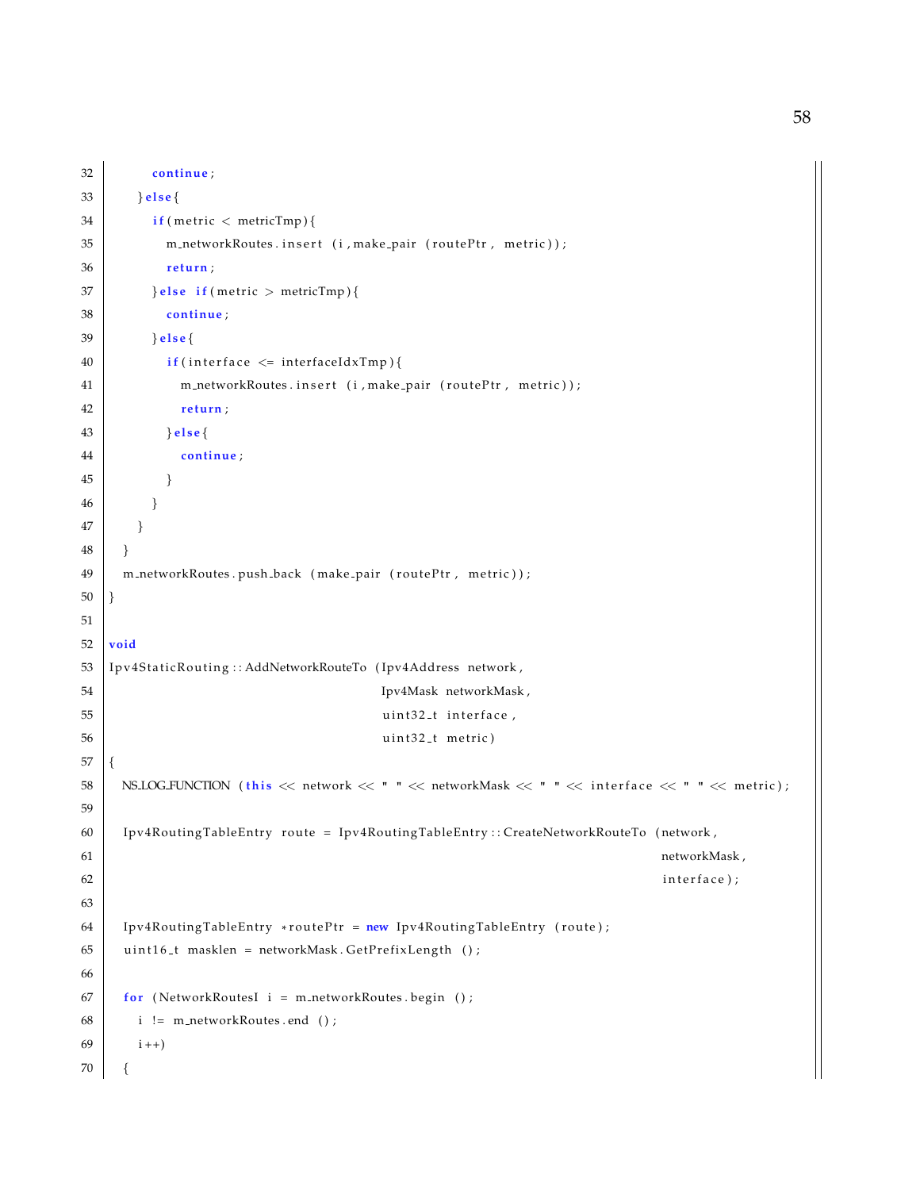```
32          continue;
33        }else{
34          if(metric < metricTmp){
35            m_networkRoutes.insert (i,make_pair (routePtr, metric));
36            return;
37          }else if(metric > metricTmp){
38            continue;
39          }else{
40            if(interface <= interfaceIdxTmp){
41              m_networkRoutes.insert (i,make_pair (routePtr, metric));
42              return;
43            }else{
44              continue;
45            }
46          }
47        }
48    }
49    m_networkRoutes.push_back (make_pair (routePtr, metric));
50  }
51
52  void
53  Ipv4StaticRouting::AddNetworkRouteTo (Ipv4Address network,
54                                        Ipv4Mask networkMask,
55                                        uint32_t interface,
56                                        uint32_t metric)
57  {
58    NS_LOG_FUNCTION (this << network << " " << networkMask << " " << interface << " " << metric);
59
60    Ipv4RoutingTableEntry route = Ipv4RoutingTableEntry::CreateNetworkRouteTo (network,
61                                                                               networkMask,
62                                                                               interface);
63
64    Ipv4RoutingTableEntry *routePtr = new Ipv4RoutingTableEntry (route);
65    uint16_t masklen = networkMask.GetPrefixLength ();
66
67    for (NetworkRoutesI i = m_networkRoutes.begin ();
68      i != m_networkRoutes.end ();
69      i++)
70    {
```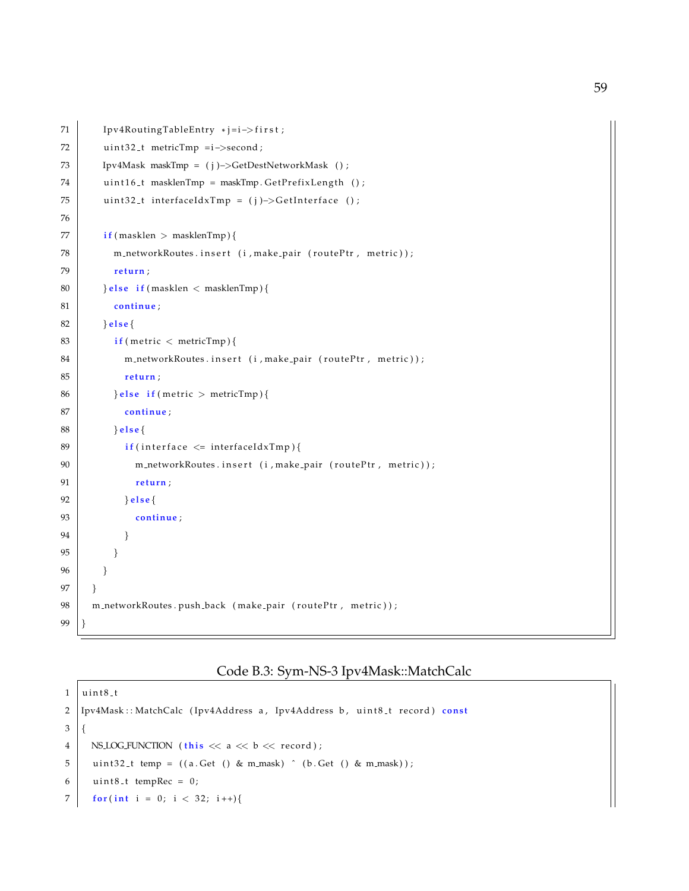```
      Ipv4RoutingTableEntry *j=i->first;
      uint32_t metricTmp =i->second;
      Ipv4Mask maskTmp = (j)->GetDestNetworkMask ();
      uint16_t masklenTmp = maskTmp.GetPrefixLength ();
      uint32_t interfaceIdxTmp = (j)->GetInterface ();

      if(masklen > masklenTmp){
        m_networkRoutes.insert (i,make_pair (routePtr, metric));
        return;
      }else if(masklen < masklenTmp){
        continue;
      }else{
        if(metric < metricTmp){
          m_networkRoutes.insert (i,make_pair (routePtr, metric));
          return;
        }else if(metric > metricTmp){
          continue;
        }else{
          if(interface <= interfaceIdxTmp){
            m_networkRoutes.insert (i,make_pair (routePtr, metric));
            return;
          }else{
            continue;
          }
        }
      }
    }
    m_networkRoutes.push_back (make_pair (routePtr, metric));
}
```

Code B.3: Sym-NS-3 Ipv4Mask::MatchCalc

```
uint8_t
Ipv4Mask::MatchCalc (Ipv4Address a, Ipv4Address b, uint8_t record) const
{
  NS_LOG_FUNCTION (this << a << b << record);
  uint32_t temp = ((a.Get () & m_mask) ^ (b.Get () & m_mask));
  uint8_t tempRec = 0;
  for(int i = 0; i < 32; i++){
```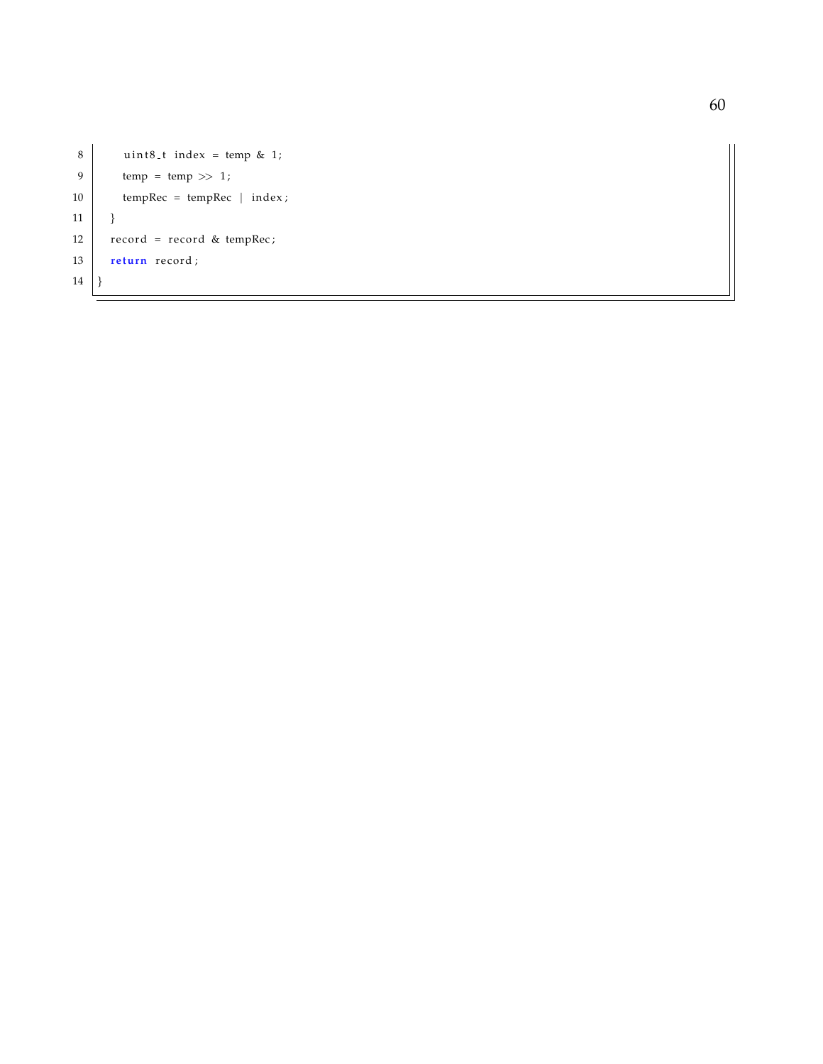```
    uint8_t index = temp & 1;
    temp = temp >> 1;
    tempRec = tempRec | index;
  }
  record = record & tempRec;
  return record;
}
```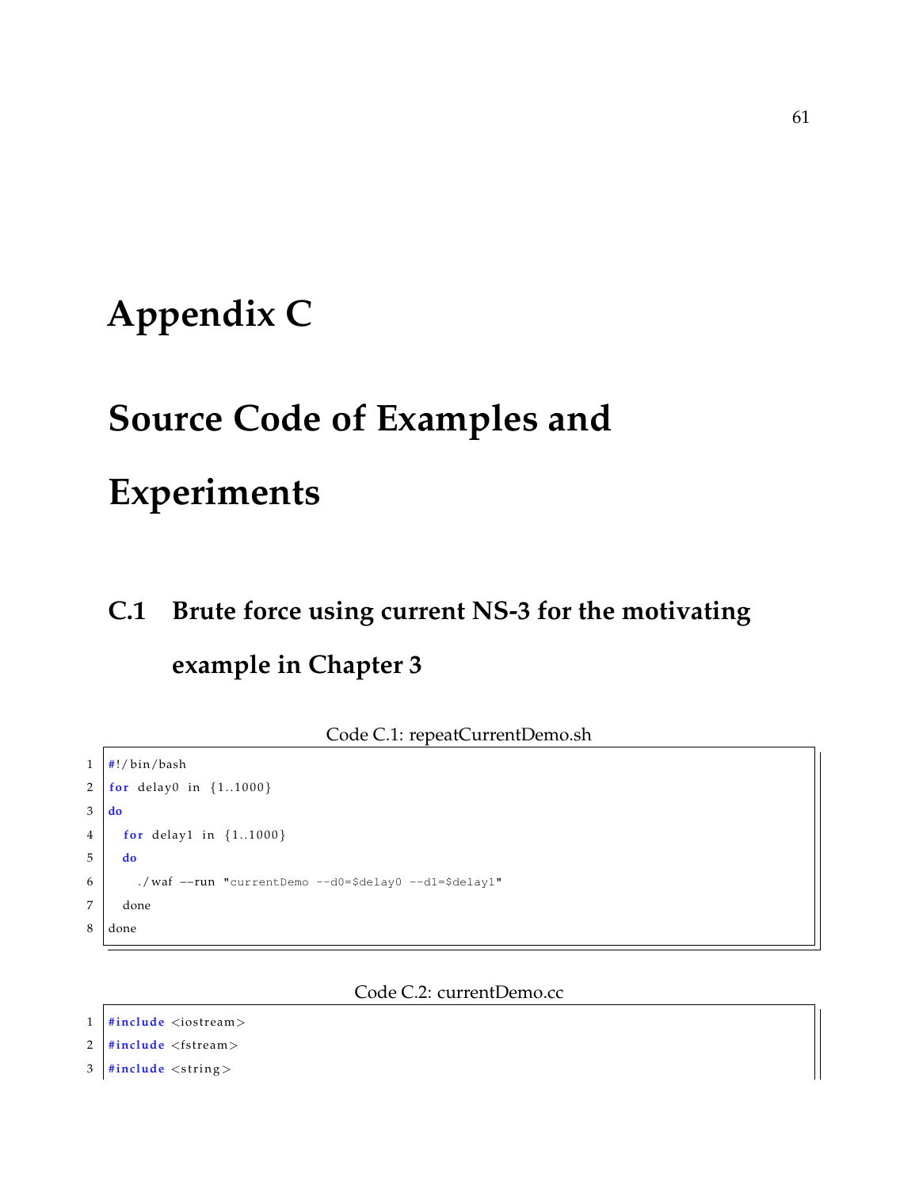# Appendix C

# Source Code of Examples and Experiments

## C.1 Brute force using current NS-3 for the motivating example in Chapter 3

Code C.1: repeatCurrentDemo.sh

```
#!/bin/bash
for delay0 in {1..1000}
do
  for delay1 in {1..1000}
  do
    ./waf --run "currentDemo --d0=$delay0 --d1=$delay1"
  done
done
```

Code C.2: currentDemo.cc

```
#include <iostream>
#include <fstream>
#include <string>
```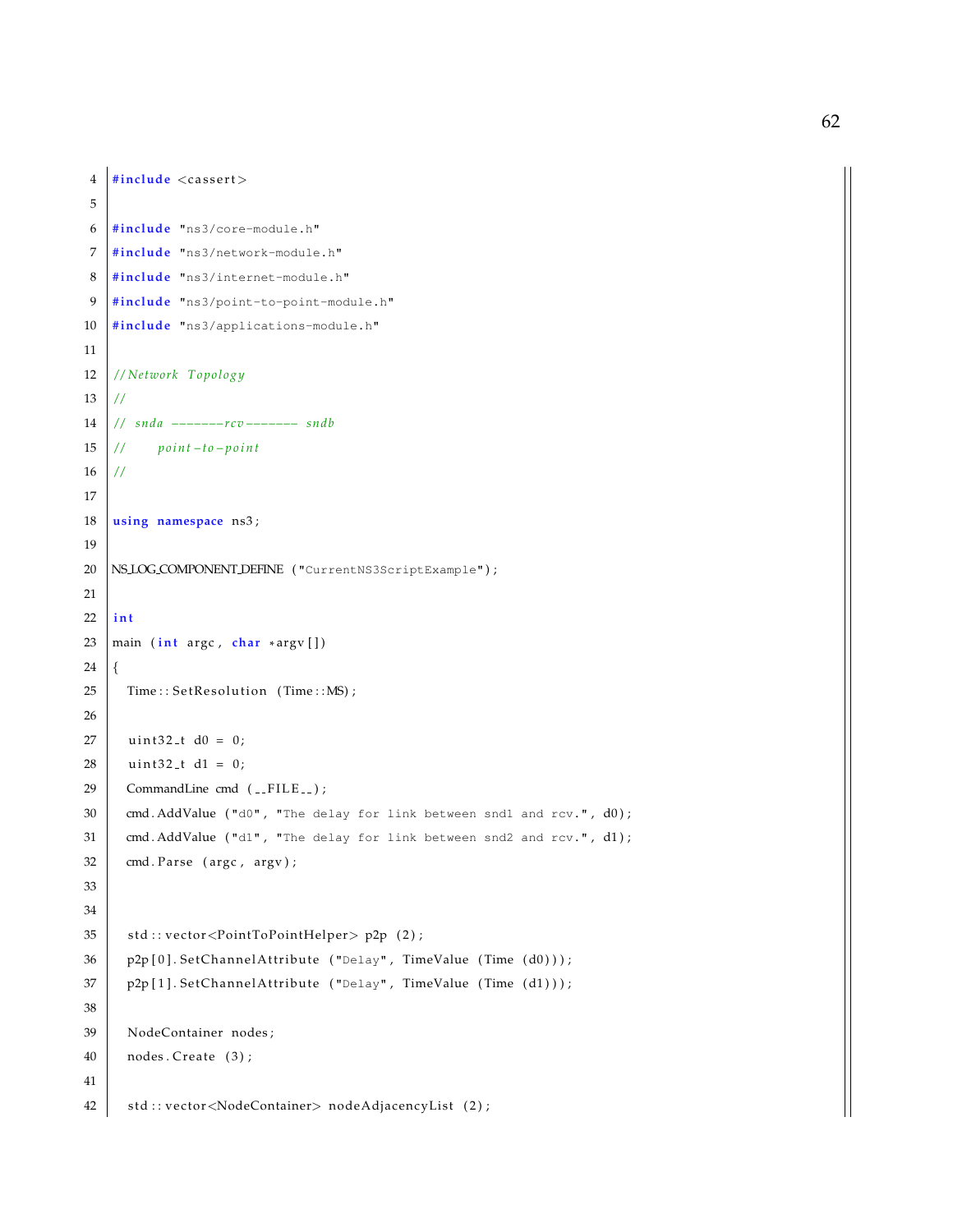```
#include <cassert>

#include "ns3/core-module.h"
#include "ns3/network-module.h"
#include "ns3/internet-module.h"
#include "ns3/point-to-point-module.h"
#include "ns3/applications-module.h"

//Network Topology
//
// snda -------rcv------- sndb
//     point-to-point
//

using namespace ns3;

NS_LOG_COMPONENT_DEFINE ("CurrentNS3ScriptExample");

int
main (int argc, char *argv[])
{
  Time::SetResolution (Time::MS);

  uint32_t d0 = 0;
  uint32_t d1 = 0;
  CommandLine cmd (__FILE__);
  cmd.AddValue ("d0", "The delay for link between snd1 and rcv.", d0);
  cmd.AddValue ("d1", "The delay for link between snd2 and rcv.", d1);
  cmd.Parse (argc, argv);


  std::vector<PointToPointHelper> p2p (2);
  p2p[0].SetChannelAttribute ("Delay", TimeValue (Time (d0)));
  p2p[1].SetChannelAttribute ("Delay", TimeValue (Time (d1)));

  NodeContainer nodes;
  nodes.Create (3);

  std::vector<NodeContainer> nodeAdjacencyList (2);
```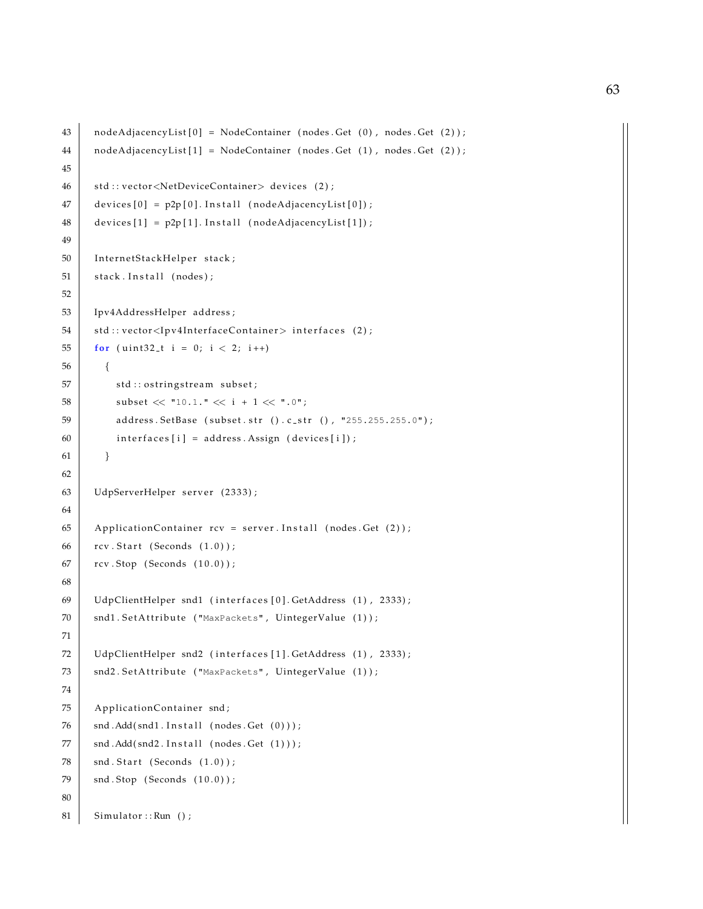```
43  nodeAdjacencyList[0] = NodeContainer (nodes.Get (0), nodes.Get (2));
44  nodeAdjacencyList[1] = NodeContainer (nodes.Get (1), nodes.Get (2));
45
46  std::vector<NetDeviceContainer> devices (2);
47  devices[0] = p2p[0].Install (nodeAdjacencyList[0]);
48  devices[1] = p2p[1].Install (nodeAdjacencyList[1]);
49
50  InternetStackHelper stack;
51  stack.Install (nodes);
52
53  Ipv4AddressHelper address;
54  std::vector<Ipv4InterfaceContainer> interfaces (2);
55  for (uint32_t i = 0; i < 2; i++)
56    {
57      std::ostringstream subset;
58      subset << "10.1." << i + 1 << ".0";
59      address.SetBase (subset.str ().c_str (), "255.255.255.0");
60      interfaces[i] = address.Assign (devices[i]);
61    }
62
63  UdpServerHelper server (2333);
64
65  ApplicationContainer rcv = server.Install (nodes.Get (2));
66  rcv.Start (Seconds (1.0));
67  rcv.Stop (Seconds (10.0));
68
69  UdpClientHelper snd1 (interfaces[0].GetAddress (1), 2333);
70  snd1.SetAttribute ("MaxPackets", UintegerValue (1));
71
72  UdpClientHelper snd2 (interfaces[1].GetAddress (1), 2333);
73  snd2.SetAttribute ("MaxPackets", UintegerValue (1));
74
75  ApplicationContainer snd;
76  snd.Add(snd1.Install (nodes.Get (0)));
77  snd.Add(snd2.Install (nodes.Get (1)));
78  snd.Start (Seconds (1.0));
79  snd.Stop (Seconds (10.0));
80
81  Simulator::Run ();
```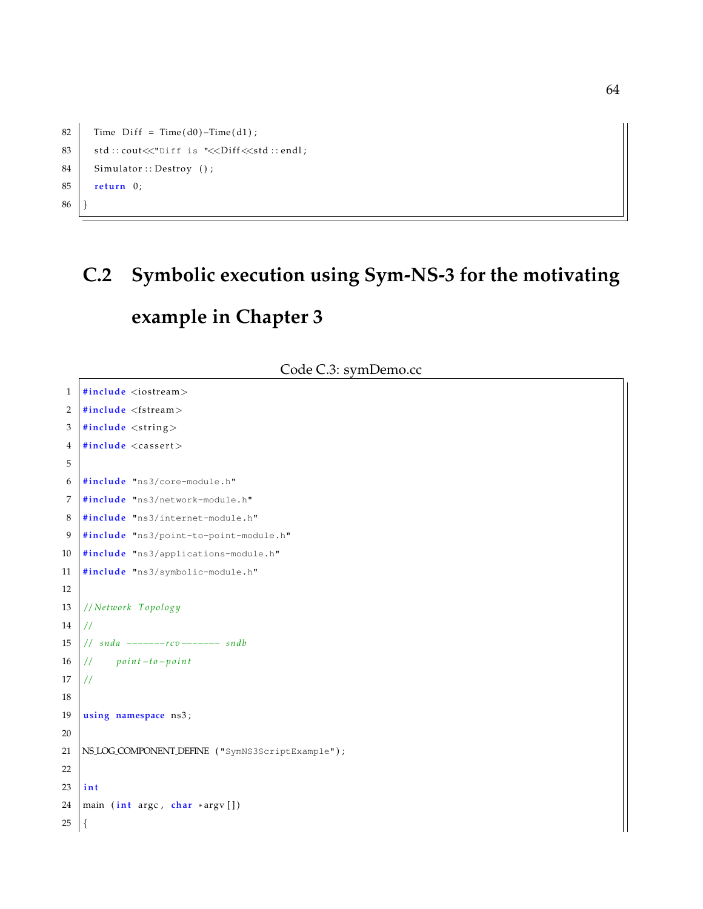```
  Time Diff = Time(d0)-Time(d1);
  std::cout<<"Diff is "<<Diff<<std::endl;
  Simulator::Destroy ();
  return 0;
}
```

## C.2 Symbolic execution using Sym-NS-3 for the motivating example in Chapter 3

Code C.3: symDemo.cc

```
#include <iostream>
#include <fstream>
#include <string>
#include <cassert>

#include "ns3/core-module.h"
#include "ns3/network-module.h"
#include "ns3/internet-module.h"
#include "ns3/point-to-point-module.h"
#include "ns3/applications-module.h"
#include "ns3/symbolic-module.h"

//Network Topology
//
// snda -------rcv------- sndb
//      point-to-point
//

using namespace ns3;

NS_LOG_COMPONENT_DEFINE ("SymNS3ScriptExample");

int
main (int argc, char *argv[])
{
```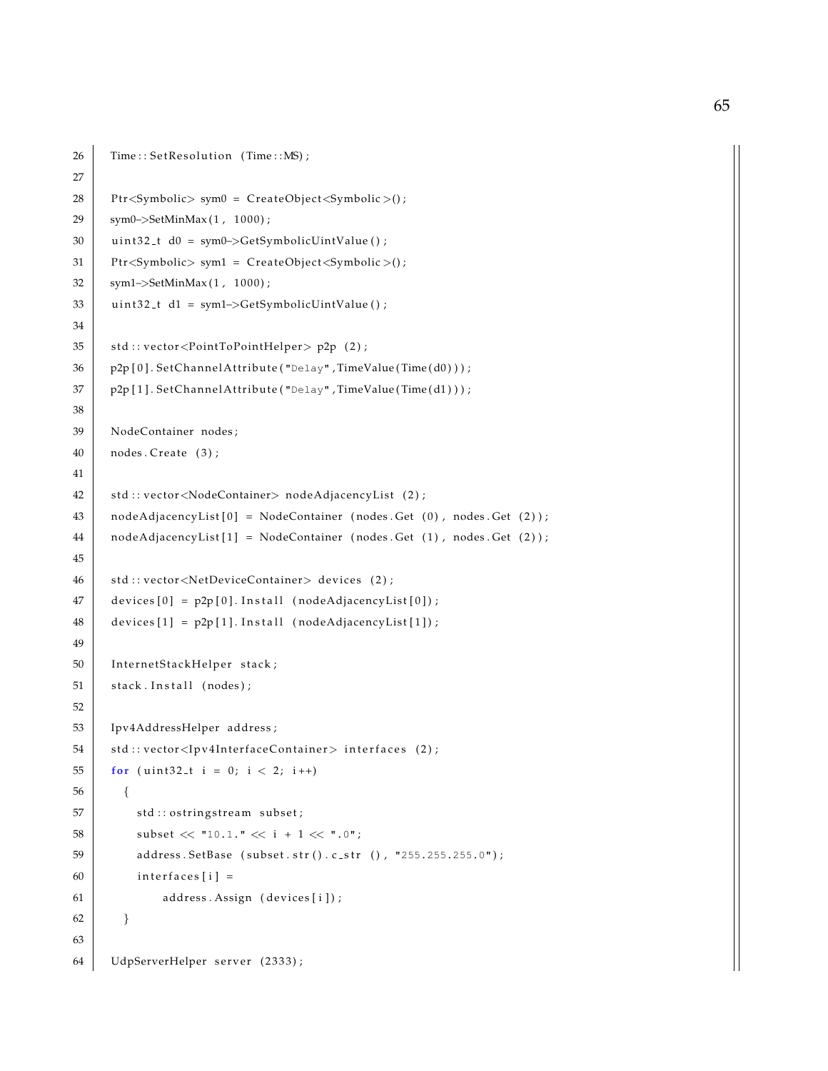```
26  Time::SetResolution (Time::MS);
27
28  Ptr<Symbolic> sym0 = CreateObject<Symbolic>();
29  sym0->SetMinMax(1, 1000);
30  uint32_t d0 = sym0->GetSymbolicUintValue();
31  Ptr<Symbolic> sym1 = CreateObject<Symbolic>();
32  sym1->SetMinMax(1, 1000);
33  uint32_t d1 = sym1->GetSymbolicUintValue();
34
35  std::vector<PointToPointHelper> p2p (2);
36  p2p[0].SetChannelAttribute("Delay",TimeValue(Time(d0)));
37  p2p[1].SetChannelAttribute("Delay",TimeValue(Time(d1)));
38
39  NodeContainer nodes;
40  nodes.Create (3);
41
42  std::vector<NodeContainer> nodeAdjacencyList (2);
43  nodeAdjacencyList[0] = NodeContainer (nodes.Get (0), nodes.Get (2));
44  nodeAdjacencyList[1] = NodeContainer (nodes.Get (1), nodes.Get (2));
45
46  std::vector<NetDeviceContainer> devices (2);
47  devices[0] = p2p[0].Install (nodeAdjacencyList[0]);
48  devices[1] = p2p[1].Install (nodeAdjacencyList[1]);
49
50  InternetStackHelper stack;
51  stack.Install (nodes);
52
53  Ipv4AddressHelper address;
54  std::vector<Ipv4InterfaceContainer> interfaces (2);
55  for (uint32_t i = 0; i < 2; i++)
56    {
57      std::ostringstream subset;
58      subset << "10.1." << i + 1 << ".0";
59      address.SetBase (subset.str().c_str (), "255.255.255.0");
60      interfaces[i] =
61          address.Assign (devices[i]);
62    }
63
64  UdpServerHelper server (2333);
```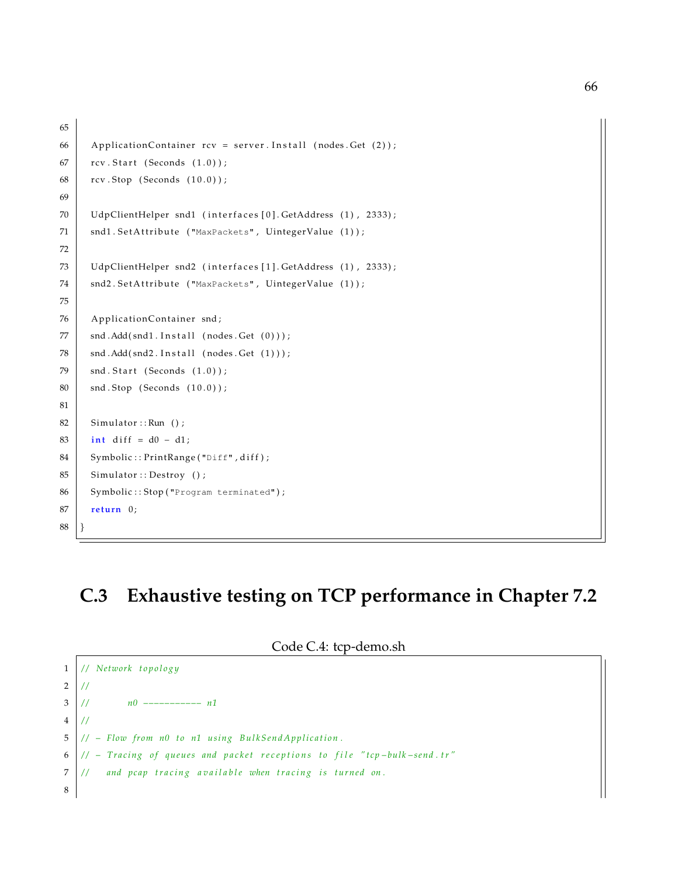```
65
66   ApplicationContainer rcv = server.Install (nodes.Get (2));
67   rcv.Start (Seconds (1.0));
68   rcv.Stop (Seconds (10.0));
69
70   UdpClientHelper snd1 (interfaces[0].GetAddress (1), 2333);
71   snd1.SetAttribute ("MaxPackets", UintegerValue (1));
72
73   UdpClientHelper snd2 (interfaces[1].GetAddress (1), 2333);
74   snd2.SetAttribute ("MaxPackets", UintegerValue (1));
75
76   ApplicationContainer snd;
77   snd.Add(snd1.Install (nodes.Get (0)));
78   snd.Add(snd2.Install (nodes.Get (1)));
79   snd.Start (Seconds (1.0));
80   snd.Stop (Seconds (10.0));
81
82   Simulator::Run ();
83   int diff = d0 - d1;
84   Symbolic::PrintRange("Diff",diff);
85   Simulator::Destroy ();
86   Symbolic::Stop("Program terminated");
87   return 0;
88 }
```

## C.3 Exhaustive testing on TCP performance in Chapter 7.2

Code C.4: tcp-demo.sh

```
1 // Network topology
2 //
3 //        n0 ----------- n1
4 //
5 // - Flow from n0 to n1 using BulkSendApplication.
6 // - Tracing of queues and packet receptions to file "tcp-bulk-send.tr"
7 //   and pcap tracing available when tracing is turned on.
8
```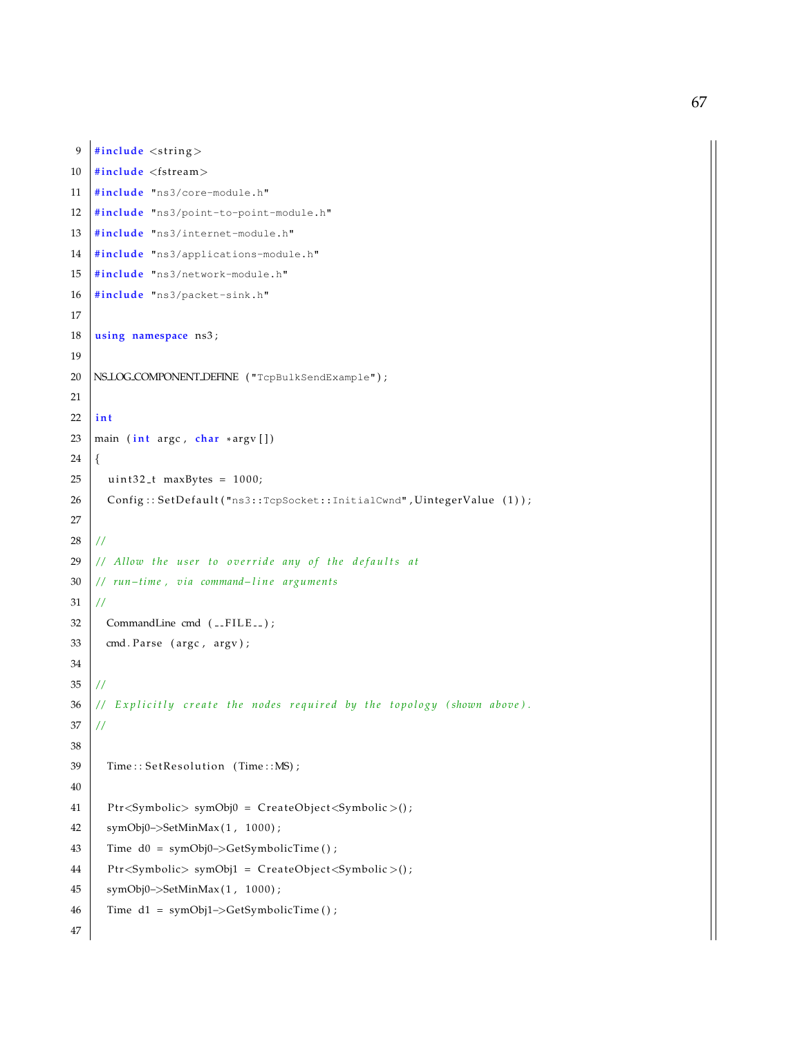```
#include <string>
#include <fstream>
#include "ns3/core-module.h"
#include "ns3/point-to-point-module.h"
#include "ns3/internet-module.h"
#include "ns3/applications-module.h"
#include "ns3/network-module.h"
#include "ns3/packet-sink.h"

using namespace ns3;

NS_LOG_COMPONENT_DEFINE ("TcpBulkSendExample");

int
main (int argc, char *argv[])
{
  uint32_t maxBytes = 1000;
  Config::SetDefault("ns3::TcpSocket::InitialCwnd",UintegerValue (1));

//
// Allow the user to override any of the defaults at
// run-time, via command-line arguments
//
  CommandLine cmd (__FILE__);
  cmd.Parse (argc, argv);

//
// Explicitly create the nodes required by the topology (shown above).
//

  Time::SetResolution (Time::MS);

  Ptr<Symbolic> symObj0 = CreateObject<Symbolic>();
  symObj0->SetMinMax(1, 1000);
  Time d0 = symObj0->GetSymbolicTime();
  Ptr<Symbolic> symObj1 = CreateObject<Symbolic>();
  symObj0->SetMinMax(1, 1000);
  Time d1 = symObj1->GetSymbolicTime();

```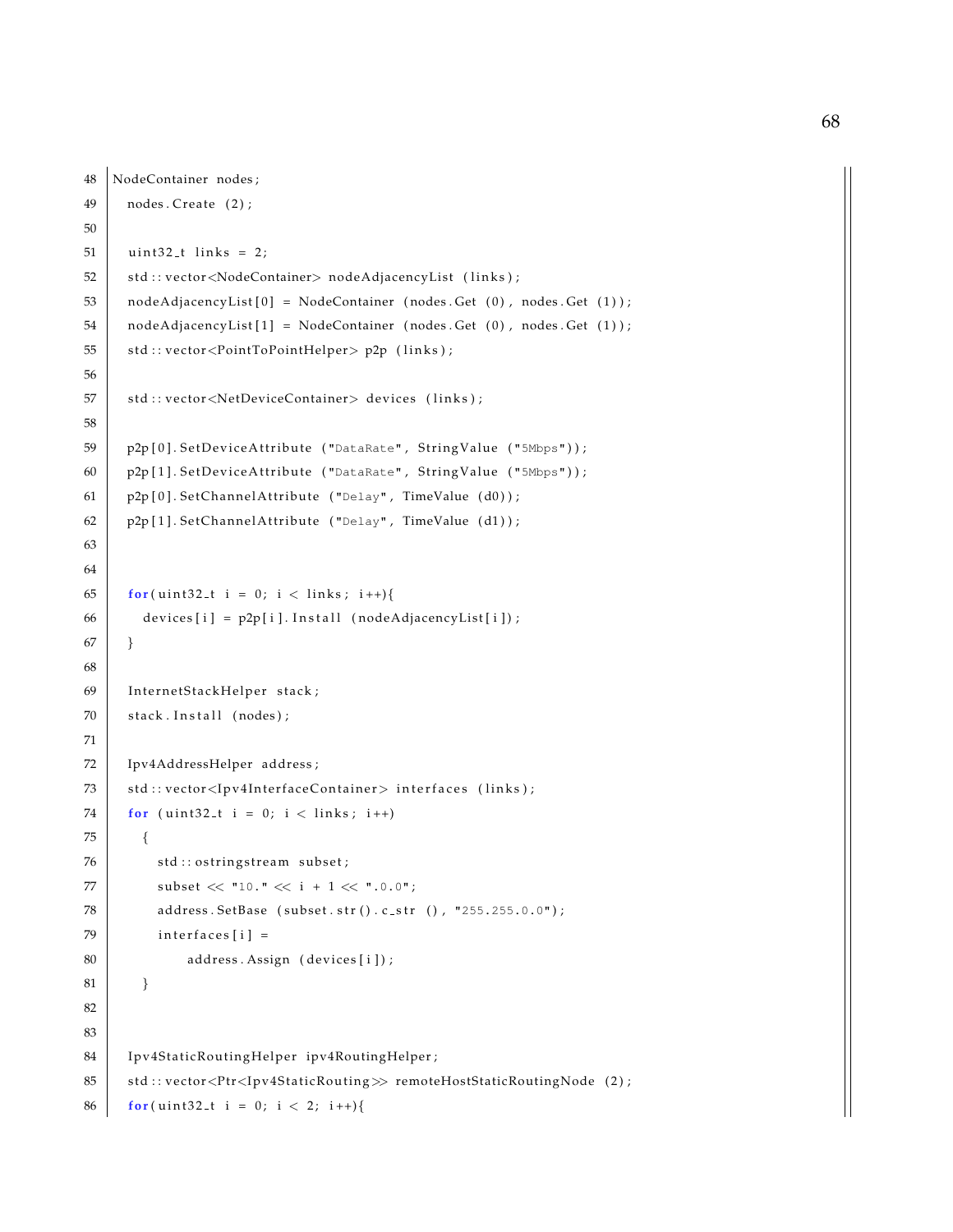```
48 NodeContainer nodes;
49   nodes.Create (2);
50
51   uint32_t links = 2;
52   std::vector<NodeContainer> nodeAdjacencyList (links);
53   nodeAdjacencyList[0] = NodeContainer (nodes.Get (0), nodes.Get (1));
54   nodeAdjacencyList[1] = NodeContainer (nodes.Get (0), nodes.Get (1));
55   std::vector<PointToPointHelper> p2p (links);
56
57   std::vector<NetDeviceContainer> devices (links);
58
59   p2p[0].SetDeviceAttribute ("DataRate", StringValue ("5Mbps"));
60   p2p[1].SetDeviceAttribute ("DataRate", StringValue ("5Mbps"));
61   p2p[0].SetChannelAttribute ("Delay", TimeValue (d0));
62   p2p[1].SetChannelAttribute ("Delay", TimeValue (d1));
63
64
65   for(uint32_t i = 0; i < links; i++){
66     devices[i] = p2p[i].Install (nodeAdjacencyList[i]);
67   }
68
69   InternetStackHelper stack;
70   stack.Install (nodes);
71
72   Ipv4AddressHelper address;
73   std::vector<Ipv4InterfaceContainer> interfaces (links);
74   for (uint32_t i = 0; i < links; i++)
75     {
76       std::ostringstream subset;
77       subset << "10." << i + 1 << ".0.0";
78       address.SetBase (subset.str().c_str (), "255.255.0.0");
79       interfaces[i] =
80           address.Assign (devices[i]);
81     }
82
83
84   Ipv4StaticRoutingHelper ipv4RoutingHelper;
85   std::vector<Ptr<Ipv4StaticRouting>> remoteHostStaticRoutingNode (2);
86   for(uint32_t i = 0; i < 2; i++){
```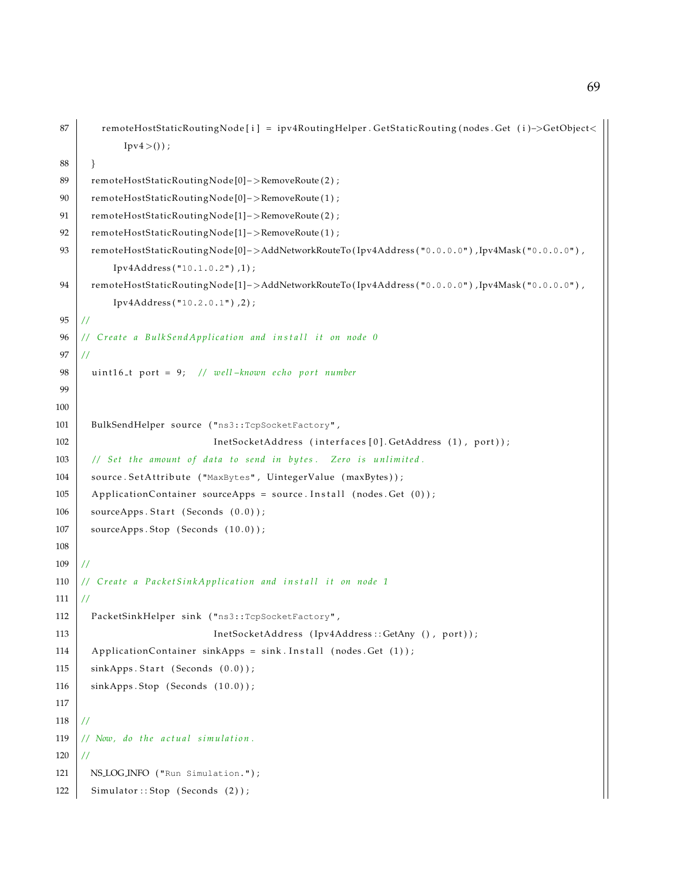```
87      remoteHostStaticRoutingNode[i] = ipv4RoutingHelper.GetStaticRouting(nodes.Get (i)->GetObject<
            Ipv4>());
88    }
89    remoteHostStaticRoutingNode[0]->RemoveRoute(2);
90    remoteHostStaticRoutingNode[0]->RemoveRoute(1);
91    remoteHostStaticRoutingNode[1]->RemoveRoute(2);
92    remoteHostStaticRoutingNode[1]->RemoveRoute(1);
93    remoteHostStaticRoutingNode[0]->AddNetworkRouteTo(Ipv4Address("0.0.0.0"),Ipv4Mask("0.0.0.0"),
          Ipv4Address("10.1.0.2"),1);
94    remoteHostStaticRoutingNode[1]->AddNetworkRouteTo(Ipv4Address("0.0.0.0"),Ipv4Mask("0.0.0.0"),
          Ipv4Address("10.2.0.1"),2);
95  //
96  // Create a BulkSendApplication and install it on node 0
97  //
98    uint16_t port = 9;  // well-known echo port number
99
100
101   BulkSendHelper source ("ns3::TcpSocketFactory",
102                          InetSocketAddress (interfaces[0].GetAddress (1), port));
103   // Set the amount of data to send in bytes.  Zero is unlimited.
104   source.SetAttribute ("MaxBytes", UintegerValue (maxBytes));
105   ApplicationContainer sourceApps = source.Install (nodes.Get (0));
106   sourceApps.Start (Seconds (0.0));
107   sourceApps.Stop (Seconds (10.0));
108
109 //
110 // Create a PacketSinkApplication and install it on node 1
111 //
112   PacketSinkHelper sink ("ns3::TcpSocketFactory",
113                          InetSocketAddress (Ipv4Address::GetAny (), port));
114   ApplicationContainer sinkApps = sink.Install (nodes.Get (1));
115   sinkApps.Start (Seconds (0.0));
116   sinkApps.Stop (Seconds (10.0));
117
118 //
119 // Now, do the actual simulation.
120 //
121   NS_LOG_INFO ("Run Simulation.");
122   Simulator::Stop (Seconds (2));
```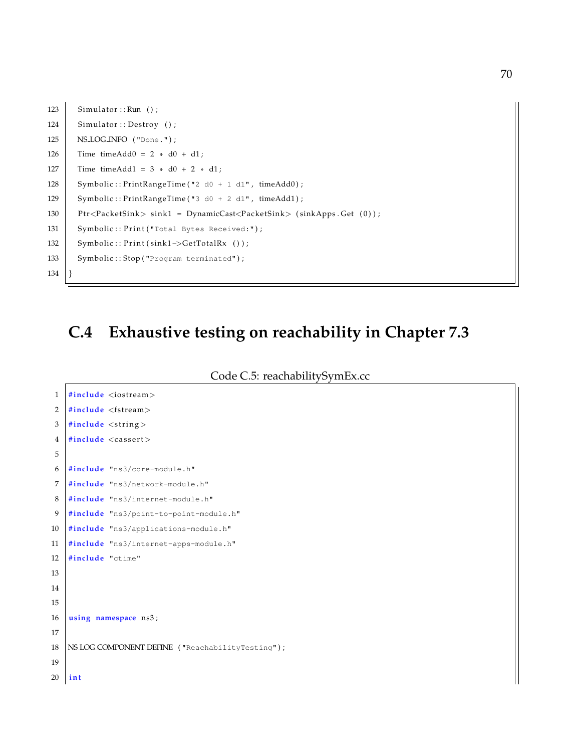```
    Simulator::Run ();
    Simulator::Destroy ();
    NS_LOG_INFO ("Done.");
    Time timeAdd0 = 2 * d0 + d1;
    Time timeAdd1 = 3 * d0 + 2 * d1;
    Symbolic::PrintRangeTime("2 d0 + 1 d1", timeAdd0);
    Symbolic::PrintRangeTime("3 d0 + 2 d1", timeAdd1);
    Ptr<PacketSink> sink1 = DynamicCast<PacketSink> (sinkApps.Get (0));
    Symbolic::Print("Total Bytes Received:");
    Symbolic::Print(sink1->GetTotalRx ());
    Symbolic::Stop("Program terminated");
}
```

## C.4 Exhaustive testing on reachability in Chapter 7.3

Code C.5: reachabilitySymEx.cc

```
#include <iostream>
#include <fstream>
#include <string>
#include <cassert>

#include "ns3/core-module.h"
#include "ns3/network-module.h"
#include "ns3/internet-module.h"
#include "ns3/point-to-point-module.h"
#include "ns3/applications-module.h"
#include "ns3/internet-apps-module.h"
#include "ctime"



using namespace ns3;

NS_LOG_COMPONENT_DEFINE ("ReachabilityTesting");

int
```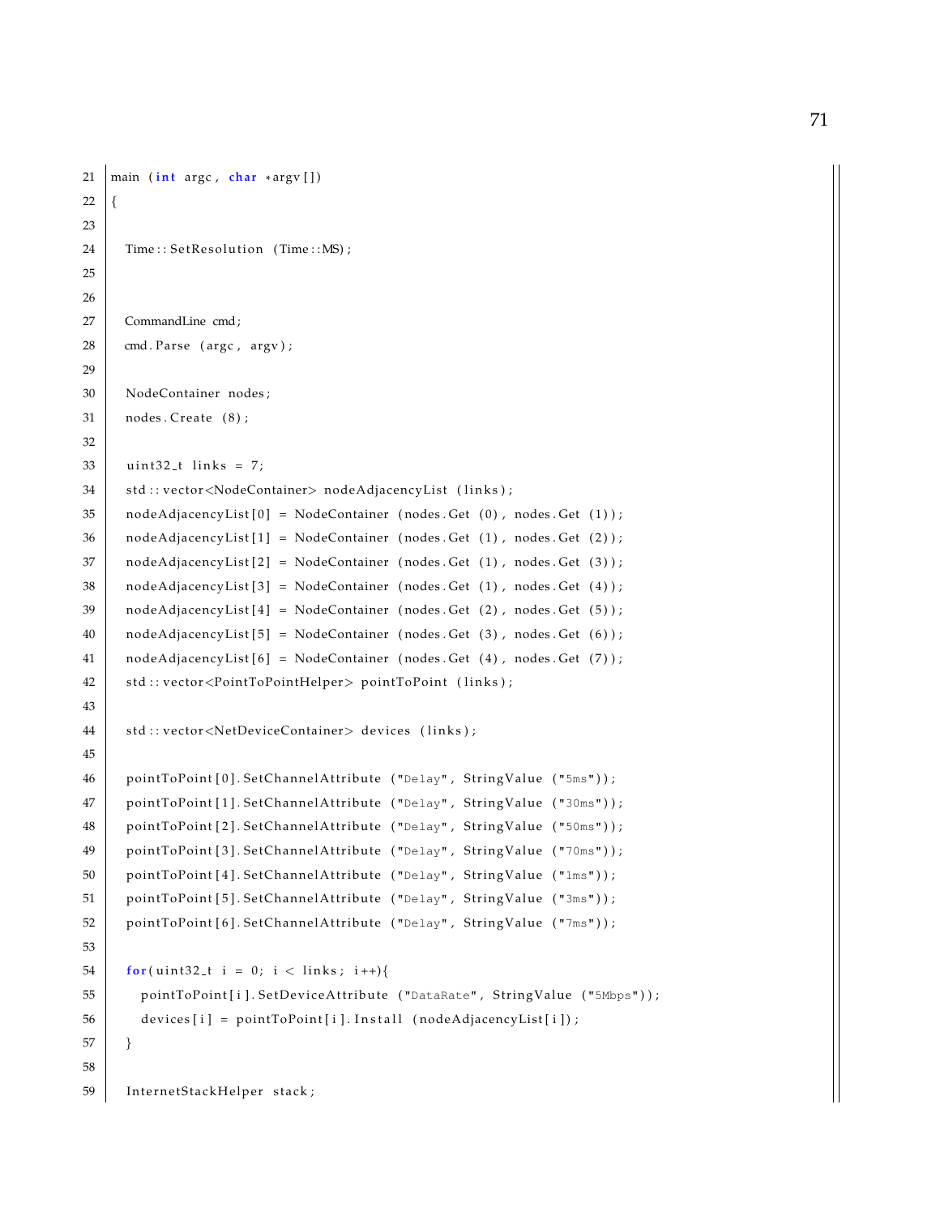```
main (int argc, char *argv[])
{

  Time::SetResolution (Time::MS);


  CommandLine cmd;
  cmd.Parse (argc, argv);

  NodeContainer nodes;
  nodes.Create (8);

  uint32_t links = 7;
  std::vector<NodeContainer> nodeAdjacencyList (links);
  nodeAdjacencyList[0] = NodeContainer (nodes.Get (0), nodes.Get (1));
  nodeAdjacencyList[1] = NodeContainer (nodes.Get (1), nodes.Get (2));
  nodeAdjacencyList[2] = NodeContainer (nodes.Get (1), nodes.Get (3));
  nodeAdjacencyList[3] = NodeContainer (nodes.Get (1), nodes.Get (4));
  nodeAdjacencyList[4] = NodeContainer (nodes.Get (2), nodes.Get (5));
  nodeAdjacencyList[5] = NodeContainer (nodes.Get (3), nodes.Get (6));
  nodeAdjacencyList[6] = NodeContainer (nodes.Get (4), nodes.Get (7));
  std::vector<PointToPointHelper> pointToPoint (links);

  std::vector<NetDeviceContainer> devices (links);

  pointToPoint[0].SetChannelAttribute ("Delay", StringValue ("5ms"));
  pointToPoint[1].SetChannelAttribute ("Delay", StringValue ("30ms"));
  pointToPoint[2].SetChannelAttribute ("Delay", StringValue ("50ms"));
  pointToPoint[3].SetChannelAttribute ("Delay", StringValue ("70ms"));
  pointToPoint[4].SetChannelAttribute ("Delay", StringValue ("1ms"));
  pointToPoint[5].SetChannelAttribute ("Delay", StringValue ("3ms"));
  pointToPoint[6].SetChannelAttribute ("Delay", StringValue ("7ms"));

  for(uint32_t i = 0; i < links; i++){
    pointToPoint[i].SetDeviceAttribute ("DataRate", StringValue ("5Mbps"));
    devices[i] = pointToPoint[i].Install (nodeAdjacencyList[i]);
  }

  InternetStackHelper stack;
```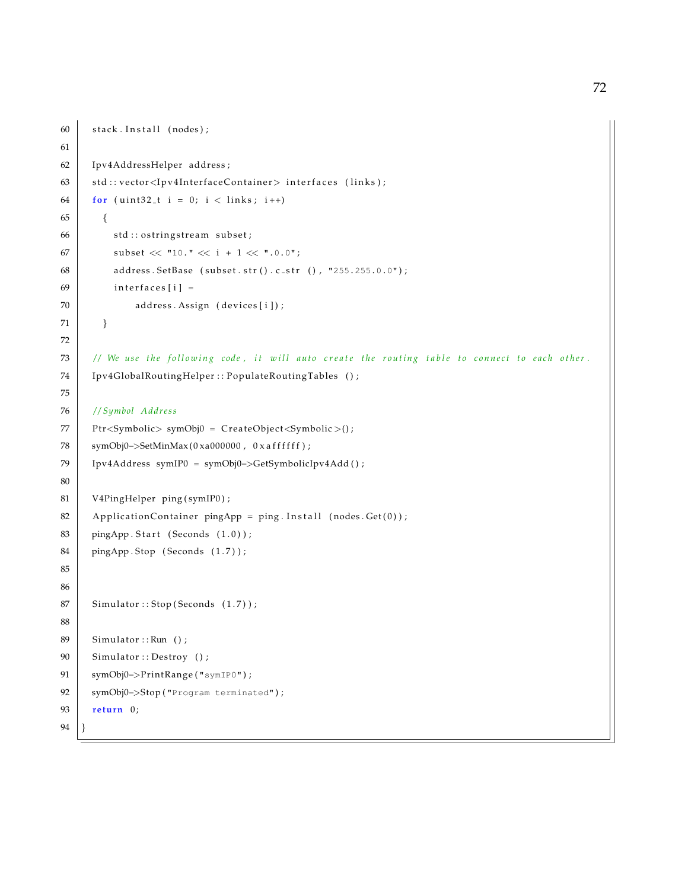```
  stack.Install (nodes);

  Ipv4AddressHelper address;
  std::vector<Ipv4InterfaceContainer> interfaces (links);
  for (uint32_t i = 0; i < links; i++)
    {
      std::ostringstream subset;
      subset << "10." << i + 1 << ".0.0";
      address.SetBase (subset.str().c_str (), "255.255.0.0");
      interfaces[i] =
          address.Assign (devices[i]);
    }

  // We use the following code, it will auto create the routing table to connect to each other.
  Ipv4GlobalRoutingHelper::PopulateRoutingTables ();

  //Symbol Address
  Ptr<Symbolic> symObj0 = CreateObject<Symbolic>();
  symObj0->SetMinMax(0xa000000, 0xaffffff);
  Ipv4Address symIP0 = symObj0->GetSymbolicIpv4Add();

  V4PingHelper ping(symIP0);
  ApplicationContainer pingApp = ping.Install (nodes.Get(0));
  pingApp.Start (Seconds (1.0));
  pingApp.Stop (Seconds (1.7));


  Simulator::Stop(Seconds (1.7));

  Simulator::Run ();
  Simulator::Destroy ();
  symObj0->PrintRange("symIP0");
  symObj0->Stop("Program terminated");
  return 0;
}
```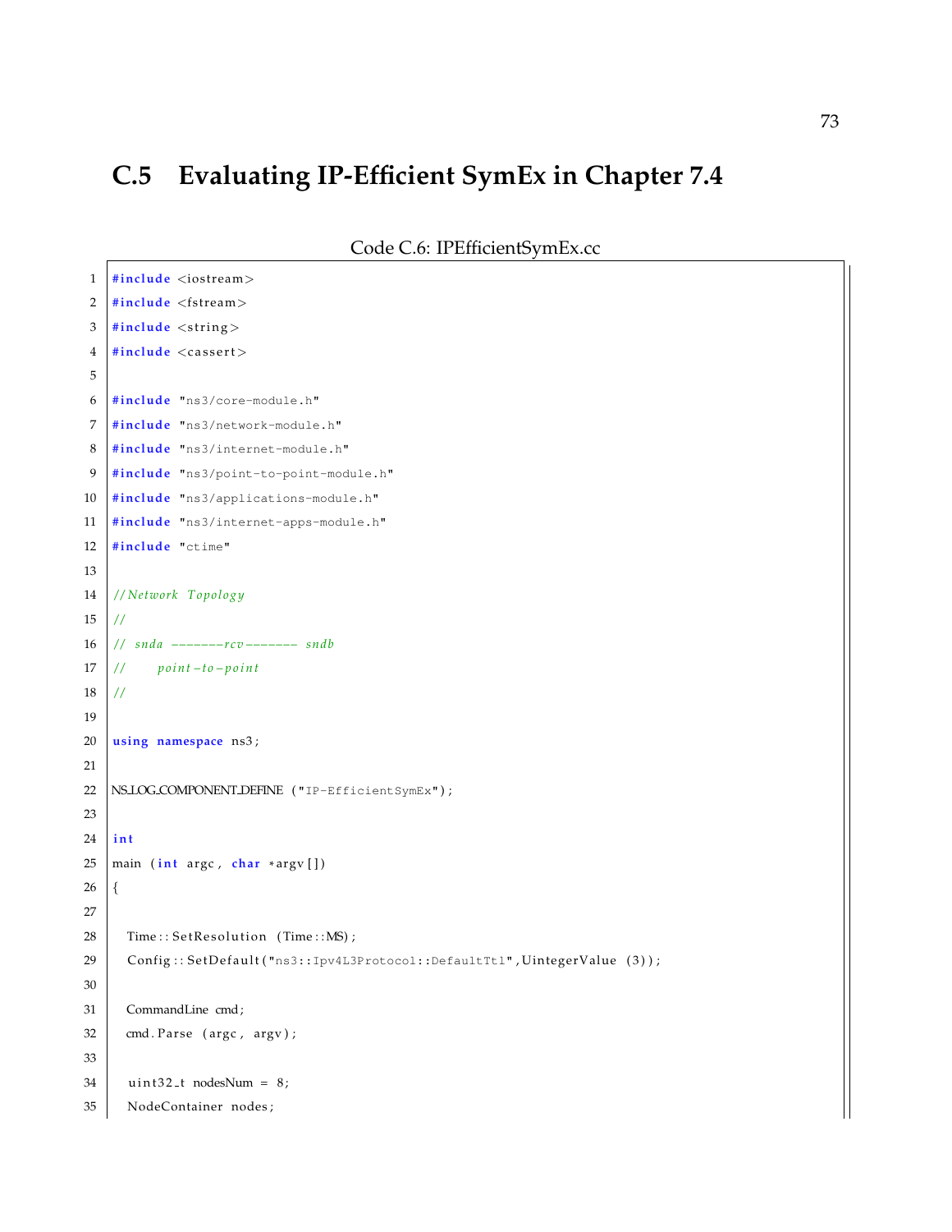## C.5 Evaluating IP-Efficient SymEx in Chapter 7.4

Code C.6: IPEfficientSymEx.cc

```
#include <iostream>
#include <fstream>
#include <string>
#include <cassert>

#include "ns3/core-module.h"
#include "ns3/network-module.h"
#include "ns3/internet-module.h"
#include "ns3/point-to-point-module.h"
#include "ns3/applications-module.h"
#include "ns3/internet-apps-module.h"
#include "ctime"

//Network Topology
//
// snda -------rcv------- sndb
//      point-to-point
//

using namespace ns3;

NS_LOG_COMPONENT_DEFINE ("IP-EfficientSymEx");

int
main (int argc, char *argv[])
{

  Time::SetResolution (Time::MS);
  Config::SetDefault("ns3::Ipv4L3Protocol::DefaultTtl",UintegerValue (3));

  CommandLine cmd;
  cmd.Parse (argc, argv);

  uint32_t nodesNum = 8;
  NodeContainer nodes;
```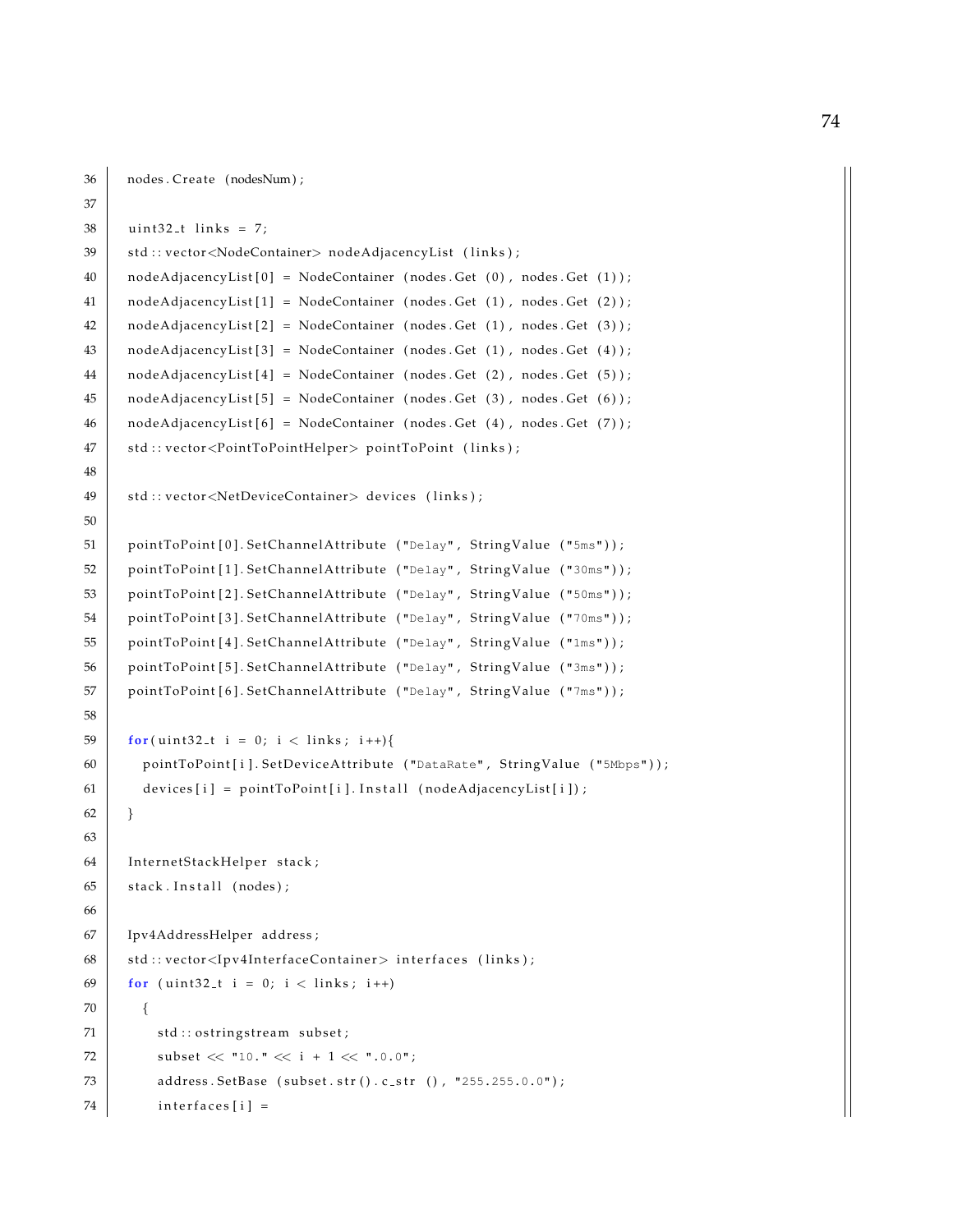```
36    nodes.Create (nodesNum);
37
38    uint32_t links = 7;
39    std::vector<NodeContainer> nodeAdjacencyList (links);
40    nodeAdjacencyList[0] = NodeContainer (nodes.Get (0), nodes.Get (1));
41    nodeAdjacencyList[1] = NodeContainer (nodes.Get (1), nodes.Get (2));
42    nodeAdjacencyList[2] = NodeContainer (nodes.Get (1), nodes.Get (3));
43    nodeAdjacencyList[3] = NodeContainer (nodes.Get (1), nodes.Get (4));
44    nodeAdjacencyList[4] = NodeContainer (nodes.Get (2), nodes.Get (5));
45    nodeAdjacencyList[5] = NodeContainer (nodes.Get (3), nodes.Get (6));
46    nodeAdjacencyList[6] = NodeContainer (nodes.Get (4), nodes.Get (7));
47    std::vector<PointToPointHelper> pointToPoint (links);
48
49    std::vector<NetDeviceContainer> devices (links);
50
51    pointToPoint[0].SetChannelAttribute ("Delay", StringValue ("5ms"));
52    pointToPoint[1].SetChannelAttribute ("Delay", StringValue ("30ms"));
53    pointToPoint[2].SetChannelAttribute ("Delay", StringValue ("50ms"));
54    pointToPoint[3].SetChannelAttribute ("Delay", StringValue ("70ms"));
55    pointToPoint[4].SetChannelAttribute ("Delay", StringValue ("1ms"));
56    pointToPoint[5].SetChannelAttribute ("Delay", StringValue ("3ms"));
57    pointToPoint[6].SetChannelAttribute ("Delay", StringValue ("7ms"));
58
59    for(uint32_t i = 0; i < links; i++){
60      pointToPoint[i].SetDeviceAttribute ("DataRate", StringValue ("5Mbps"));
61      devices[i] = pointToPoint[i].Install (nodeAdjacencyList[i]);
62    }
63
64    InternetStackHelper stack;
65    stack.Install (nodes);
66
67    Ipv4AddressHelper address;
68    std::vector<Ipv4InterfaceContainer> interfaces (links);
69    for (uint32_t i = 0; i < links; i++)
70      {
71        std::ostringstream subset;
72        subset << "10." << i + 1 << ".0.0";
73        address.SetBase (subset.str().c_str (), "255.255.0.0");
74        interfaces[i] =
```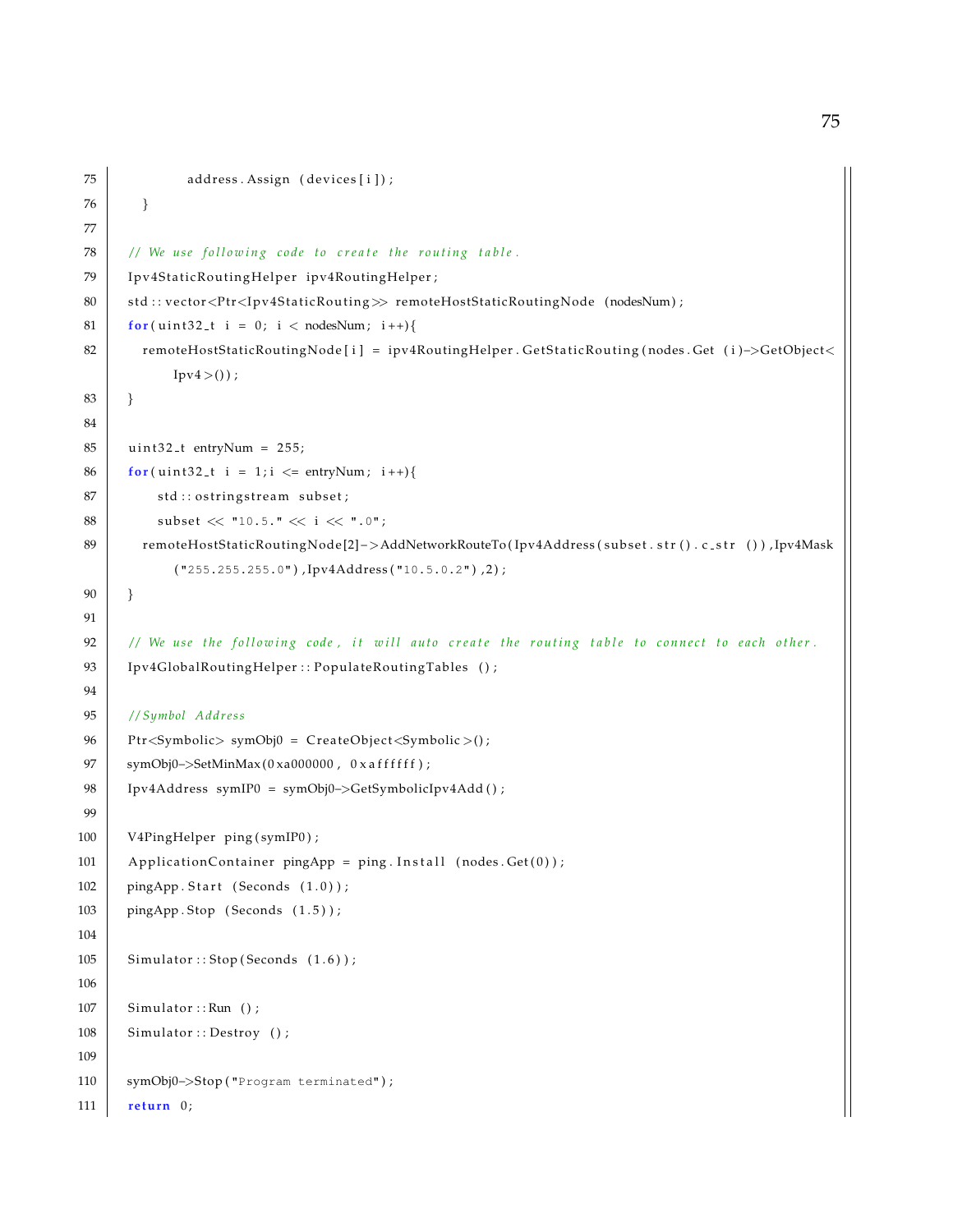```
            address.Assign (devices[i]);
    }

  // We use following code to create the routing table.
  Ipv4StaticRoutingHelper ipv4RoutingHelper;
  std::vector<Ptr<Ipv4StaticRouting>> remoteHostStaticRoutingNode (nodesNum);
  for(uint32_t i = 0; i < nodesNum; i++){
    remoteHostStaticRoutingNode[i] = ipv4RoutingHelper.GetStaticRouting(nodes.Get (i)->GetObject<
        Ipv4>());
  }

  uint32_t entryNum = 255;
  for(uint32_t i = 1;i <= entryNum; i++){
      std::ostringstream subset;
      subset << "10.5." << i << ".0";
    remoteHostStaticRoutingNode[2]->AddNetworkRouteTo(Ipv4Address(subset.str().c_str ()),Ipv4Mask
        ("255.255.255.0"),Ipv4Address("10.5.0.2"),2);
  }

  // We use the following code, it will auto create the routing table to connect to each other.
  Ipv4GlobalRoutingHelper::PopulateRoutingTables ();

  //Symbol Address
  Ptr<Symbolic> symObj0 = CreateObject<Symbolic>();
  symObj0->SetMinMax(0xa000000, 0xaffffff);
  Ipv4Address symIP0 = symObj0->GetSymbolicIpv4Add();

  V4PingHelper ping(symIP0);
  ApplicationContainer pingApp = ping.Install (nodes.Get(0));
  pingApp.Start (Seconds (1.0));
  pingApp.Stop (Seconds (1.5));

  Simulator::Stop(Seconds (1.6));

  Simulator::Run ();
  Simulator::Destroy ();

  symObj0->Stop("Program terminated");
  return 0;
```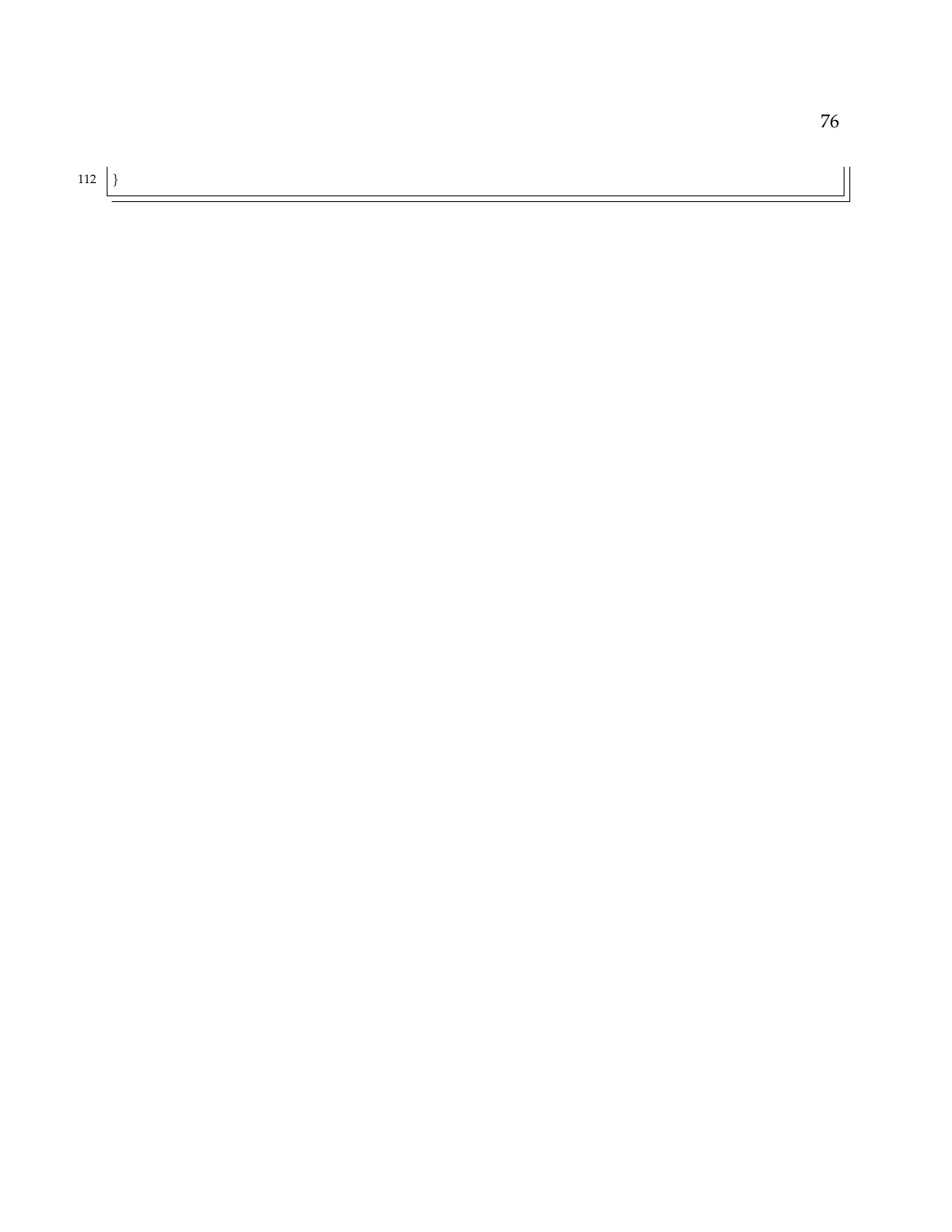```
112 }
```